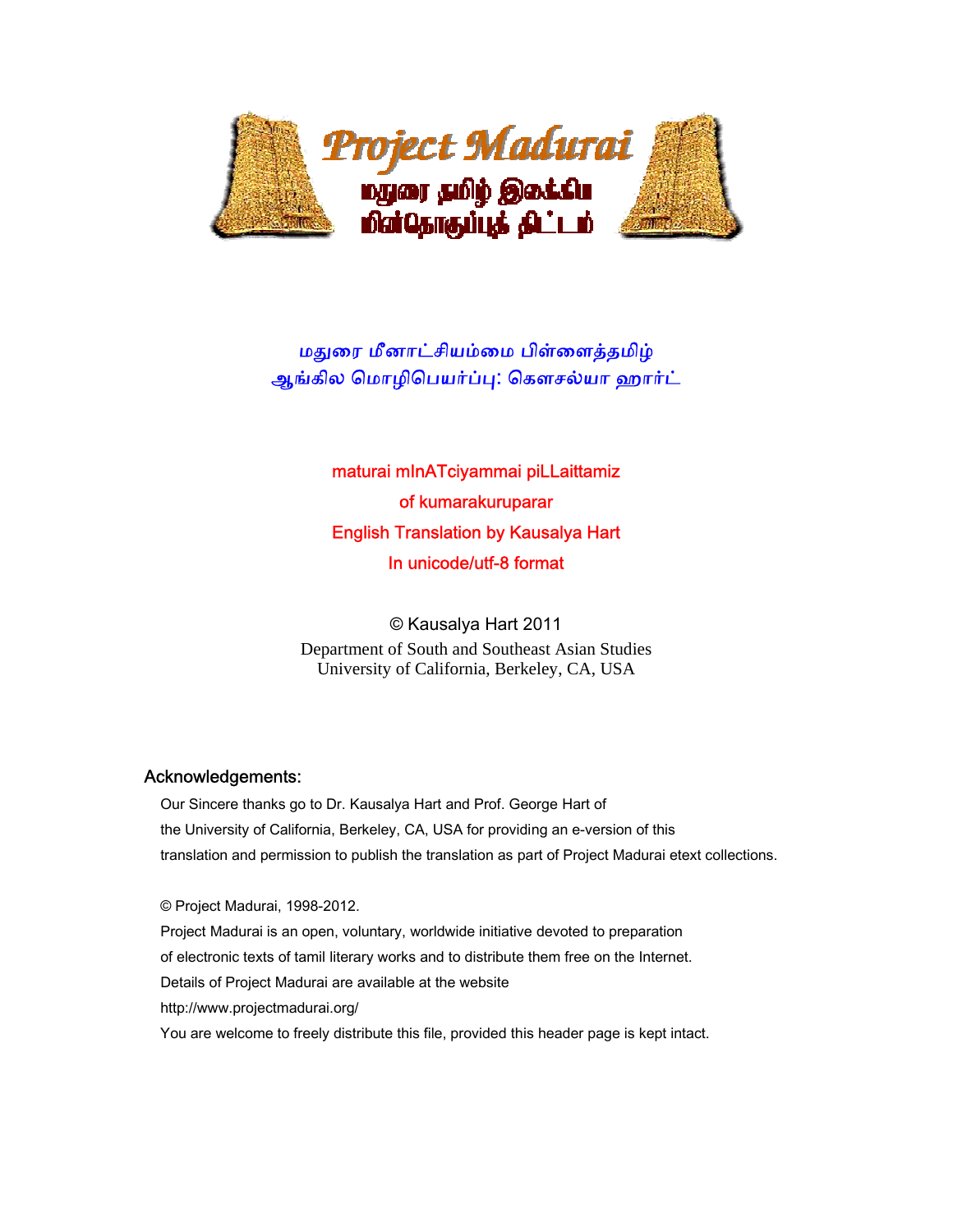Project Madurai

மதுரை தமிழ் இலக்கிய மின்தொகுப்புத் திட்டம்

மதுரை மீனாட்சியம்மை பிள்ளைத்தமிழ்
ஆங்கில மொழிபெயர்ப்பு: கௌசல்யா ஹார்ட்

maturai mInATciyammai piLLaittamiz
of kumarakuruparar
English Translation by Kausalya Hart
In unicode/utf-8 format

© Kausalya Hart 2011
Department of South and Southeast Asian Studies
University of California, Berkeley, CA, USA

## Acknowledgements:

Our Sincere thanks go to Dr. Kausalya Hart and Prof. George Hart of the University of California, Berkeley, CA, USA for providing an e-version of this translation and permission to publish the translation as part of Project Madurai etext collections.

© Project Madurai, 1998-2012.
Project Madurai is an open, voluntary, worldwide initiative devoted to preparation of electronic texts of tamil literary works and to distribute them free on the Internet.
Details of Project Madurai are available at the website
http://www.projectmadurai.org/
You are welcome to freely distribute this file, provided this header page is kept intact.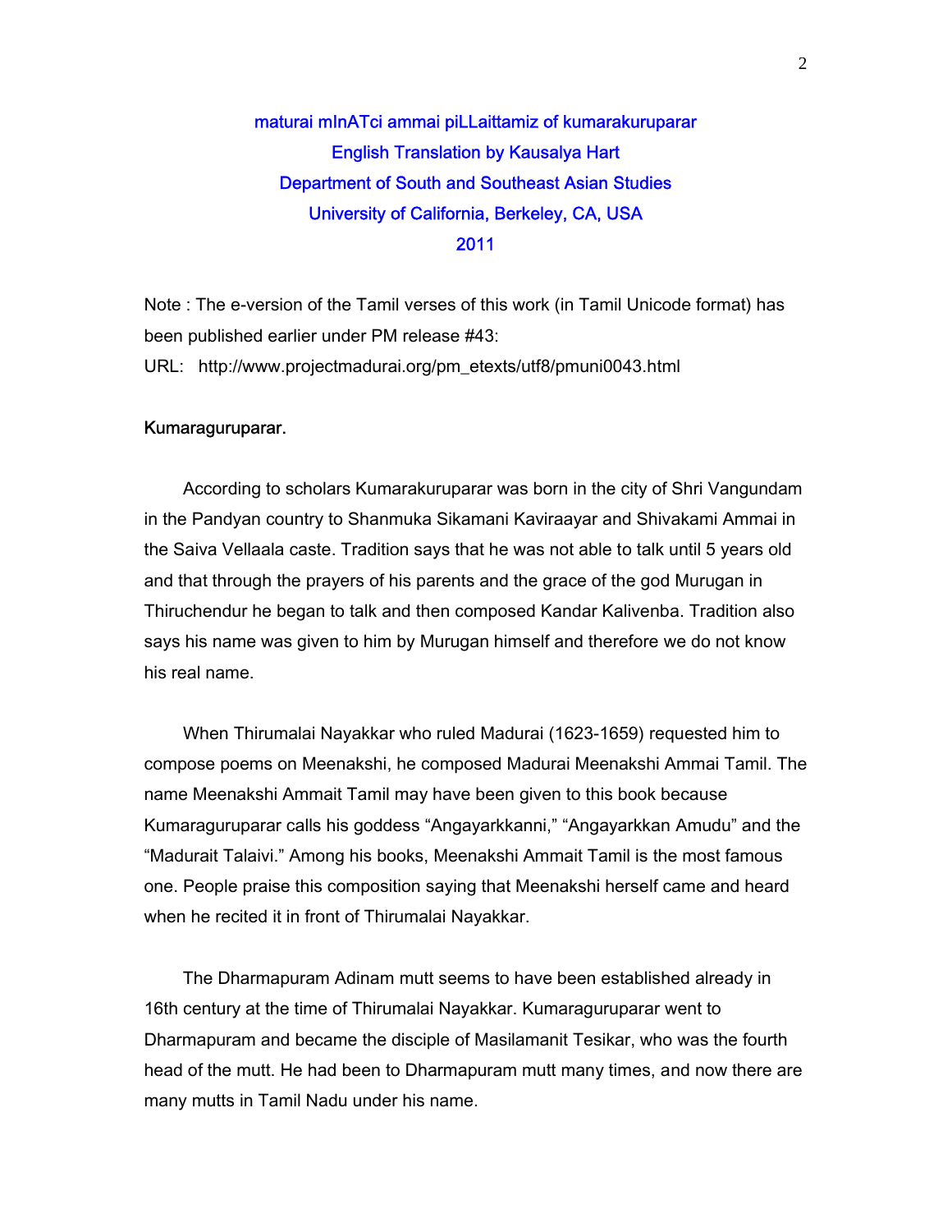# maturai mInATci ammai piLLaittamiz of kumarakuruparar

English Translation by Kausalya Hart
Department of South and Southeast Asian Studies
University of California, Berkeley, CA, USA
2011

Note : The e-version of the Tamil verses of this work (in Tamil Unicode format) has been published earlier under PM release #43:
URL: http://www.projectmadurai.org/pm_etexts/utf8/pmuni0043.html

## Kumaraguruparar.

According to scholars Kumarakuruparar was born in the city of Shri Vangundam in the Pandyan country to Shanmuka Sikamani Kaviraayar and Shivakami Ammai in the Saiva Vellaala caste. Tradition says that he was not able to talk until 5 years old and that through the prayers of his parents and the grace of the god Murugan in Thiruchendur he began to talk and then composed Kandar Kalivenba. Tradition also says his name was given to him by Murugan himself and therefore we do not know his real name.

When Thirumalai Nayakkar who ruled Madurai (1623-1659) requested him to compose poems on Meenakshi, he composed Madurai Meenakshi Ammai Tamil. The name Meenakshi Ammait Tamil may have been given to this book because Kumaraguruparar calls his goddess "Angayarkkanni," "Angayarkkan Amudu" and the "Madurait Talaivi." Among his books, Meenakshi Ammait Tamil is the most famous one. People praise this composition saying that Meenakshi herself came and heard when he recited it in front of Thirumalai Nayakkar.

The Dharmapuram Adinam mutt seems to have been established already in 16th century at the time of Thirumalai Nayakkar. Kumaraguruparar went to Dharmapuram and became the disciple of Masilamanit Tesikar, who was the fourth head of the mutt. He had been to Dharmapuram mutt many times, and now there are many mutts in Tamil Nadu under his name.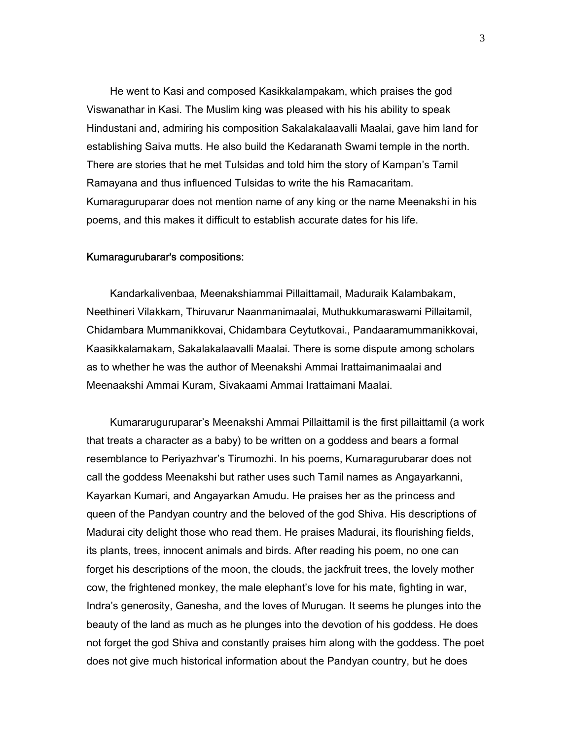He went to Kasi and composed Kasikkalampakam, which praises the god Viswanathar in Kasi. The Muslim king was pleased with his his ability to speak Hindustani and, admiring his composition Sakalakalaavalli Maalai, gave him land for establishing Saiva mutts. He also build the Kedaranath Swami temple in the north. There are stories that he met Tulsidas and told him the story of Kampan's Tamil Ramayana and thus influenced Tulsidas to write the his Ramacaritam. Kumaraguruparar does not mention name of any king or the name Meenakshi in his poems, and this makes it difficult to establish accurate dates for his life.

**Kumaragurubarar's compositions:**

Kandarkalivenbaa, Meenakshiammai Pillaittamail, Maduraik Kalambakam, Neethineri Vilakkam, Thiruvarur Naanmanimaalai, Muthukkumaraswami Pillaitamil, Chidambara Mummanikkovai, Chidambara Ceytutkovai., Pandaaramummanikkovai, Kaasikkalamakam, Sakalakalaavalli Maalai. There is some dispute among scholars as to whether he was the author of Meenakshi Ammai Irattaimanimaalai and Meenaakshi Ammai Kuram, Sivakaami Ammai Irattaimani Maalai.

Kumararuguruparar's Meenakshi Ammai Pillaittamil is the first pillaittamil (a work that treats a character as a baby) to be written on a goddess and bears a formal resemblance to Periyazhvar's Tirumozhi. In his poems, Kumaragurubarar does not call the goddess Meenakshi but rather uses such Tamil names as Angayarkanni, Kayarkan Kumari, and Angayarkan Amudu. He praises her as the princess and queen of the Pandyan country and the beloved of the god Shiva. His descriptions of Madurai city delight those who read them. He praises Madurai, its flourishing fields, its plants, trees, innocent animals and birds. After reading his poem, no one can forget his descriptions of the moon, the clouds, the jackfruit trees, the lovely mother cow, the frightened monkey, the male elephant's love for his mate, fighting in war, Indra's generosity, Ganesha, and the loves of Murugan. It seems he plunges into the beauty of the land as much as he plunges into the devotion of his goddess. He does not forget the god Shiva and constantly praises him along with the goddess. The poet does not give much historical information about the Pandyan country, but he does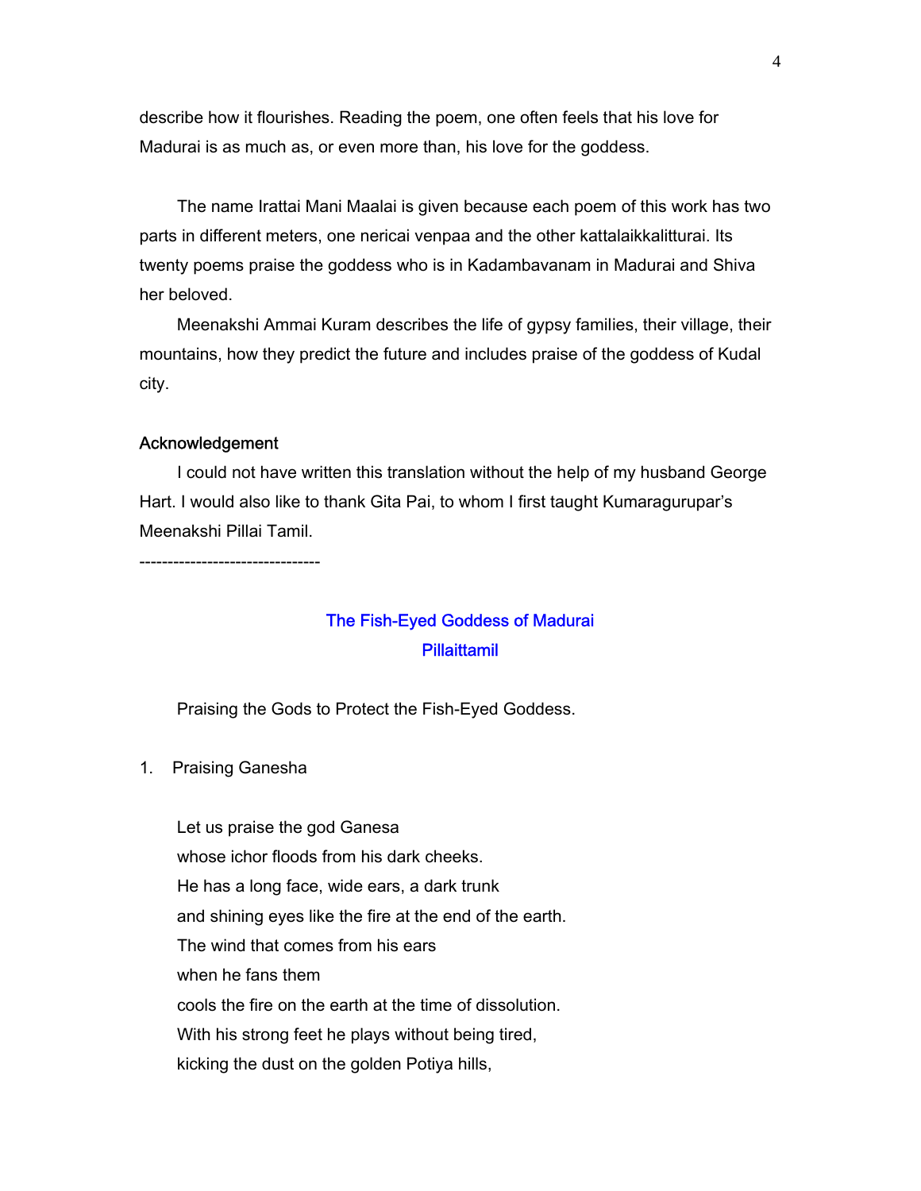describe how it flourishes. Reading the poem, one often feels that his love for Madurai is as much as, or even more than, his love for the goddess.

The name Irattai Mani Maalai is given because each poem of this work has two parts in different meters, one nericai venpaa and the other kattalaikkalitturai. Its twenty poems praise the goddess who is in Kadambavanam in Madurai and Shiva her beloved.

Meenakshi Ammai Kuram describes the life of gypsy families, their village, their mountains, how they predict the future and includes praise of the goddess of Kudal city.

### Acknowledgement

I could not have written this translation without the help of my husband George Hart. I would also like to thank Gita Pai, to whom I first taught Kumaragurupar's Meenakshi Pillai Tamil.

--------------------------------

## The Fish-Eyed Goddess of Madurai
## Pillaittamil

Praising the Gods to Protect the Fish-Eyed Goddess.

1. Praising Ganesha

Let us praise the god Ganesa
whose ichor floods from his dark cheeks.
He has a long face, wide ears, a dark trunk
and shining eyes like the fire at the end of the earth.
The wind that comes from his ears
when he fans them
cools the fire on the earth at the time of dissolution.
With his strong feet he plays without being tired,
kicking the dust on the golden Potiya hills,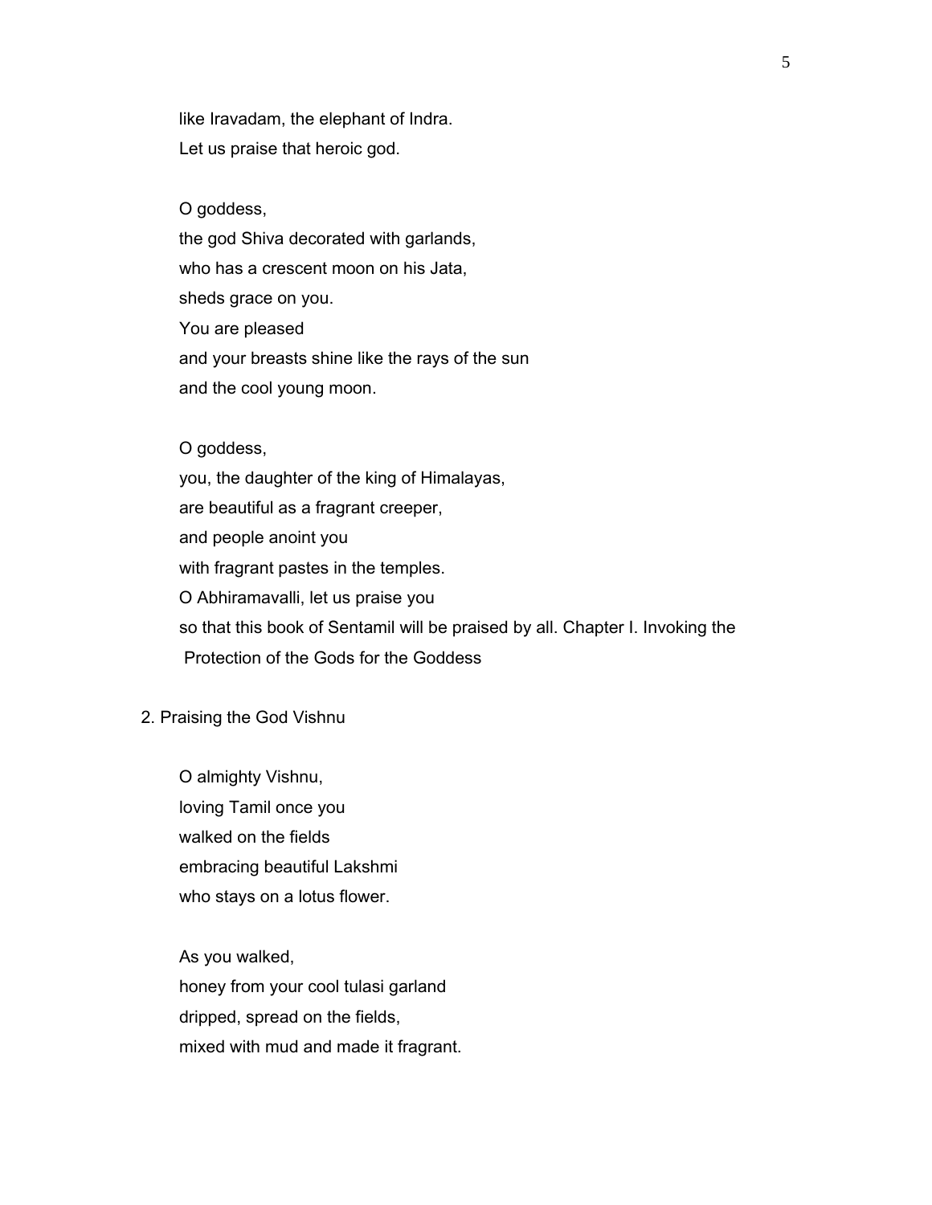like Iravadam, the elephant of Indra.
Let us praise that heroic god.

O goddess,
the god Shiva decorated with garlands,
who has a crescent moon on his Jata,
sheds grace on you.
You are pleased
and your breasts shine like the rays of the sun
and the cool young moon.

O goddess,
you, the daughter of the king of Himalayas,
are beautiful as a fragrant creeper,
and people anoint you
with fragrant pastes in the temples.
O Abhiramavalli, let us praise you
so that this book of Sentamil will be praised by all. Chapter I. Invoking the Protection of the Gods for the Goddess

2. Praising the God Vishnu

O almighty Vishnu,
loving Tamil once you
walked on the fields
embracing beautiful Lakshmi
who stays on a lotus flower.

As you walked,
honey from your cool tulasi garland
dripped, spread on the fields,
mixed with mud and made it fragrant.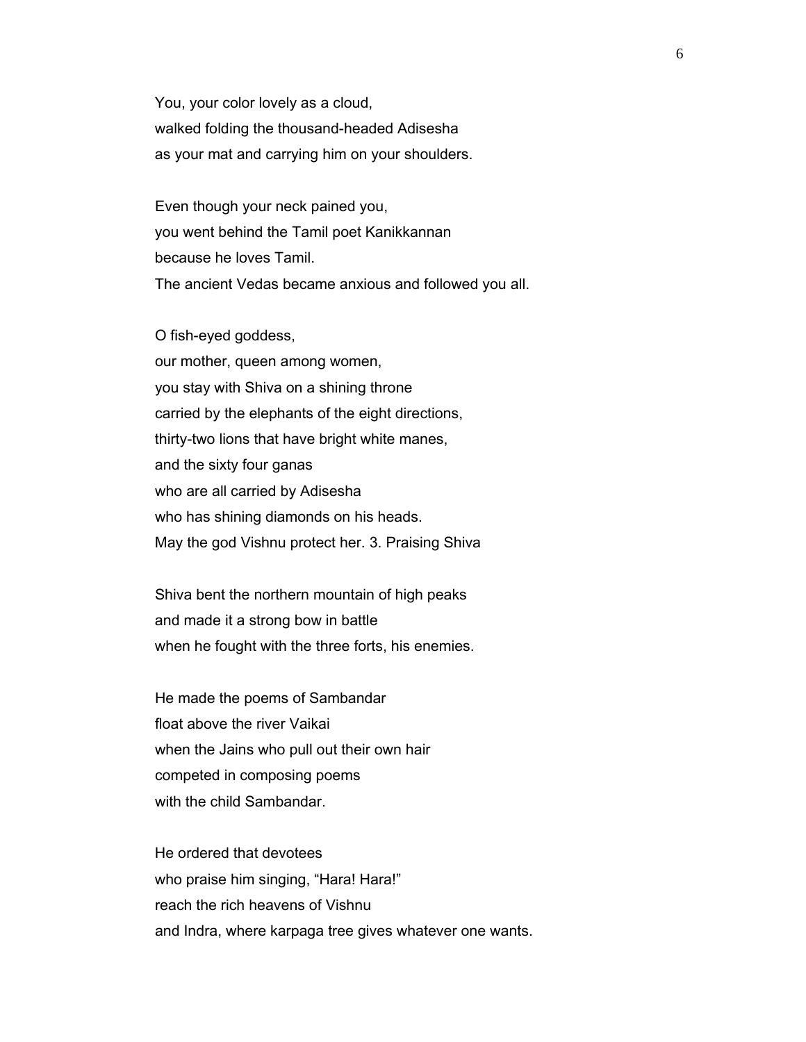You, your color lovely as a cloud,
walked folding the thousand-headed Adisesha
as your mat and carrying him on your shoulders.

Even though your neck pained you,
you went behind the Tamil poet Kanikkannan
because he loves Tamil.
The ancient Vedas became anxious and followed you all.

O fish-eyed goddess,
our mother, queen among women,
you stay with Shiva on a shining throne
carried by the elephants of the eight directions,
thirty-two lions that have bright white manes,
and the sixty four ganas
who are all carried by Adisesha
who has shining diamonds on his heads.
May the god Vishnu protect her. 3. Praising Shiva

Shiva bent the northern mountain of high peaks
and made it a strong bow in battle
when he fought with the three forts, his enemies.

He made the poems of Sambandar
float above the river Vaikai
when the Jains who pull out their own hair
competed in composing poems
with the child Sambandar.

He ordered that devotees
who praise him singing, "Hara! Hara!"
reach the rich heavens of Vishnu
and Indra, where karpaga tree gives whatever one wants.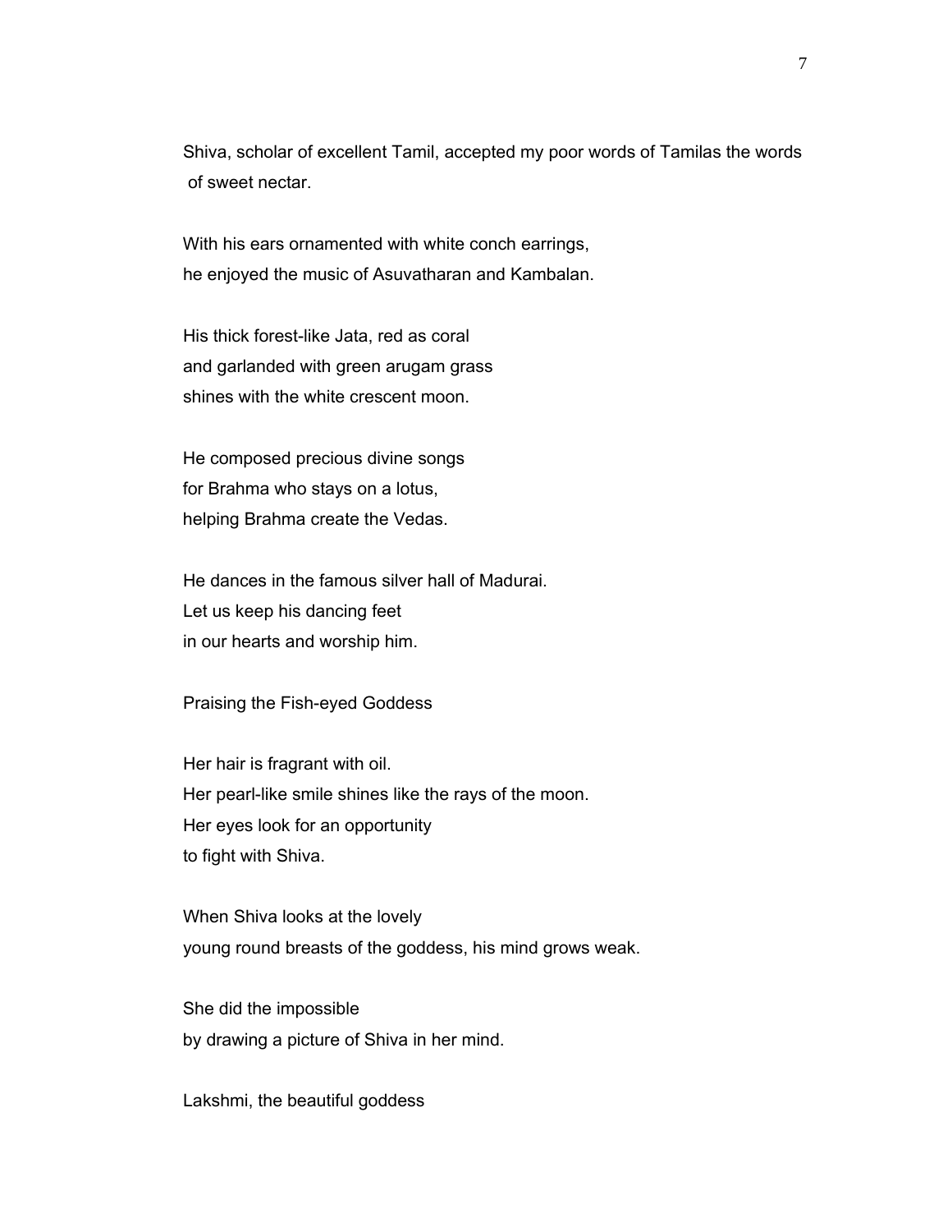Shiva, scholar of excellent Tamil, accepted my poor words of Tamilas the words of sweet nectar.

With his ears ornamented with white conch earrings,
he enjoyed the music of Asuvatharan and Kambalan.

His thick forest-like Jata, red as coral
and garlanded with green arugam grass
shines with the white crescent moon.

He composed precious divine songs
for Brahma who stays on a lotus,
helping Brahma create the Vedas.

He dances in the famous silver hall of Madurai.
Let us keep his dancing feet
in our hearts and worship him.

Praising the Fish-eyed Goddess

Her hair is fragrant with oil.
Her pearl-like smile shines like the rays of the moon.
Her eyes look for an opportunity
to fight with Shiva.

When Shiva looks at the lovely
young round breasts of the goddess, his mind grows weak.

She did the impossible
by drawing a picture of Shiva in her mind.

Lakshmi, the beautiful goddess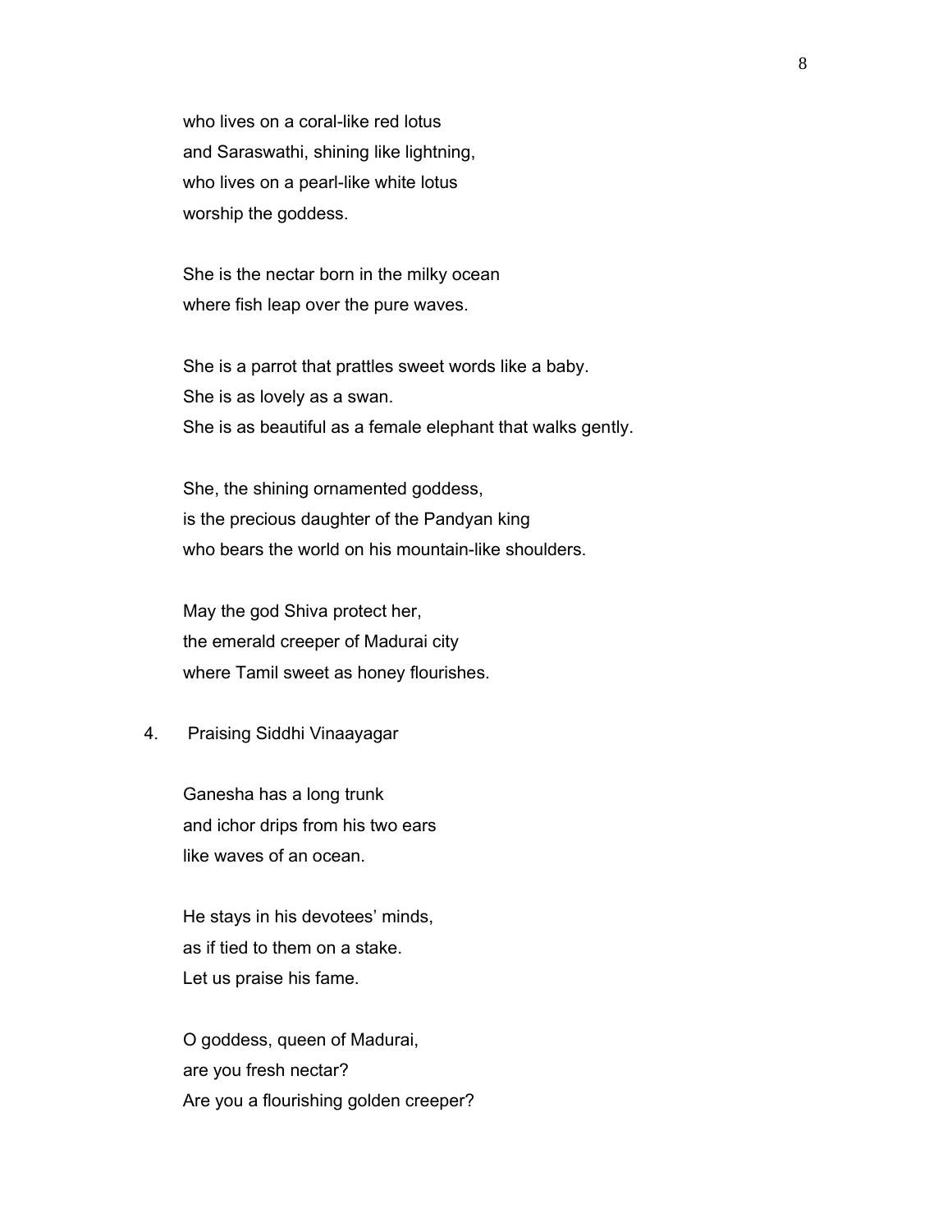who lives on a coral-like red lotus
and Saraswathi, shining like lightning,
who lives on a pearl-like white lotus
worship the goddess.

She is the nectar born in the milky ocean
where fish leap over the pure waves.

She is a parrot that prattles sweet words like a baby.
She is as lovely as a swan.
She is as beautiful as a female elephant that walks gently.

She, the shining ornamented goddess,
is the precious daughter of the Pandyan king
who bears the world on his mountain-like shoulders.

May the god Shiva protect her,
the emerald creeper of Madurai city
where Tamil sweet as honey flourishes.

4. Praising Siddhi Vinaayagar

Ganesha has a long trunk
and ichor drips from his two ears
like waves of an ocean.

He stays in his devotees' minds,
as if tied to them on a stake.
Let us praise his fame.

O goddess, queen of Madurai,
are you fresh nectar?
Are you a flourishing golden creeper?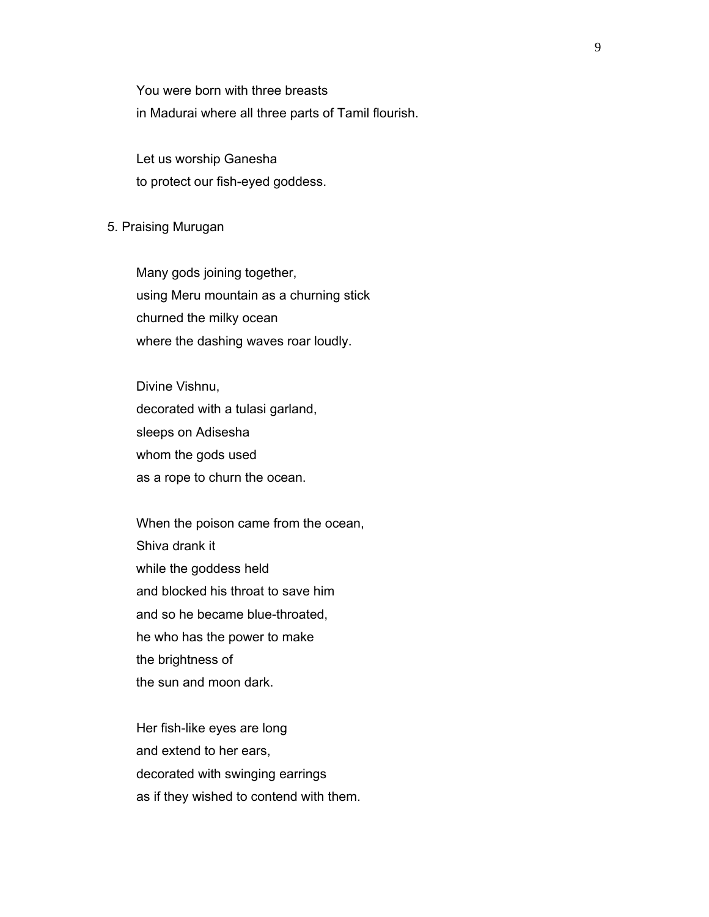You were born with three breasts
in Madurai where all three parts of Tamil flourish.

Let us worship Ganesha
to protect our fish-eyed goddess.

5. Praising Murugan

Many gods joining together,
using Meru mountain as a churning stick
churned the milky ocean
where the dashing waves roar loudly.

Divine Vishnu,
decorated with a tulasi garland,
sleeps on Adisesha
whom the gods used
as a rope to churn the ocean.

When the poison came from the ocean,
Shiva drank it
while the goddess held
and blocked his throat to save him
and so he became blue-throated,
he who has the power to make
the brightness of
the sun and moon dark.

Her fish-like eyes are long
and extend to her ears,
decorated with swinging earrings
as if they wished to contend with them.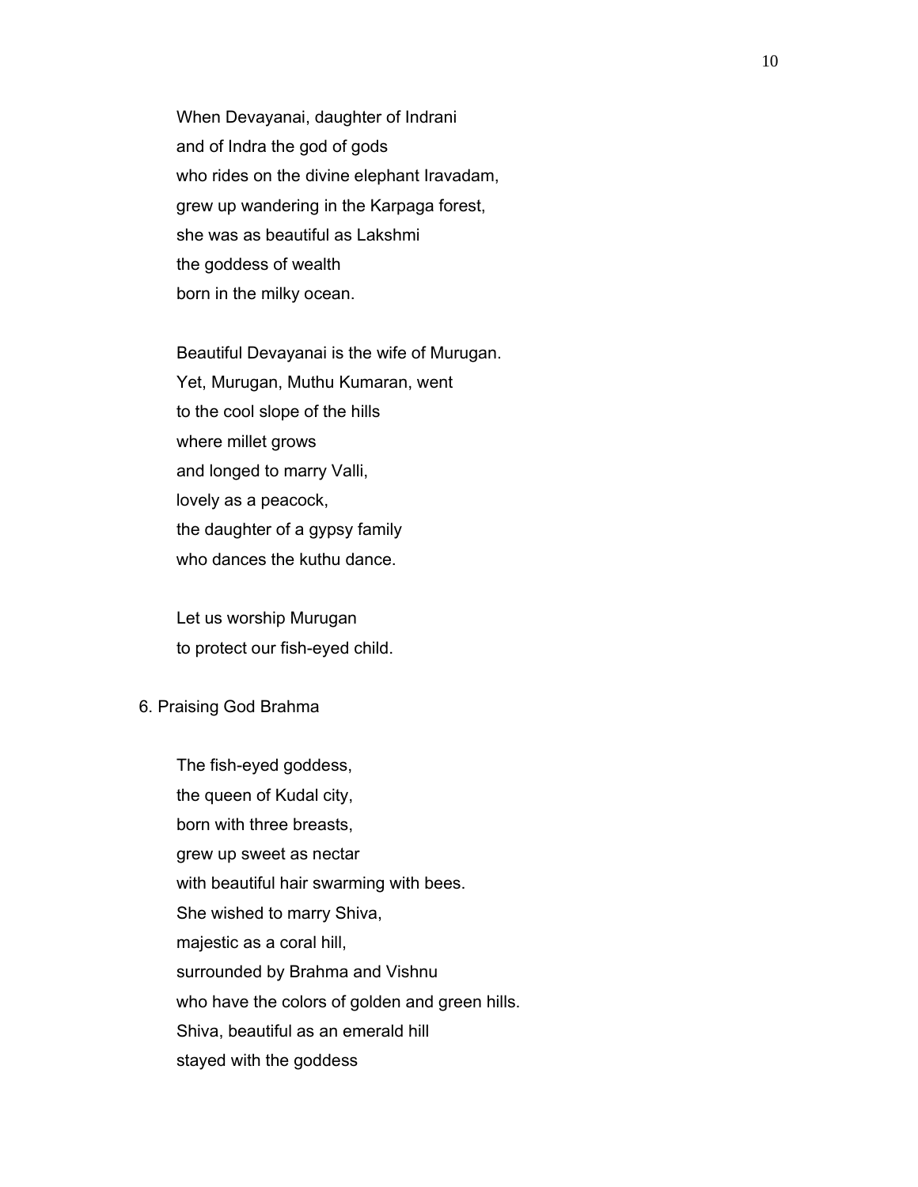When Devayanai, daughter of Indrani
and of Indra the god of gods
who rides on the divine elephant Iravadam,
grew up wandering in the Karpaga forest,
she was as beautiful as Lakshmi
the goddess of wealth
born in the milky ocean.

Beautiful Devayanai is the wife of Murugan.
Yet, Murugan, Muthu Kumaran, went
to the cool slope of the hills
where millet grows
and longed to marry Valli,
lovely as a peacock,
the daughter of a gypsy family
who dances the kuthu dance.

Let us worship Murugan
to protect our fish-eyed child.

6. Praising God Brahma

The fish-eyed goddess,
the queen of Kudal city,
born with three breasts,
grew up sweet as nectar
with beautiful hair swarming with bees.
She wished to marry Shiva,
majestic as a coral hill,
surrounded by Brahma and Vishnu
who have the colors of golden and green hills.
Shiva, beautiful as an emerald hill
stayed with the goddess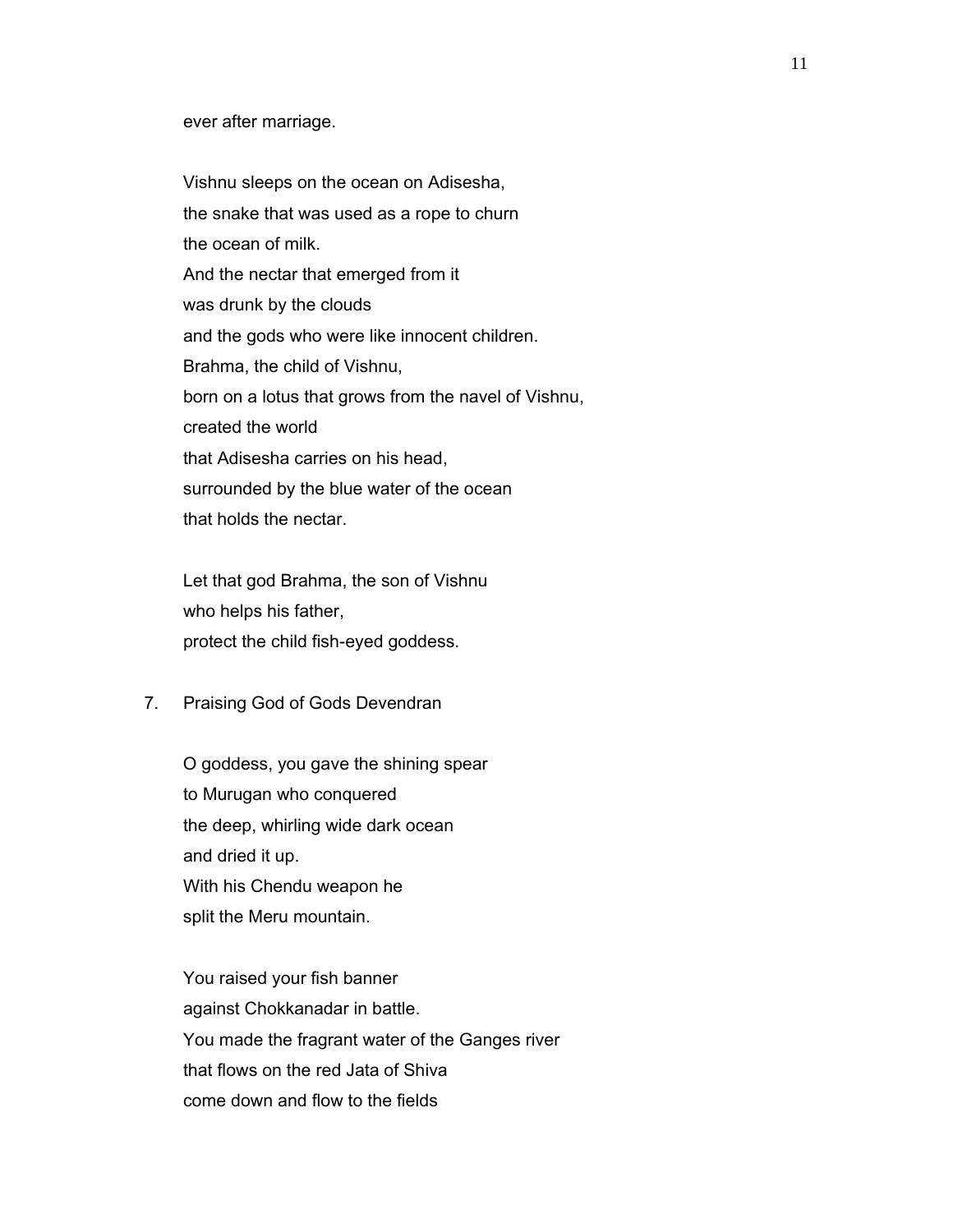ever after marriage.

Vishnu sleeps on the ocean on Adisesha,
the snake that was used as a rope to churn
the ocean of milk.
And the nectar that emerged from it
was drunk by the clouds
and the gods who were like innocent children.
Brahma, the child of Vishnu,
born on a lotus that grows from the navel of Vishnu,
created the world
that Adisesha carries on his head,
surrounded by the blue water of the ocean
that holds the nectar.

Let that god Brahma, the son of Vishnu
who helps his father,
protect the child fish-eyed goddess.

7. Praising God of Gods Devendran

O goddess, you gave the shining spear
to Murugan who conquered
the deep, whirling wide dark ocean
and dried it up.
With his Chendu weapon he
split the Meru mountain.

You raised your fish banner
against Chokkanadar in battle.
You made the fragrant water of the Ganges river
that flows on the red Jata of Shiva
come down and flow to the fields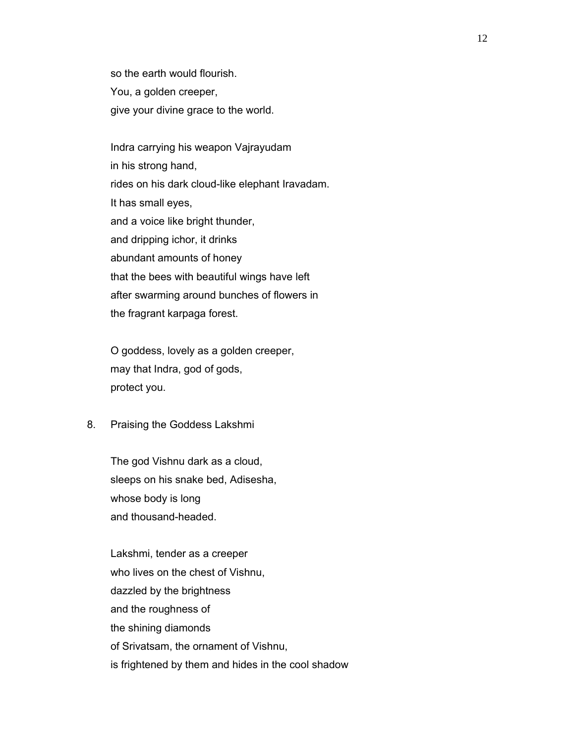so the earth would flourish.  
You, a golden creeper,  
give your divine grace to the world.

Indra carrying his weapon Vajrayudam  
in his strong hand,  
rides on his dark cloud-like elephant Iravadam.  
It has small eyes,  
and a voice like bright thunder,  
and dripping ichor, it drinks  
abundant amounts of honey  
that the bees with beautiful wings have left  
after swarming around bunches of flowers in  
the fragrant karpaga forest.

O goddess, lovely as a golden creeper,  
may that Indra, god of gods,  
protect you.

8. Praising the Goddess Lakshmi

The god Vishnu dark as a cloud,  
sleeps on his snake bed, Adisesha,  
whose body is long  
and thousand-headed.

Lakshmi, tender as a creeper  
who lives on the chest of Vishnu,  
dazzled by the brightness  
and the roughness of  
the shining diamonds  
of Srivatsam, the ornament of Vishnu,  
is frightened by them and hides in the cool shadow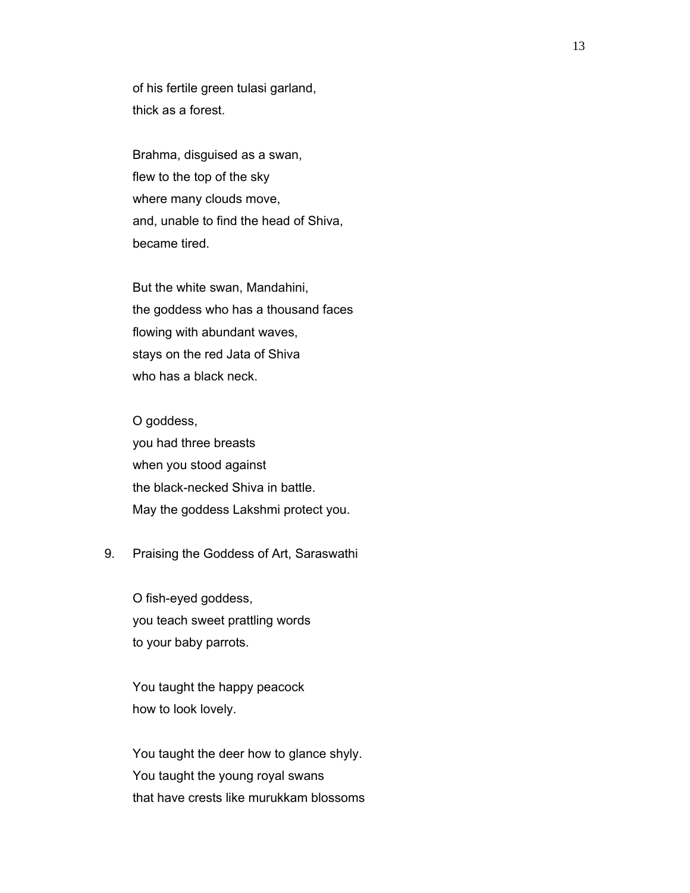of his fertile green tulasi garland,
thick as a forest.

Brahma, disguised as a swan,
flew to the top of the sky
where many clouds move,
and, unable to find the head of Shiva,
became tired.

But the white swan, Mandahini,
the goddess who has a thousand faces
flowing with abundant waves,
stays on the red Jata of Shiva
who has a black neck.

O goddess,
you had three breasts
when you stood against
the black-necked Shiva in battle.
May the goddess Lakshmi protect you.

9. Praising the Goddess of Art, Saraswathi

O fish-eyed goddess,
you teach sweet prattling words
to your baby parrots.

You taught the happy peacock
how to look lovely.

You taught the deer how to glance shyly.
You taught the young royal swans
that have crests like murukkam blossoms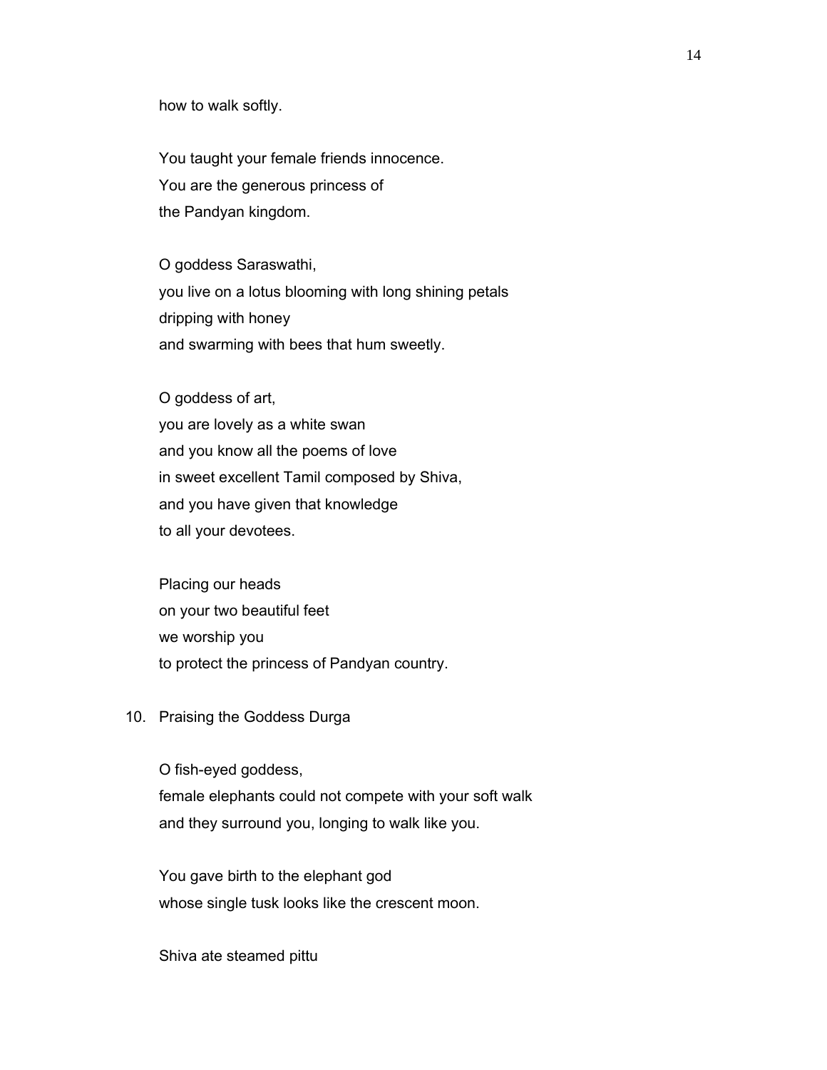how to walk softly.

You taught your female friends innocence.
You are the generous princess of
the Pandyan kingdom.

O goddess Saraswathi,
you live on a lotus blooming with long shining petals
dripping with honey
and swarming with bees that hum sweetly.

O goddess of art,
you are lovely as a white swan
and you know all the poems of love
in sweet excellent Tamil composed by Shiva,
and you have given that knowledge
to all your devotees.

Placing our heads
on your two beautiful feet
we worship you
to protect the princess of Pandyan country.

10. Praising the Goddess Durga

O fish-eyed goddess,
female elephants could not compete with your soft walk
and they surround you, longing to walk like you.

You gave birth to the elephant god
whose single tusk looks like the crescent moon.

Shiva ate steamed pittu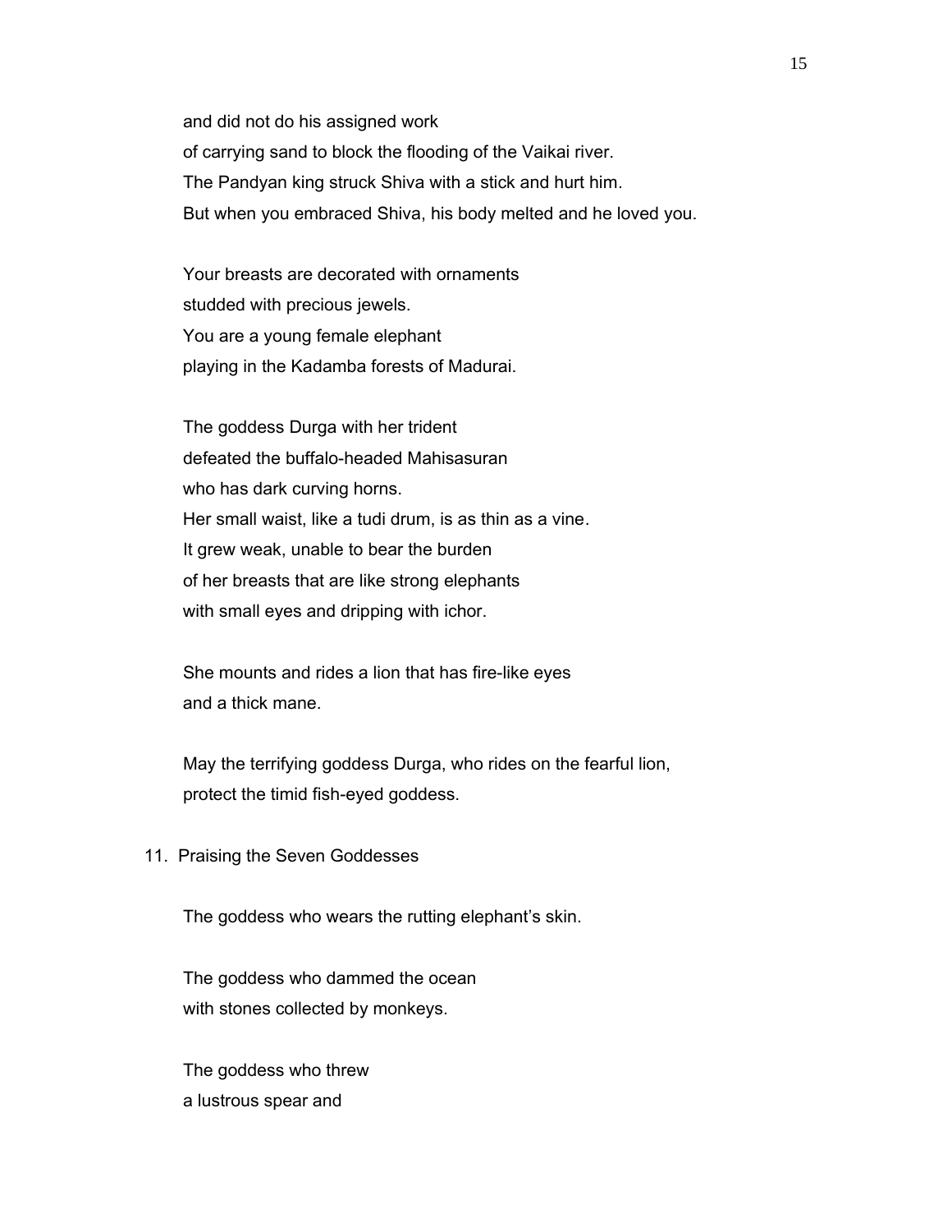and did not do his assigned work
of carrying sand to block the flooding of the Vaikai river.
The Pandyan king struck Shiva with a stick and hurt him.
But when you embraced Shiva, his body melted and he loved you.

Your breasts are decorated with ornaments
studded with precious jewels.
You are a young female elephant
playing in the Kadamba forests of Madurai.

The goddess Durga with her trident
defeated the buffalo-headed Mahisasuran
who has dark curving horns.
Her small waist, like a tudi drum, is as thin as a vine.
It grew weak, unable to bear the burden
of her breasts that are like strong elephants
with small eyes and dripping with ichor.

She mounts and rides a lion that has fire-like eyes
and a thick mane.

May the terrifying goddess Durga, who rides on the fearful lion,
protect the timid fish-eyed goddess.

## 11. Praising the Seven Goddesses

The goddess who wears the rutting elephant's skin.

The goddess who dammed the ocean
with stones collected by monkeys.

The goddess who threw
a lustrous spear and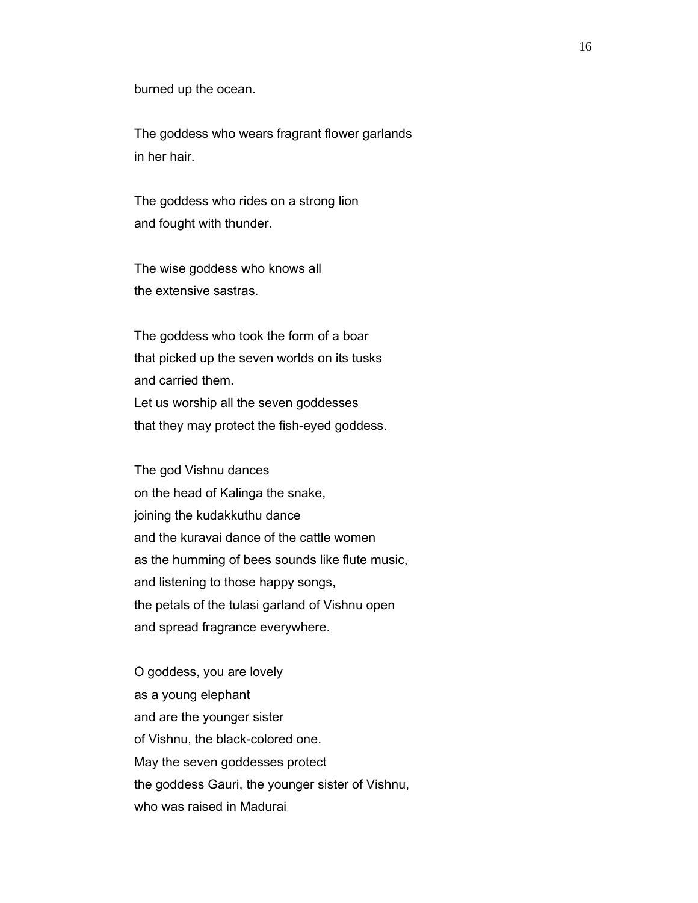burned up the ocean.

The goddess who wears fragrant flower garlands
in her hair.

The goddess who rides on a strong lion
and fought with thunder.

The wise goddess who knows all
the extensive sastras.

The goddess who took the form of a boar
that picked up the seven worlds on its tusks
and carried them.
Let us worship all the seven goddesses
that they may protect the fish-eyed goddess.

The god Vishnu dances
on the head of Kalinga the snake,
joining the kudakkuthu dance
and the kuravai dance of the cattle women
as the humming of bees sounds like flute music,
and listening to those happy songs,
the petals of the tulasi garland of Vishnu open
and spread fragrance everywhere.

O goddess, you are lovely
as a young elephant
and are the younger sister
of Vishnu, the black-colored one.
May the seven goddesses protect
the goddess Gauri, the younger sister of Vishnu,
who was raised in Madurai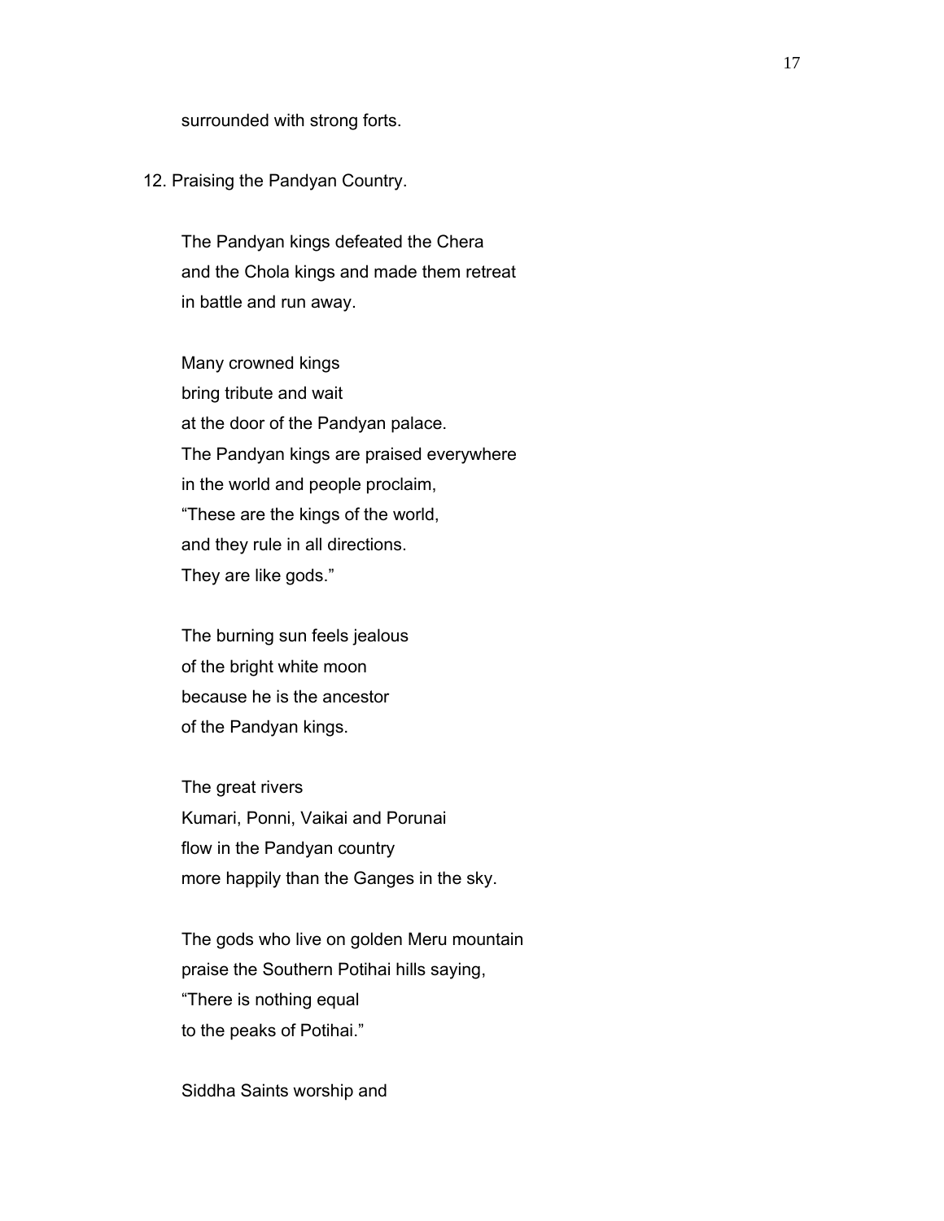surrounded with strong forts.

12. Praising the Pandyan Country.

The Pandyan kings defeated the Chera
and the Chola kings and made them retreat
in battle and run away.

Many crowned kings
bring tribute and wait
at the door of the Pandyan palace.
The Pandyan kings are praised everywhere
in the world and people proclaim,
"These are the kings of the world,
and they rule in all directions.
They are like gods."

The burning sun feels jealous
of the bright white moon
because he is the ancestor
of the Pandyan kings.

The great rivers
Kumari, Ponni, Vaikai and Porunai
flow in the Pandyan country
more happily than the Ganges in the sky.

The gods who live on golden Meru mountain
praise the Southern Potihai hills saying,
"There is nothing equal
to the peaks of Potihai."

Siddha Saints worship and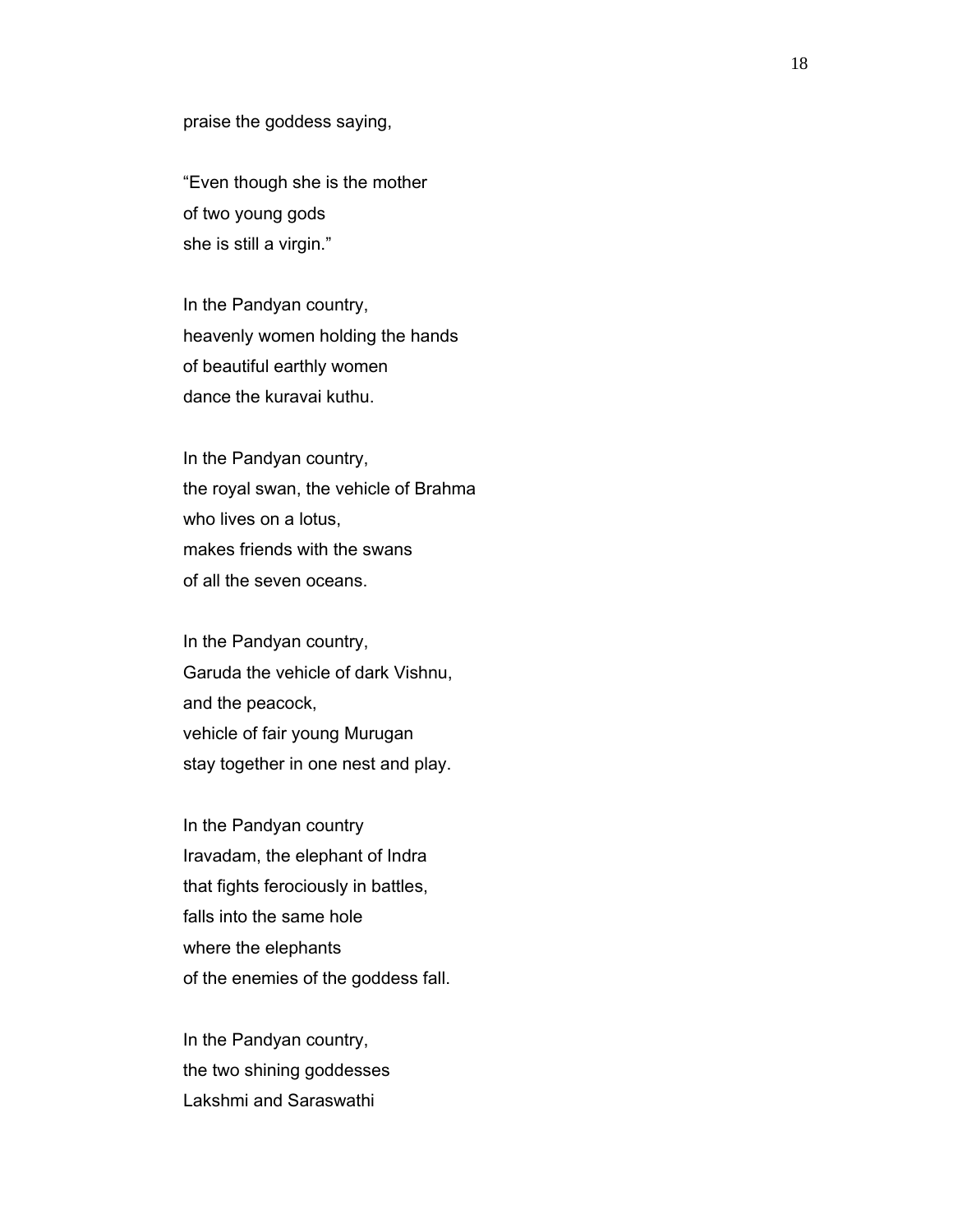praise the goddess saying,

“Even though she is the mother  
of two young gods  
she is still a virgin.”

In the Pandyan country,  
heavenly women holding the hands  
of beautiful earthly women  
dance the kuravai kuthu.

In the Pandyan country,  
the royal swan, the vehicle of Brahma  
who lives on a lotus,  
makes friends with the swans  
of all the seven oceans.

In the Pandyan country,  
Garuda the vehicle of dark Vishnu,  
and the peacock,  
vehicle of fair young Murugan  
stay together in one nest and play.

In the Pandyan country  
Iravadam, the elephant of Indra  
that fights ferociously in battles,  
falls into the same hole  
where the elephants  
of the enemies of the goddess fall.

In the Pandyan country,  
the two shining goddesses  
Lakshmi and Saraswathi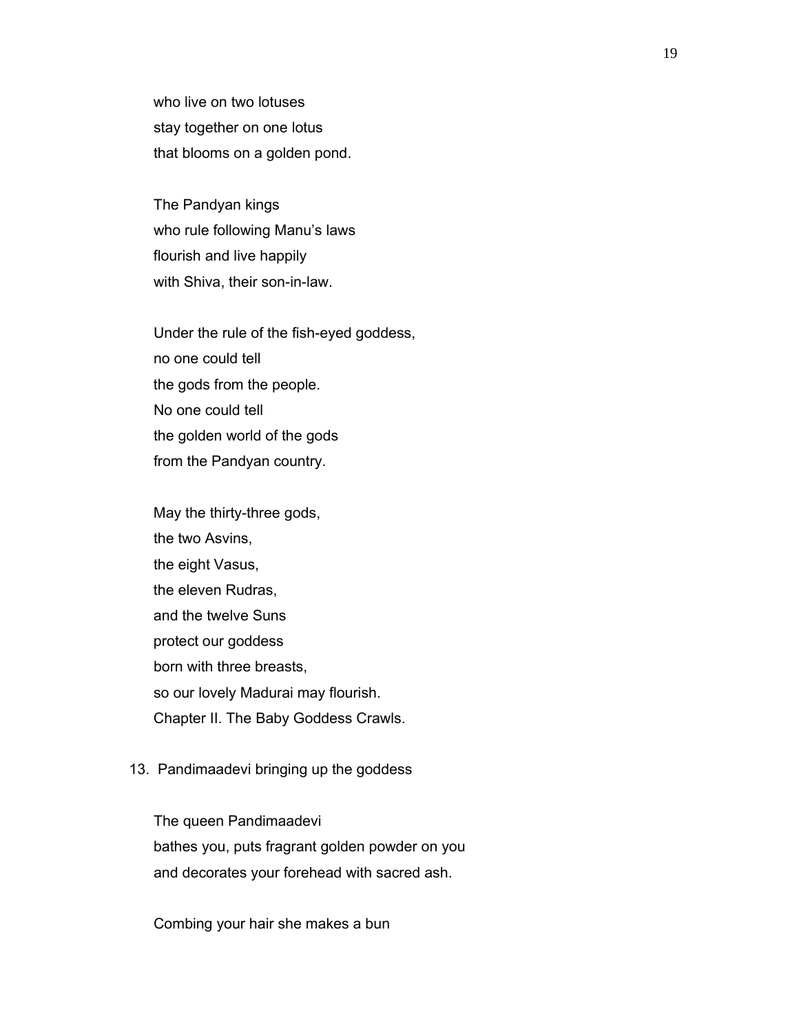who live on two lotuses
stay together on one lotus
that blooms on a golden pond.

The Pandyan kings
who rule following Manu's laws
flourish and live happily
with Shiva, their son-in-law.

Under the rule of the fish-eyed goddess,
no one could tell
the gods from the people.
No one could tell
the golden world of the gods
from the Pandyan country.

May the thirty-three gods,
the two Asvins,
the eight Vasus,
the eleven Rudras,
and the twelve Suns
protect our goddess
born with three breasts,
so our lovely Madurai may flourish.
Chapter II. The Baby Goddess Crawls.

13. Pandimaadevi bringing up the goddess

The queen Pandimaadevi
bathes you, puts fragrant golden powder on you
and decorates your forehead with sacred ash.

Combing your hair she makes a bun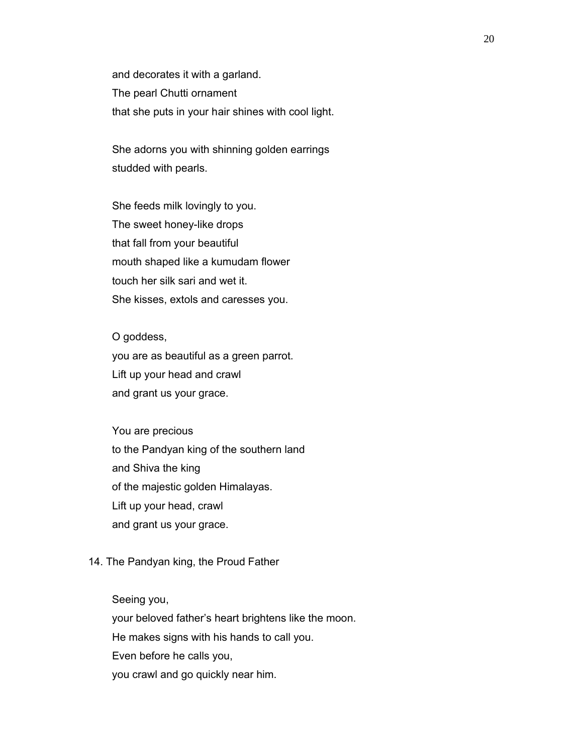and decorates it with a garland.
The pearl Chutti ornament
that she puts in your hair shines with cool light.

She adorns you with shinning golden earrings
studded with pearls.

She feeds milk lovingly to you.
The sweet honey-like drops
that fall from your beautiful
mouth shaped like a kumudam flower
touch her silk sari and wet it.
She kisses, extols and caresses you.

O goddess,
you are as beautiful as a green parrot.
Lift up your head and crawl
and grant us your grace.

You are precious
to the Pandyan king of the southern land
and Shiva the king
of the majestic golden Himalayas.
Lift up your head, crawl
and grant us your grace.

## 14. The Pandyan king, the Proud Father

Seeing you,
your beloved father's heart brightens like the moon.
He makes signs with his hands to call you.
Even before he calls you,
you crawl and go quickly near him.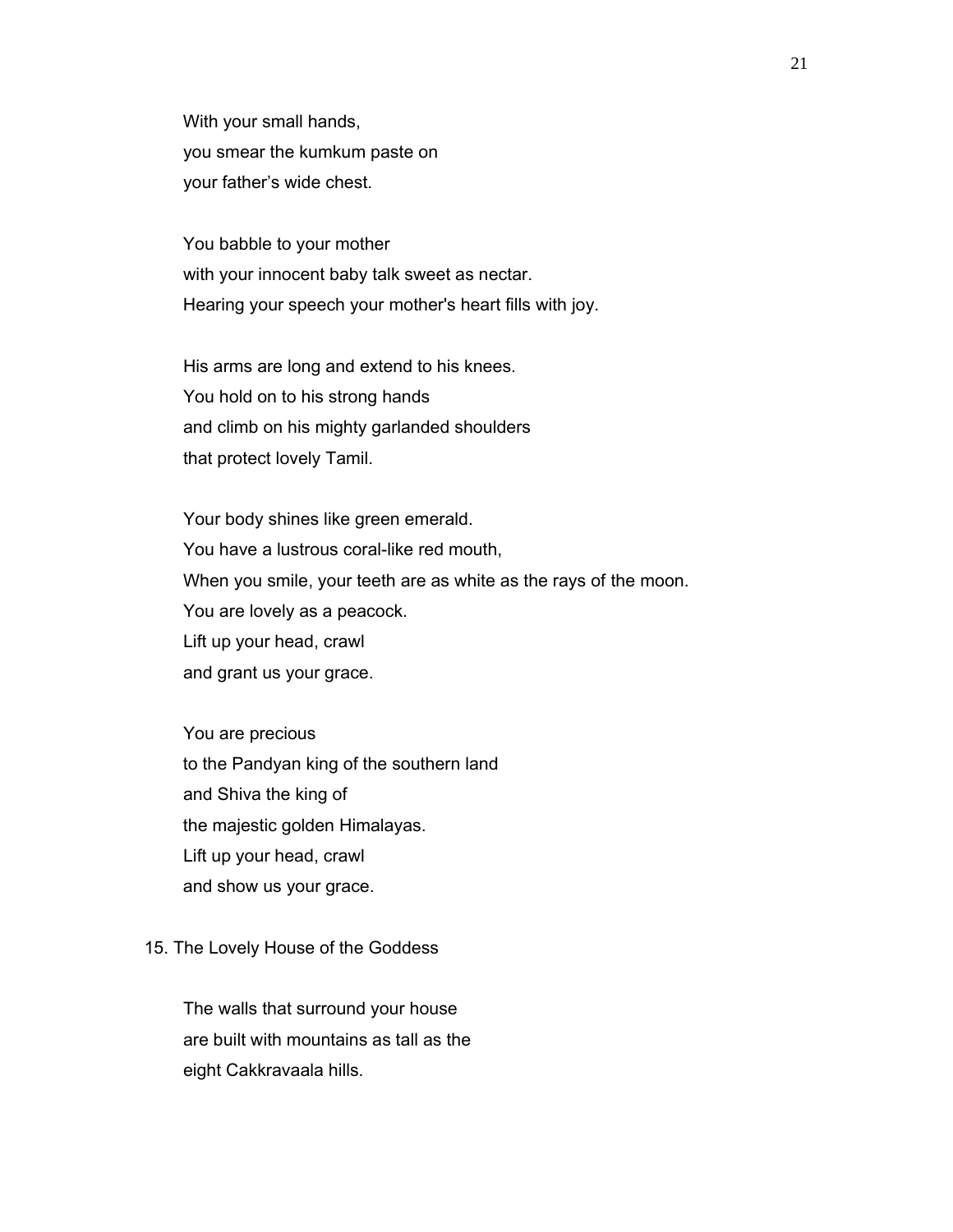With your small hands,
you smear the kumkum paste on
your father's wide chest.

You babble to your mother
with your innocent baby talk sweet as nectar.
Hearing your speech your mother's heart fills with joy.

His arms are long and extend to his knees.
You hold on to his strong hands
and climb on his mighty garlanded shoulders
that protect lovely Tamil.

Your body shines like green emerald.
You have a lustrous coral-like red mouth,
When you smile, your teeth are as white as the rays of the moon.
You are lovely as a peacock.
Lift up your head, crawl
and grant us your grace.

You are precious
to the Pandyan king of the southern land
and Shiva the king of
the majestic golden Himalayas.
Lift up your head, crawl
and show us your grace.

## 15. The Lovely House of the Goddess

The walls that surround your house
are built with mountains as tall as the
eight Cakkravaala hills.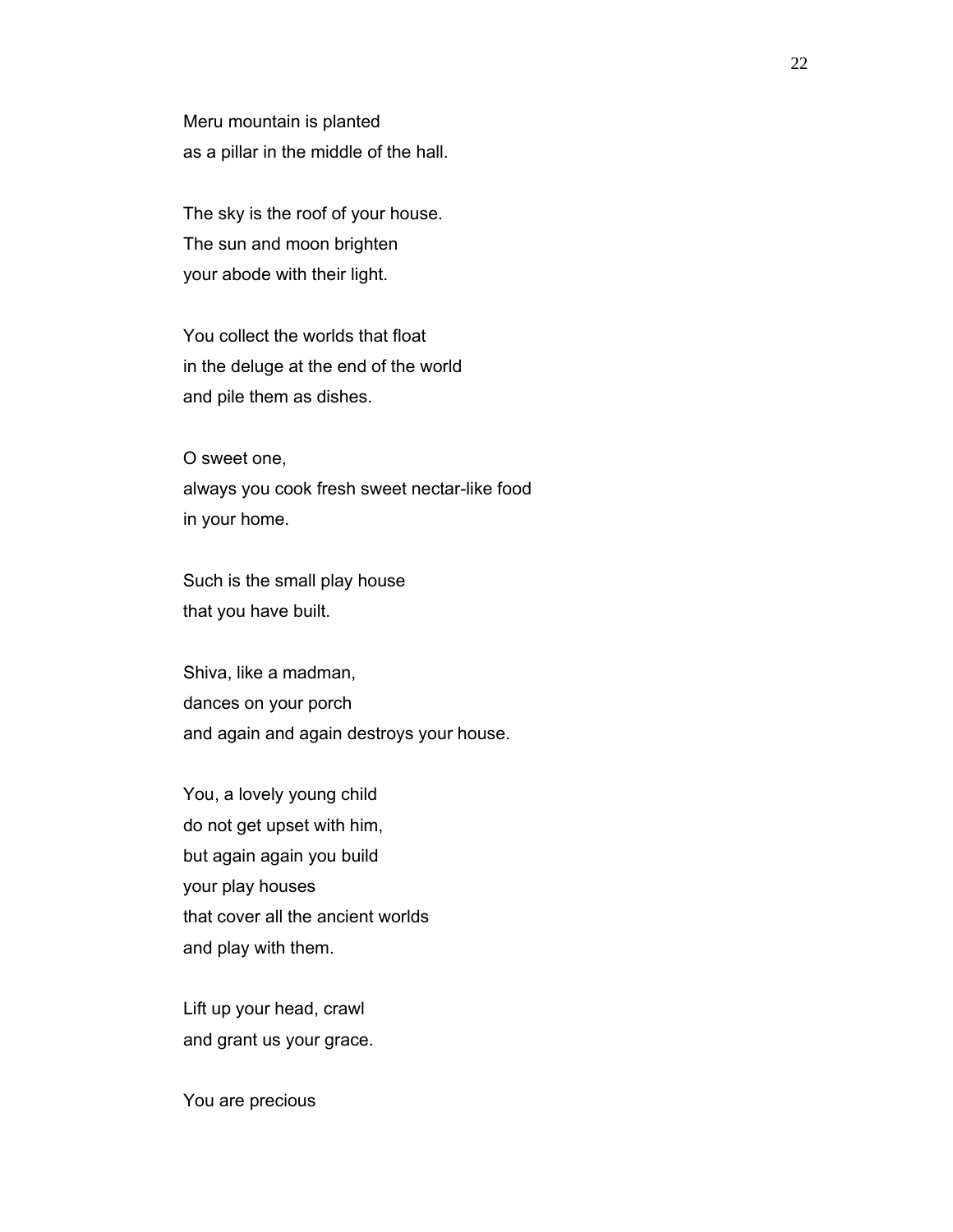Meru mountain is planted
as a pillar in the middle of the hall.

The sky is the roof of your house.
The sun and moon brighten
your abode with their light.

You collect the worlds that float
in the deluge at the end of the world
and pile them as dishes.

O sweet one,
always you cook fresh sweet nectar-like food
in your home.

Such is the small play house
that you have built.

Shiva, like a madman,
dances on your porch
and again and again destroys your house.

You, a lovely young child
do not get upset with him,
but again again you build
your play houses
that cover all the ancient worlds
and play with them.

Lift up your head, crawl
and grant us your grace.

You are precious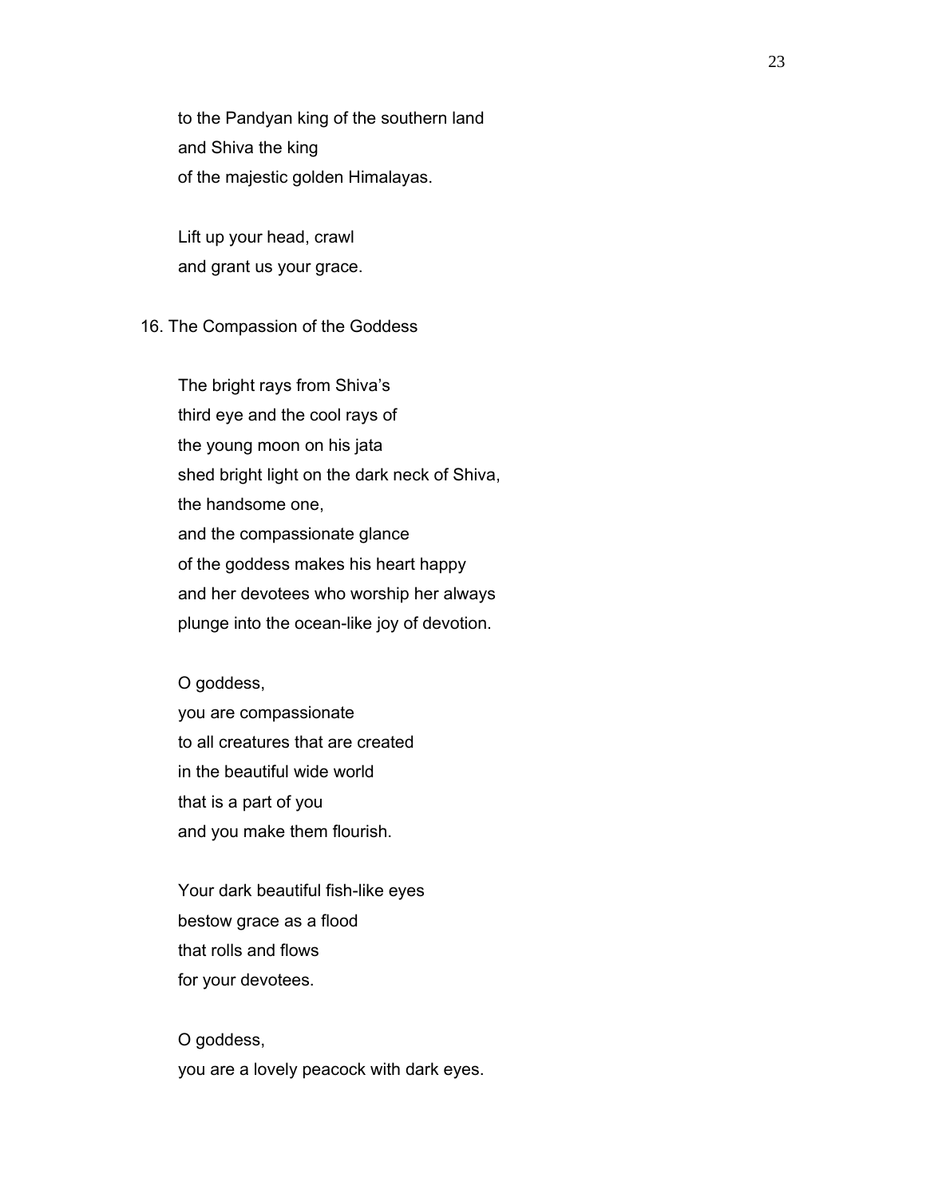to the Pandyan king of the southern land
and Shiva the king
of the majestic golden Himalayas.

Lift up your head, crawl
and grant us your grace.

## 16. The Compassion of the Goddess

The bright rays from Shiva's
third eye and the cool rays of
the young moon on his jata
shed bright light on the dark neck of Shiva,
the handsome one,
and the compassionate glance
of the goddess makes his heart happy
and her devotees who worship her always
plunge into the ocean-like joy of devotion.

O goddess,
you are compassionate
to all creatures that are created
in the beautiful wide world
that is a part of you
and you make them flourish.

Your dark beautiful fish-like eyes
bestow grace as a flood
that rolls and flows
for your devotees.

O goddess,
you are a lovely peacock with dark eyes.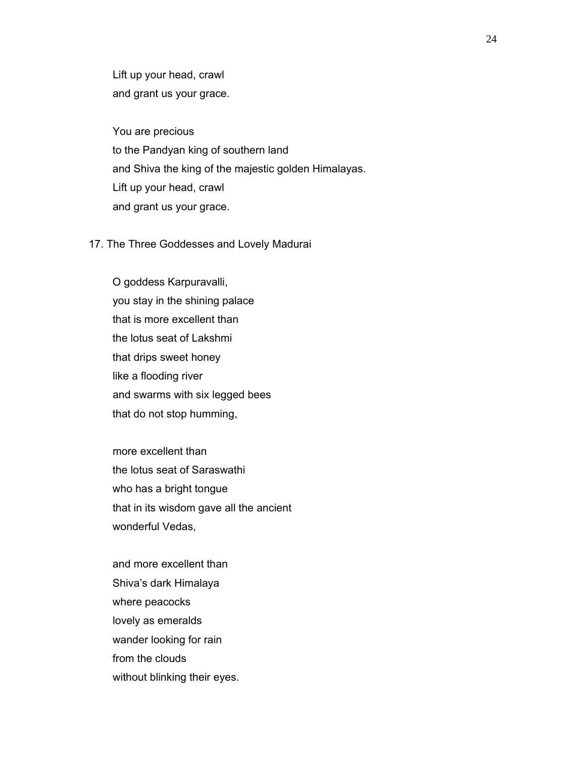Lift up your head, crawl
and grant us your grace.

You are precious
to the Pandyan king of southern land
and Shiva the king of the majestic golden Himalayas.
Lift up your head, crawl
and grant us your grace.

## 17. The Three Goddesses and Lovely Madurai

O goddess Karpuravalli,
you stay in the shining palace
that is more excellent than
the lotus seat of Lakshmi
that drips sweet honey
like a flooding river
and swarms with six legged bees
that do not stop humming,

more excellent than
the lotus seat of Saraswathi
who has a bright tongue
that in its wisdom gave all the ancient
wonderful Vedas,

and more excellent than
Shiva's dark Himalaya
where peacocks
lovely as emeralds
wander looking for rain
from the clouds
without blinking their eyes.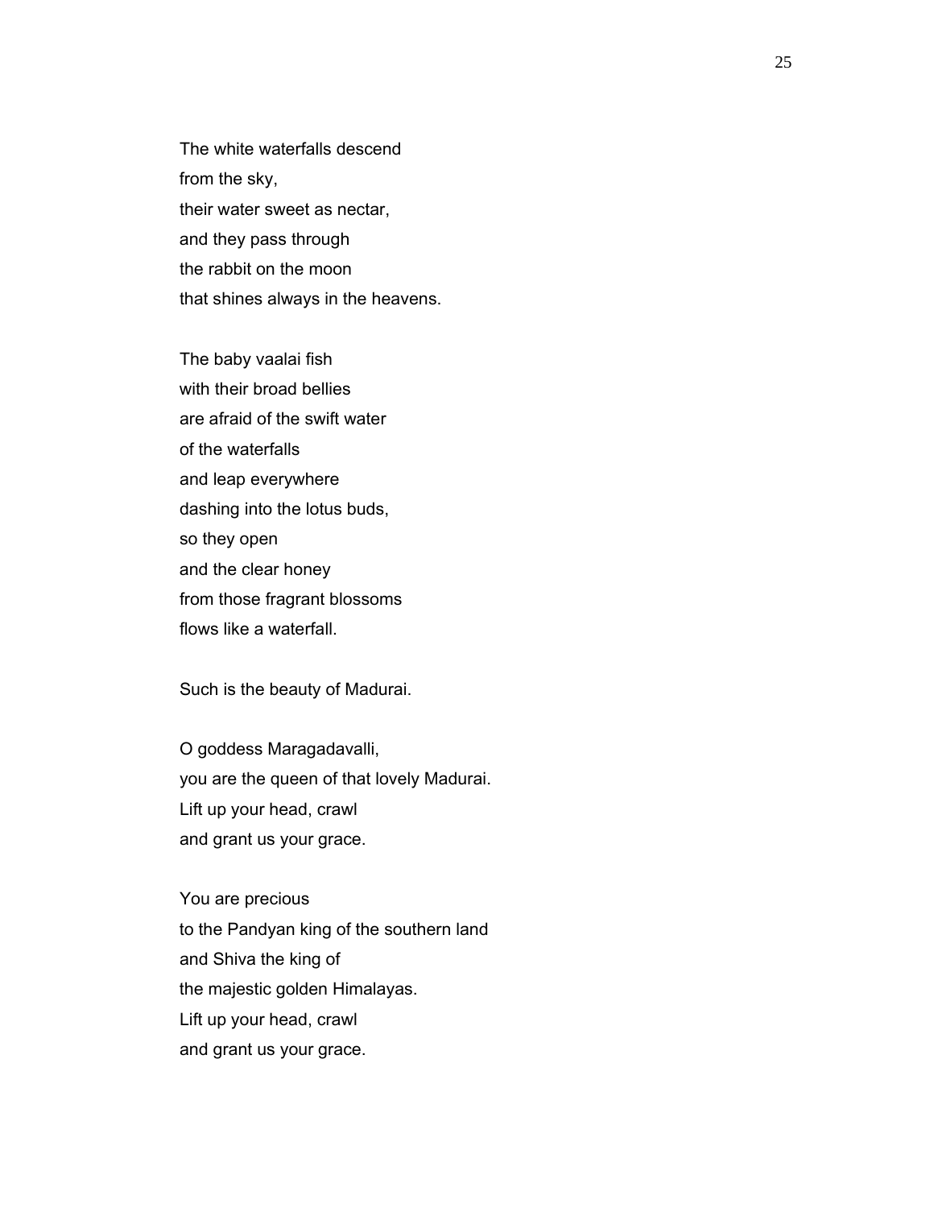The white waterfalls descend  
from the sky,  
their water sweet as nectar,  
and they pass through  
the rabbit on the moon  
that shines always in the heavens.

The baby vaalai fish  
with their broad bellies  
are afraid of the swift water  
of the waterfalls  
and leap everywhere  
dashing into the lotus buds,  
so they open  
and the clear honey  
from those fragrant blossoms  
flows like a waterfall.

Such is the beauty of Madurai.

O goddess Maragadavalli,  
you are the queen of that lovely Madurai.  
Lift up your head, crawl  
and grant us your grace.

You are precious  
to the Pandyan king of the southern land  
and Shiva the king of  
the majestic golden Himalayas.  
Lift up your head, crawl  
and grant us your grace.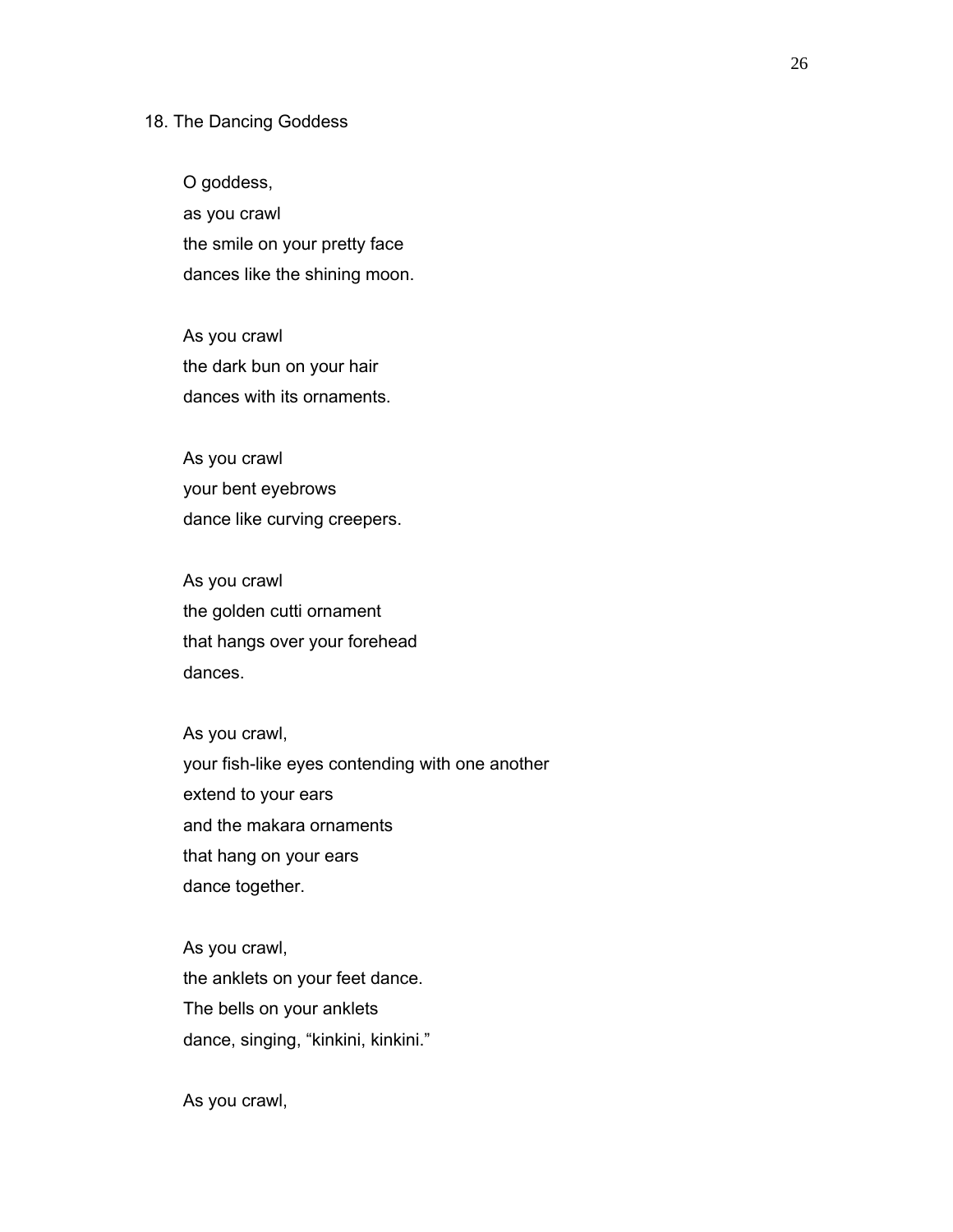## 18. The Dancing Goddess

O goddess,  
as you crawl  
the smile on your pretty face  
dances like the shining moon.

As you crawl  
the dark bun on your hair  
dances with its ornaments.

As you crawl  
your bent eyebrows  
dance like curving creepers.

As you crawl  
the golden cutti ornament  
that hangs over your forehead  
dances.

As you crawl,  
your fish-like eyes contending with one another  
extend to your ears  
and the makara ornaments  
that hang on your ears  
dance together.

As you crawl,  
the anklets on your feet dance.  
The bells on your anklets  
dance, singing, “kinkini, kinkini.”

As you crawl,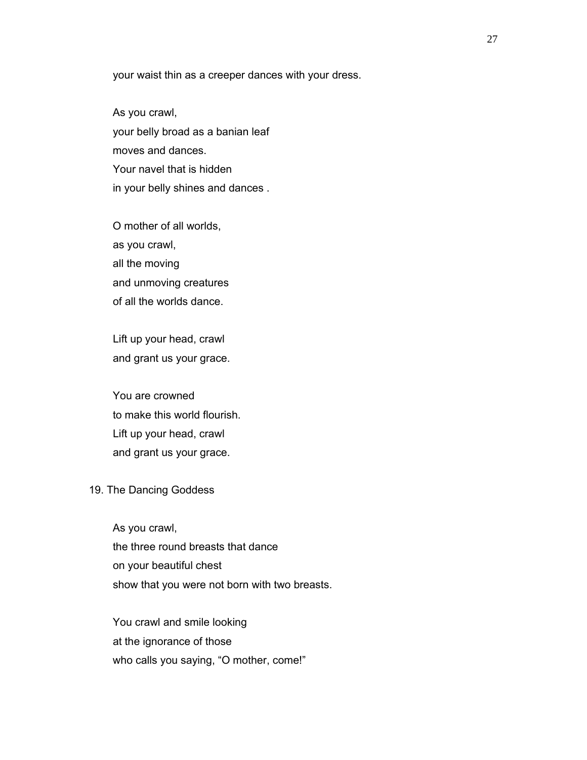your waist thin as a creeper dances with your dress.

As you crawl,  
your belly broad as a banian leaf  
moves and dances.  
Your navel that is hidden  
in your belly shines and dances .

O mother of all worlds,  
as you crawl,  
all the moving  
and unmoving creatures  
of all the worlds dance.

Lift up your head, crawl  
and grant us your grace.

You are crowned  
to make this world flourish.  
Lift up your head, crawl  
and grant us your grace.

## 19. The Dancing Goddess

As you crawl,  
the three round breasts that dance  
on your beautiful chest  
show that you were not born with two breasts.

You crawl and smile looking  
at the ignorance of those  
who calls you saying, “O mother, come!”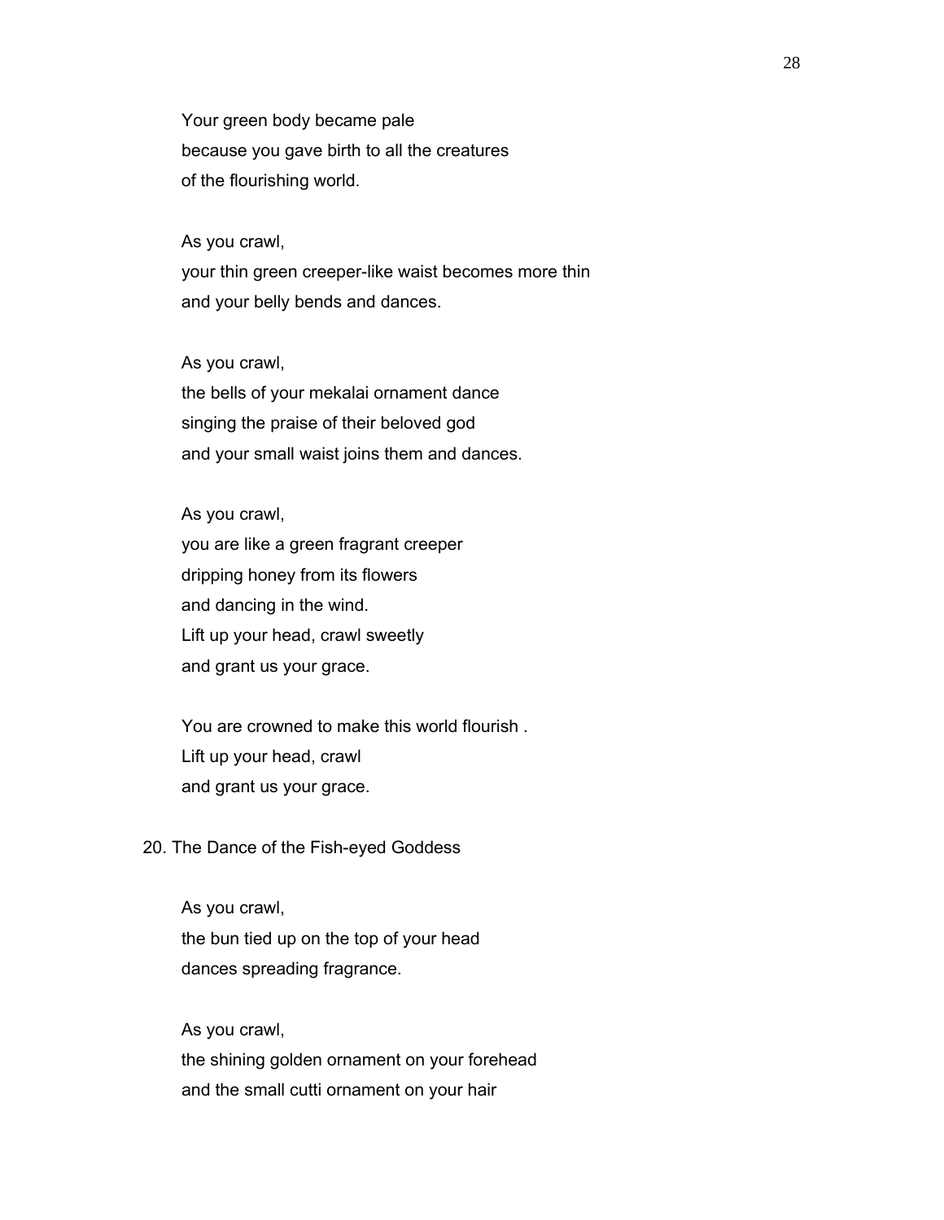Your green body became pale
because you gave birth to all the creatures
of the flourishing world.

As you crawl,
your thin green creeper-like waist becomes more thin
and your belly bends and dances.

As you crawl,
the bells of your mekalai ornament dance
singing the praise of their beloved god
and your small waist joins them and dances.

As you crawl,
you are like a green fragrant creeper
dripping honey from its flowers
and dancing in the wind.
Lift up your head, crawl sweetly
and grant us your grace.

You are crowned to make this world flourish .
Lift up your head, crawl
and grant us your grace.

## 20. The Dance of the Fish-eyed Goddess

As you crawl,
the bun tied up on the top of your head
dances spreading fragrance.

As you crawl,
the shining golden ornament on your forehead
and the small cutti ornament on your hair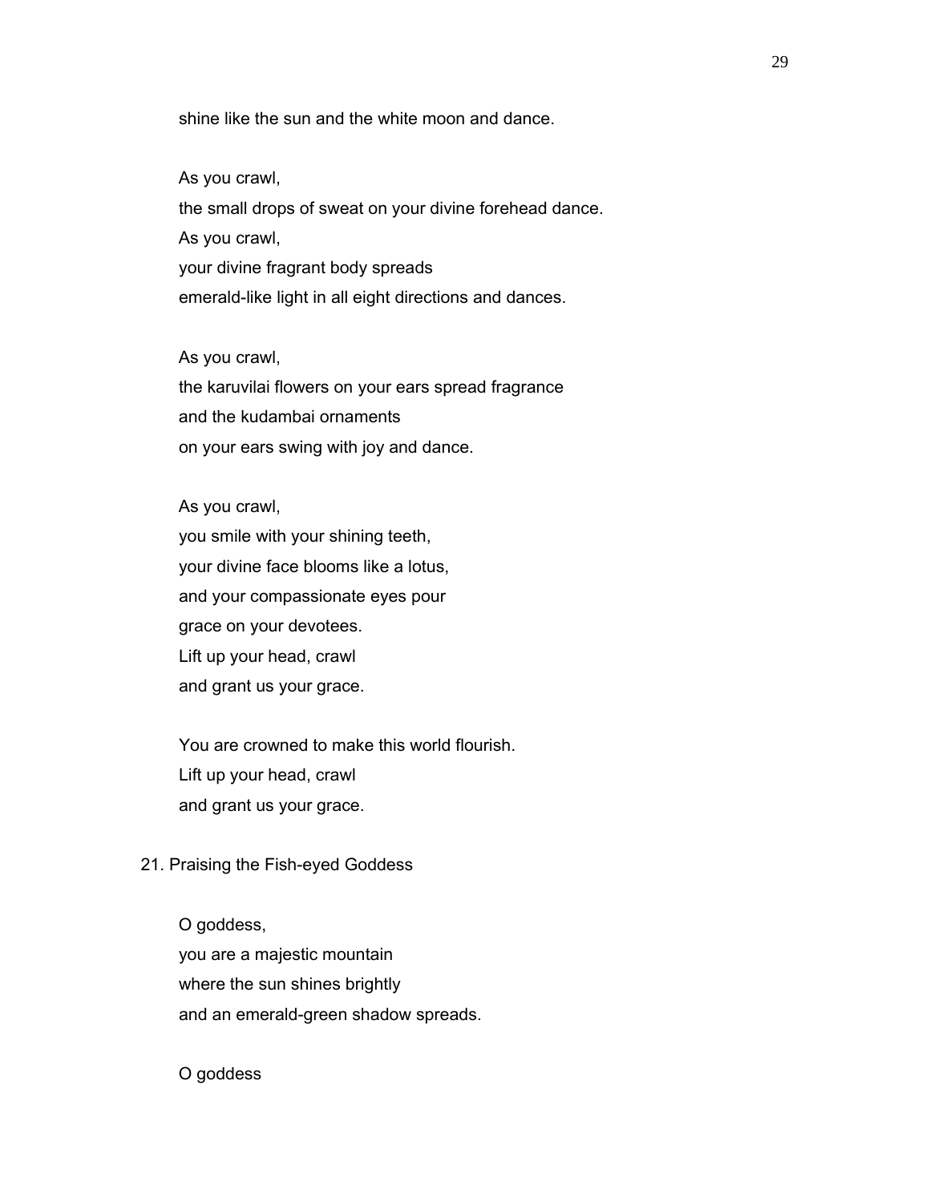shine like the sun and the white moon and dance.

As you crawl,  
the small drops of sweat on your divine forehead dance.  
As you crawl,  
your divine fragrant body spreads  
emerald-like light in all eight directions and dances.

As you crawl,  
the karuvilai flowers on your ears spread fragrance  
and the kudambai ornaments  
on your ears swing with joy and dance.

As you crawl,  
you smile with your shining teeth,  
your divine face blooms like a lotus,  
and your compassionate eyes pour  
grace on your devotees.  
Lift up your head, crawl  
and grant us your grace.

You are crowned to make this world flourish.  
Lift up your head, crawl  
and grant us your grace.

## 21. Praising the Fish-eyed Goddess

O goddess,  
you are a majestic mountain  
where the sun shines brightly  
and an emerald-green shadow spreads.

O goddess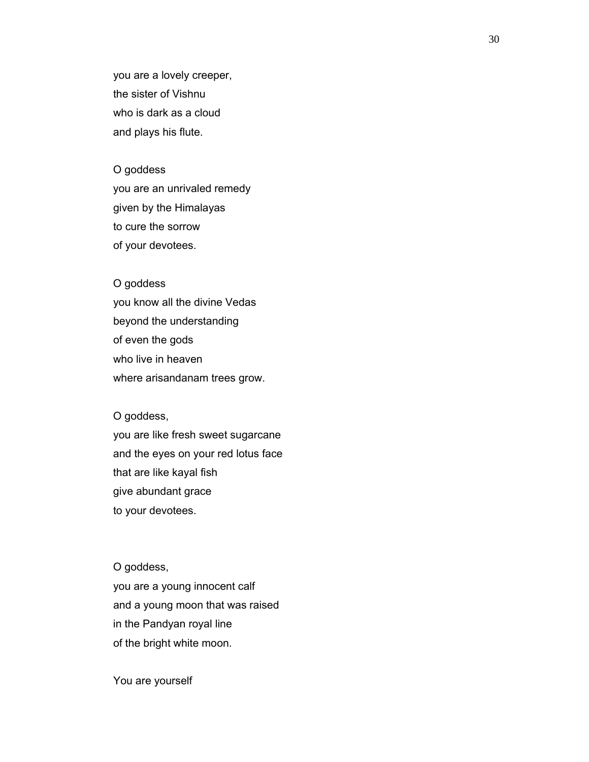you are a lovely creeper,
the sister of Vishnu
who is dark as a cloud
and plays his flute.

O goddess
you are an unrivaled remedy
given by the Himalayas
to cure the sorrow
of your devotees.

O goddess
you know all the divine Vedas
beyond the understanding
of even the gods
who live in heaven
where arisandanam trees grow.

O goddess,
you are like fresh sweet sugarcane
and the eyes on your red lotus face
that are like kayal fish
give abundant grace
to your devotees.

O goddess,
you are a young innocent calf
and a young moon that was raised
in the Pandyan royal line
of the bright white moon.

You are yourself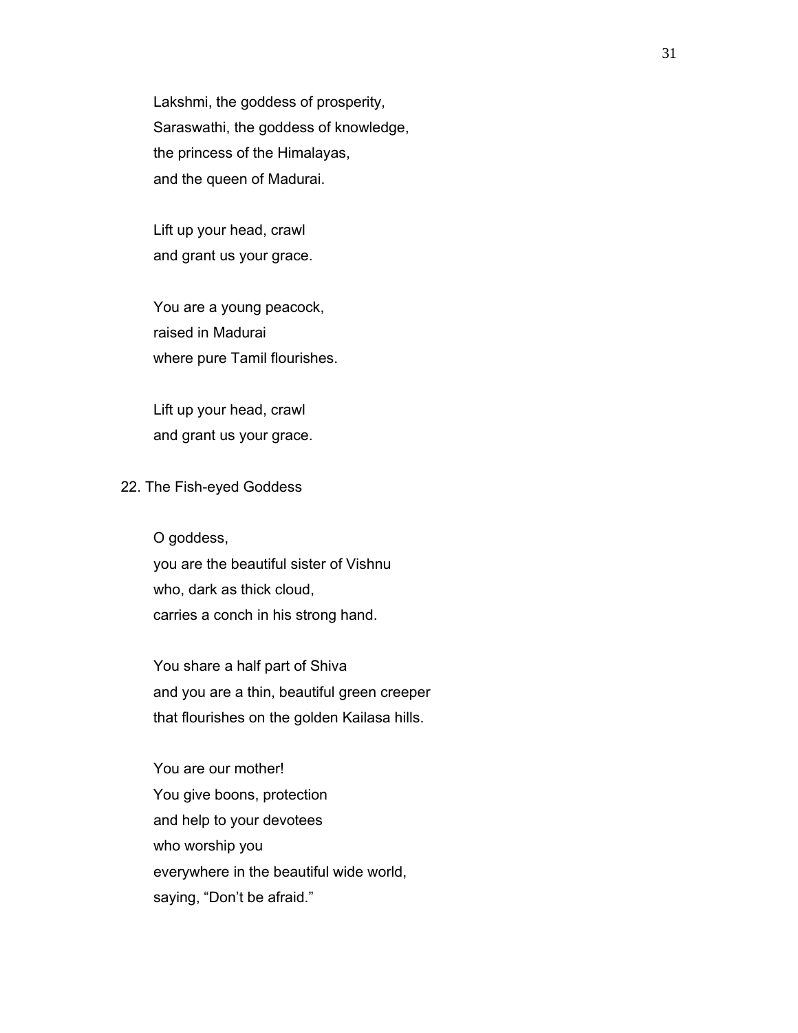Lakshmi, the goddess of prosperity,
Saraswathi, the goddess of knowledge,
the princess of the Himalayas,
and the queen of Madurai.

Lift up your head, crawl
and grant us your grace.

You are a young peacock,
raised in Madurai
where pure Tamil flourishes.

Lift up your head, crawl
and grant us your grace.

## 22. The Fish-eyed Goddess

O goddess,
you are the beautiful sister of Vishnu
who, dark as thick cloud,
carries a conch in his strong hand.

You share a half part of Shiva
and you are a thin, beautiful green creeper
that flourishes on the golden Kailasa hills.

You are our mother!
You give boons, protection
and help to your devotees
who worship you
everywhere in the beautiful wide world,
saying, "Don't be afraid."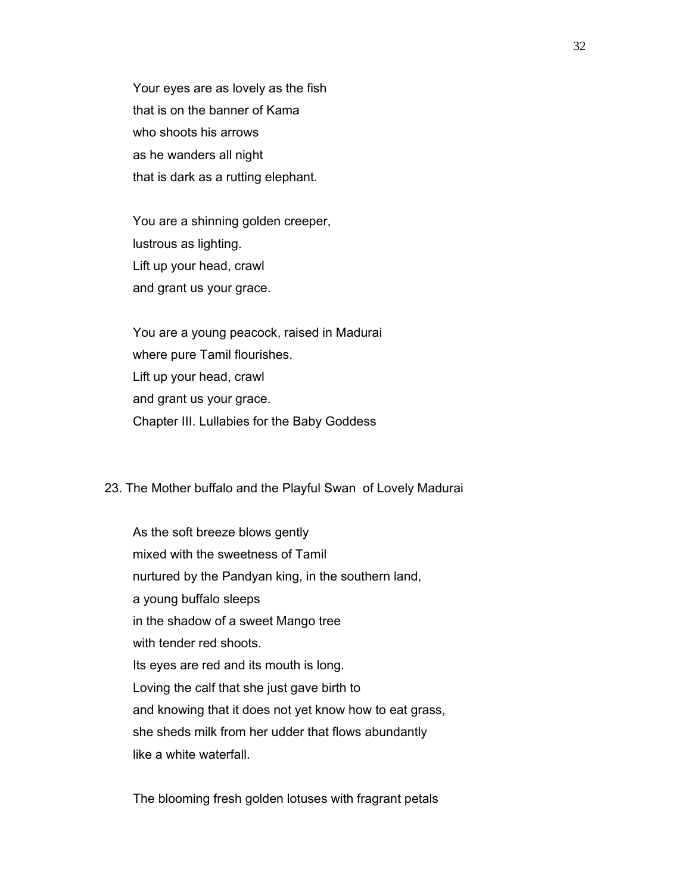Your eyes are as lovely as the fish
that is on the banner of Kama
who shoots his arrows
as he wanders all night
that is dark as a rutting elephant.

You are a shinning golden creeper,
lustrous as lighting.
Lift up your head, crawl
and grant us your grace.

You are a young peacock, raised in Madurai
where pure Tamil flourishes.
Lift up your head, crawl
and grant us your grace.

## Chapter III. Lullabies for the Baby Goddess

### 23. The Mother buffalo and the Playful Swan of Lovely Madurai

As the soft breeze blows gently
mixed with the sweetness of Tamil
nurtured by the Pandyan king, in the southern land,
a young buffalo sleeps
in the shadow of a sweet Mango tree
with tender red shoots.
Its eyes are red and its mouth is long.
Loving the calf that she just gave birth to
and knowing that it does not yet know how to eat grass,
she sheds milk from her udder that flows abundantly
like a white waterfall.

The blooming fresh golden lotuses with fragrant petals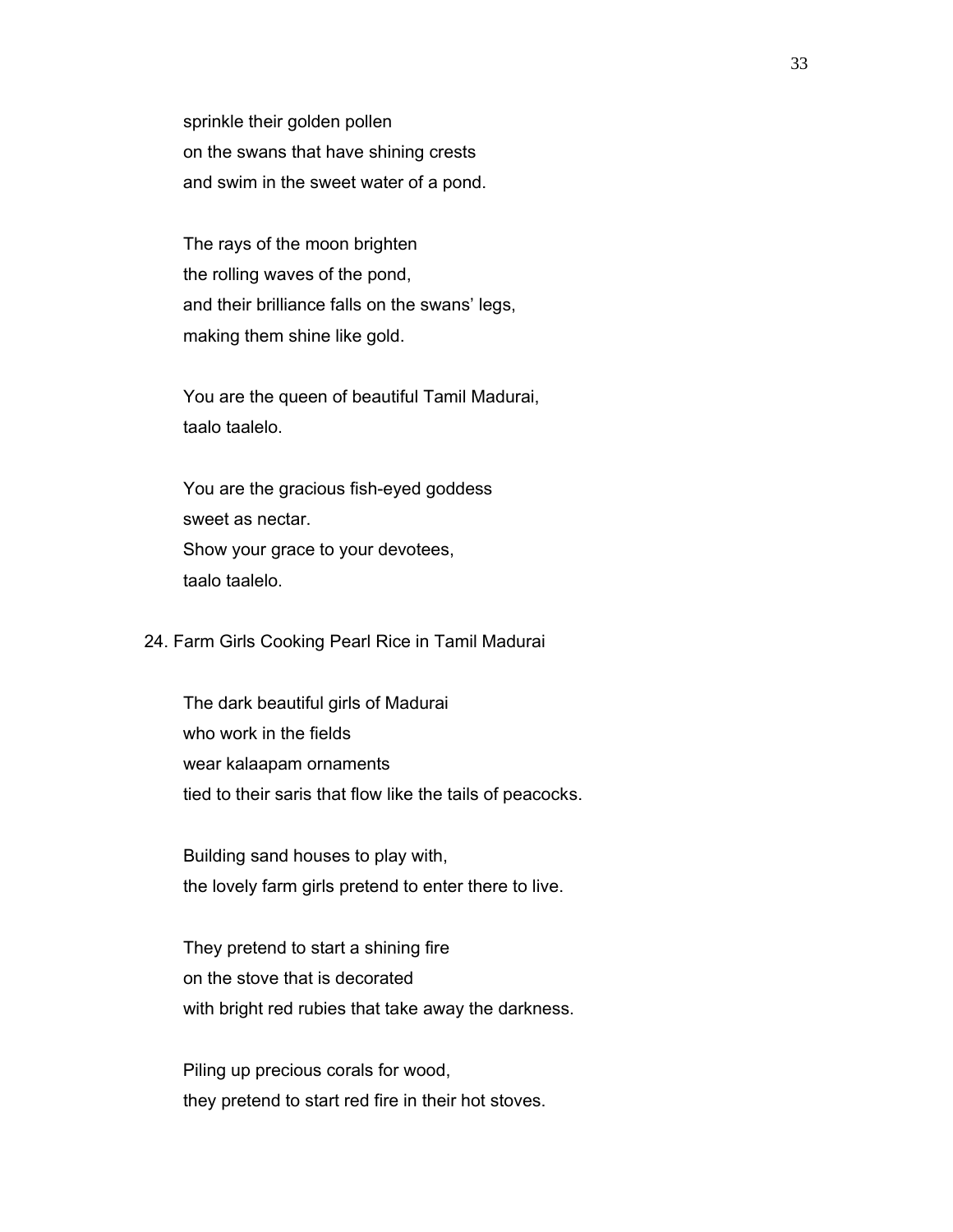sprinkle their golden pollen
on the swans that have shining crests
and swim in the sweet water of a pond.

The rays of the moon brighten
the rolling waves of the pond,
and their brilliance falls on the swans' legs,
making them shine like gold.

You are the queen of beautiful Tamil Madurai,
taalo taalelo.

You are the gracious fish-eyed goddess
sweet as nectar.
Show your grace to your devotees,
taalo taalelo.

## 24. Farm Girls Cooking Pearl Rice in Tamil Madurai

The dark beautiful girls of Madurai
who work in the fields
wear kalaapam ornaments
tied to their saris that flow like the tails of peacocks.

Building sand houses to play with,
the lovely farm girls pretend to enter there to live.

They pretend to start a shining fire
on the stove that is decorated
with bright red rubies that take away the darkness.

Piling up precious corals for wood,
they pretend to start red fire in their hot stoves.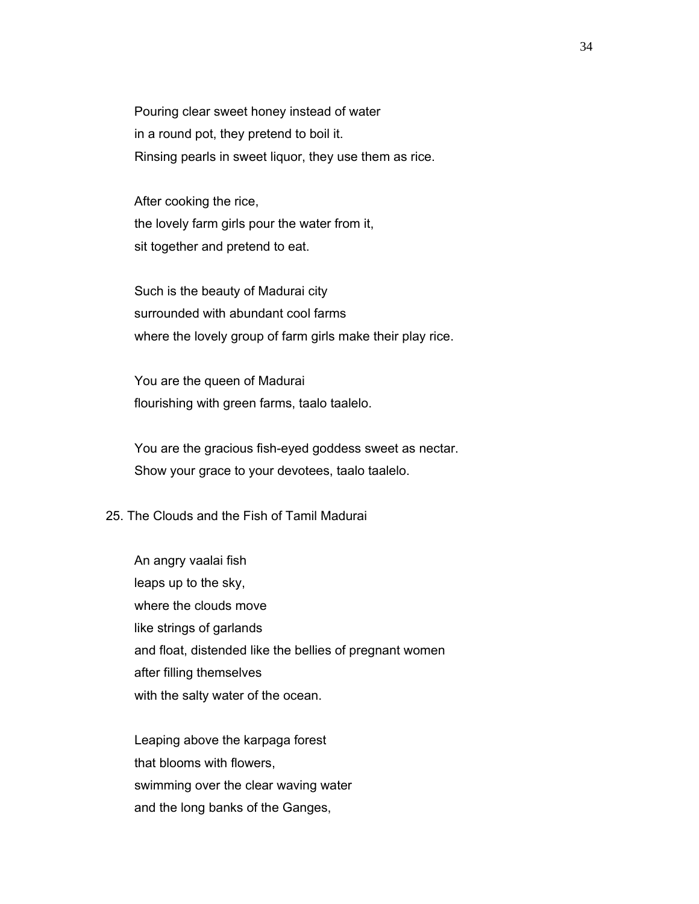Pouring clear sweet honey instead of water
in a round pot, they pretend to boil it.
Rinsing pearls in sweet liquor, they use them as rice.

After cooking the rice,
the lovely farm girls pour the water from it,
sit together and pretend to eat.

Such is the beauty of Madurai city
surrounded with abundant cool farms
where the lovely group of farm girls make their play rice.

You are the queen of Madurai
flourishing with green farms, taalo taalelo.

You are the gracious fish-eyed goddess sweet as nectar.
Show your grace to your devotees, taalo taalelo.

## 25. The Clouds and the Fish of Tamil Madurai

An angry vaalai fish
leaps up to the sky,
where the clouds move
like strings of garlands
and float, distended like the bellies of pregnant women
after filling themselves
with the salty water of the ocean.

Leaping above the karpaga forest
that blooms with flowers,
swimming over the clear waving water
and the long banks of the Ganges,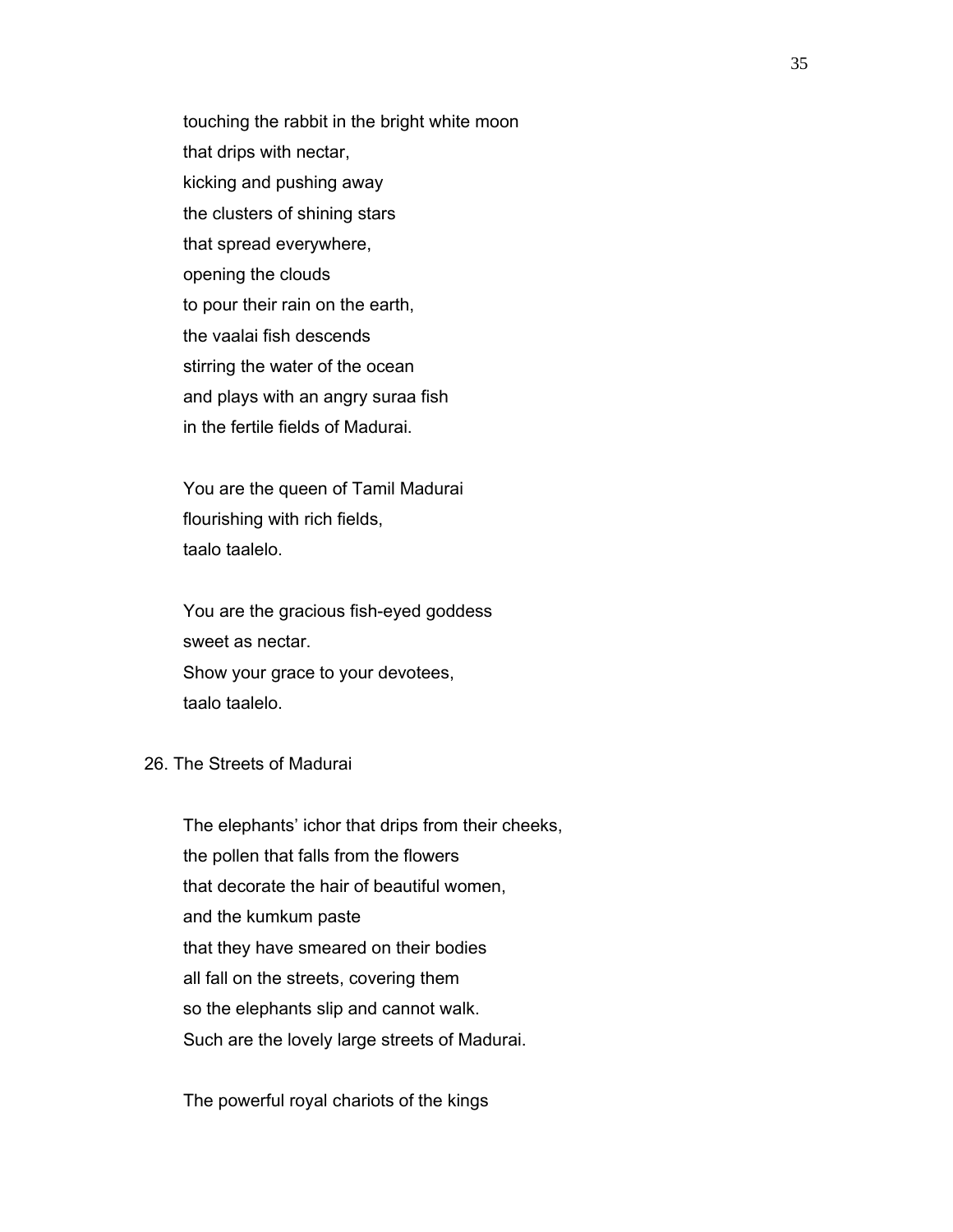touching the rabbit in the bright white moon
that drips with nectar,
kicking and pushing away
the clusters of shining stars
that spread everywhere,
opening the clouds
to pour their rain on the earth,
the vaalai fish descends
stirring the water of the ocean
and plays with an angry suraa fish
in the fertile fields of Madurai.

You are the queen of Tamil Madurai
flourishing with rich fields,
taalo taalelo.

You are the gracious fish-eyed goddess
sweet as nectar.
Show your grace to your devotees,
taalo taalelo.

## 26. The Streets of Madurai

The elephants' ichor that drips from their cheeks,
the pollen that falls from the flowers
that decorate the hair of beautiful women,
and the kumkum paste
that they have smeared on their bodies
all fall on the streets, covering them
so the elephants slip and cannot walk.
Such are the lovely large streets of Madurai.

The powerful royal chariots of the kings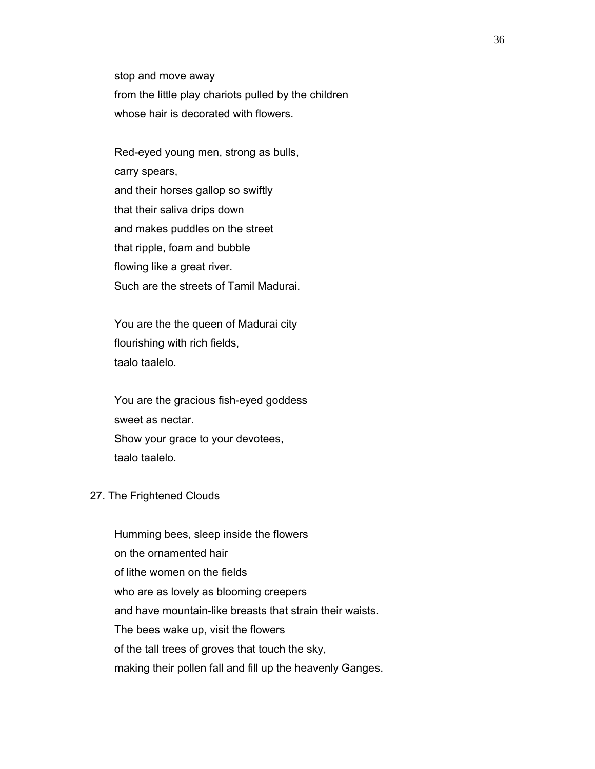stop and move away
from the little play chariots pulled by the children
whose hair is decorated with flowers.

Red-eyed young men, strong as bulls,
carry spears,
and their horses gallop so swiftly
that their saliva drips down
and makes puddles on the street
that ripple, foam and bubble
flowing like a great river.
Such are the streets of Tamil Madurai.

You are the the queen of Madurai city
flourishing with rich fields,
taalo taalelo.

You are the gracious fish-eyed goddess
sweet as nectar.
Show your grace to your devotees,
taalo taalelo.

## 27. The Frightened Clouds

Humming bees, sleep inside the flowers
on the ornamented hair
of lithe women on the fields
who are as lovely as blooming creepers
and have mountain-like breasts that strain their waists.
The bees wake up, visit the flowers
of the tall trees of groves that touch the sky,
making their pollen fall and fill up the heavenly Ganges.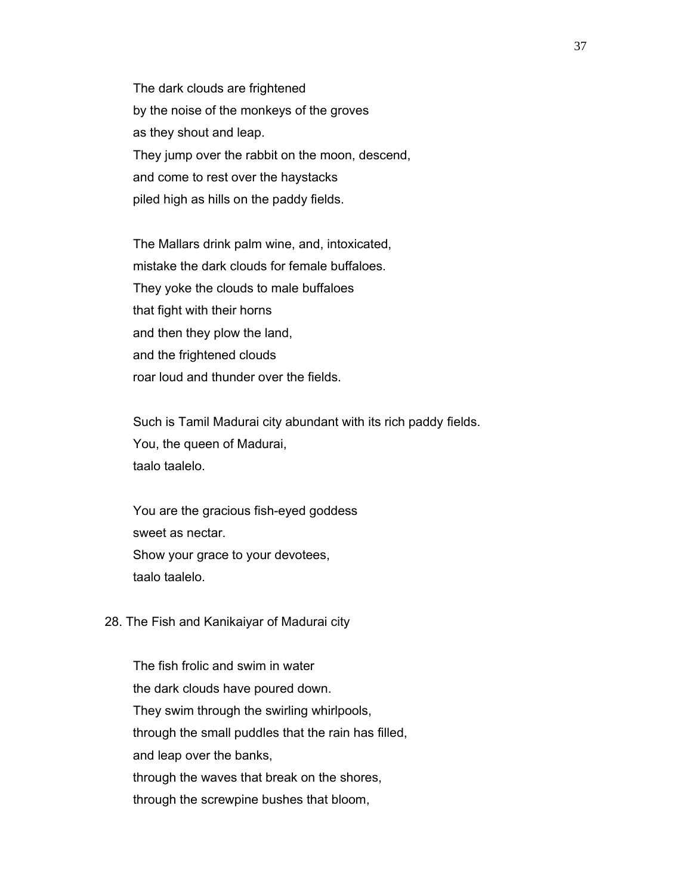The dark clouds are frightened
by the noise of the monkeys of the groves
as they shout and leap.
They jump over the rabbit on the moon, descend,
and come to rest over the haystacks
piled high as hills on the paddy fields.

The Mallars drink palm wine, and, intoxicated,
mistake the dark clouds for female buffaloes.
They yoke the clouds to male buffaloes
that fight with their horns
and then they plow the land,
and the frightened clouds
roar loud and thunder over the fields.

Such is Tamil Madurai city abundant with its rich paddy fields.
You, the queen of Madurai,
taalo taalelo.

You are the gracious fish-eyed goddess
sweet as nectar.
Show your grace to your devotees,
taalo taalelo.

## 28. The Fish and Kanikaiyar of Madurai city

The fish frolic and swim in water
the dark clouds have poured down.
They swim through the swirling whirlpools,
through the small puddles that the rain has filled,
and leap over the banks,
through the waves that break on the shores,
through the screwpine bushes that bloom,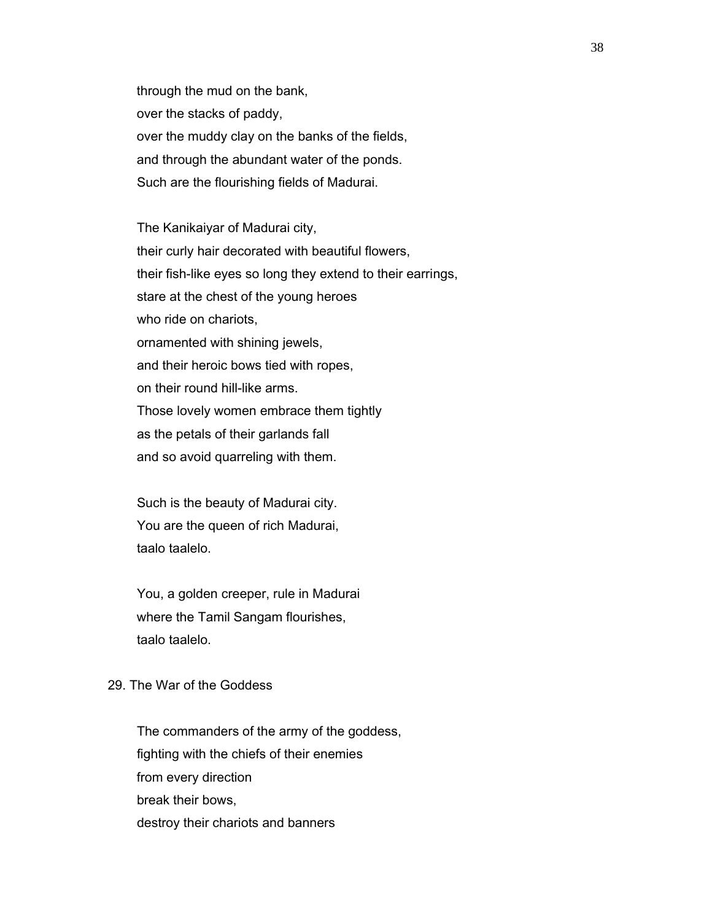through the mud on the bank,  
over the stacks of paddy,  
over the muddy clay on the banks of the fields,  
and through the abundant water of the ponds.  
Such are the flourishing fields of Madurai.

The Kanikaiyar of Madurai city,  
their curly hair decorated with beautiful flowers,  
their fish-like eyes so long they extend to their earrings,  
stare at the chest of the young heroes  
who ride on chariots,  
ornamented with shining jewels,  
and their heroic bows tied with ropes,  
on their round hill-like arms.  
Those lovely women embrace them tightly  
as the petals of their garlands fall  
and so avoid quarreling with them.

Such is the beauty of Madurai city.  
You are the queen of rich Madurai,  
taalo taalelo.

You, a golden creeper, rule in Madurai  
where the Tamil Sangam flourishes,  
taalo taalelo.

## 29. The War of the Goddess

The commanders of the army of the goddess,  
fighting with the chiefs of their enemies  
from every direction  
break their bows,  
destroy their chariots and banners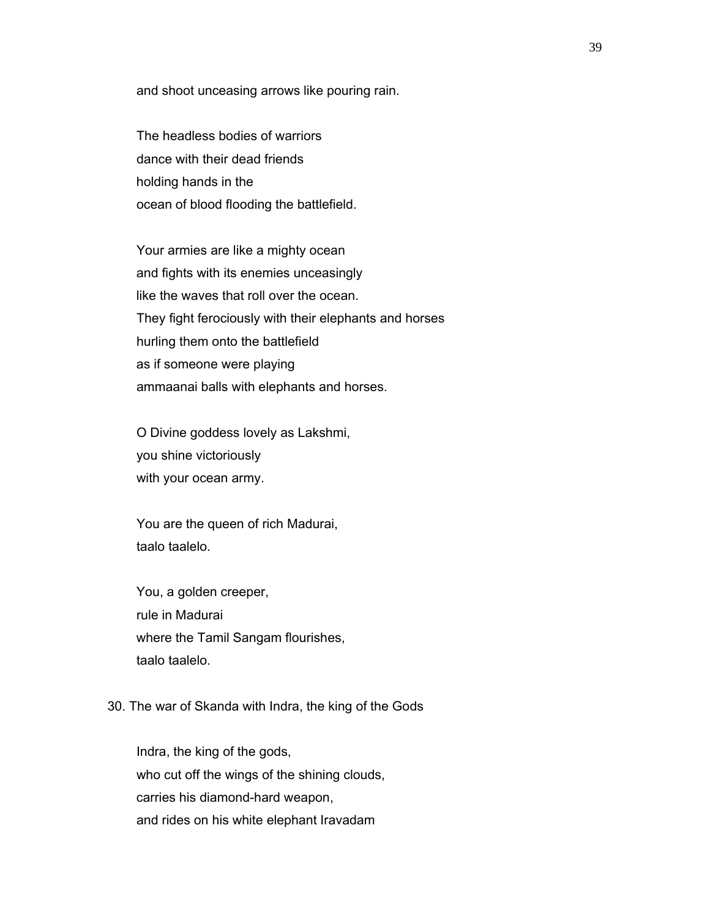and shoot unceasing arrows like pouring rain.

The headless bodies of warriors
dance with their dead friends
holding hands in the
ocean of blood flooding the battlefield.

Your armies are like a mighty ocean
and fights with its enemies unceasingly
like the waves that roll over the ocean.
They fight ferociously with their elephants and horses
hurling them onto the battlefield
as if someone were playing
ammaanai balls with elephants and horses.

O Divine goddess lovely as Lakshmi,
you shine victoriously
with your ocean army.

You are the queen of rich Madurai,
taalo taalelo.

You, a golden creeper,
rule in Madurai
where the Tamil Sangam flourishes,
taalo taalelo.

## 30. The war of Skanda with Indra, the king of the Gods

Indra, the king of the gods,
who cut off the wings of the shining clouds,
carries his diamond-hard weapon,
and rides on his white elephant Iravadam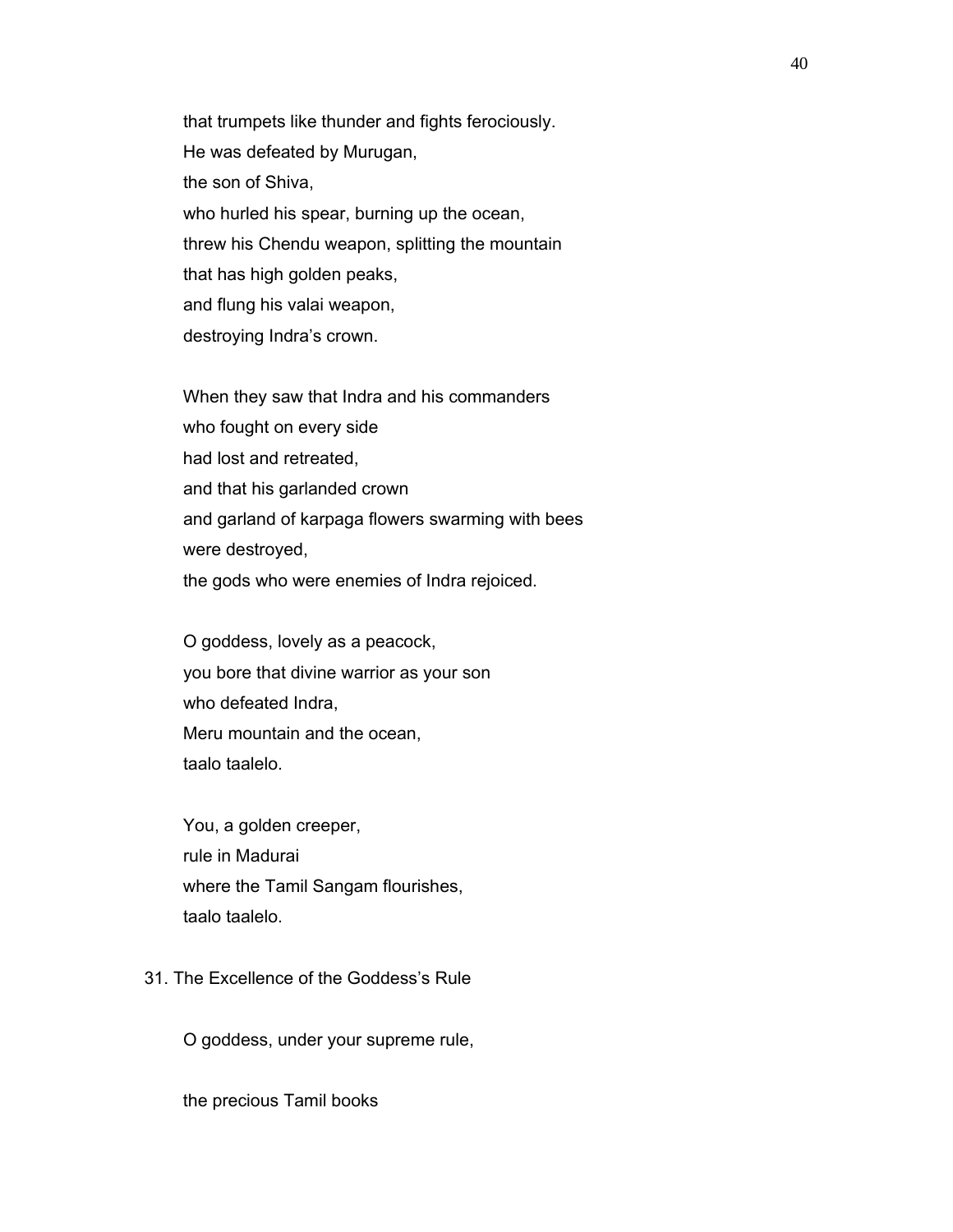that trumpets like thunder and fights ferociously.  
He was defeated by Murugan,  
the son of Shiva,  
who hurled his spear, burning up the ocean,  
threw his Chendu weapon, splitting the mountain  
that has high golden peaks,  
and flung his valai weapon,  
destroying Indra's crown.

When they saw that Indra and his commanders  
who fought on every side  
had lost and retreated,  
and that his garlanded crown  
and garland of karpaga flowers swarming with bees  
were destroyed,  
the gods who were enemies of Indra rejoiced.

O goddess, lovely as a peacock,  
you bore that divine warrior as your son  
who defeated Indra,  
Meru mountain and the ocean,  
taalo taalelo.

You, a golden creeper,  
rule in Madurai  
where the Tamil Sangam flourishes,  
taalo taalelo.

## 31. The Excellence of the Goddess's Rule

O goddess, under your supreme rule,

the precious Tamil books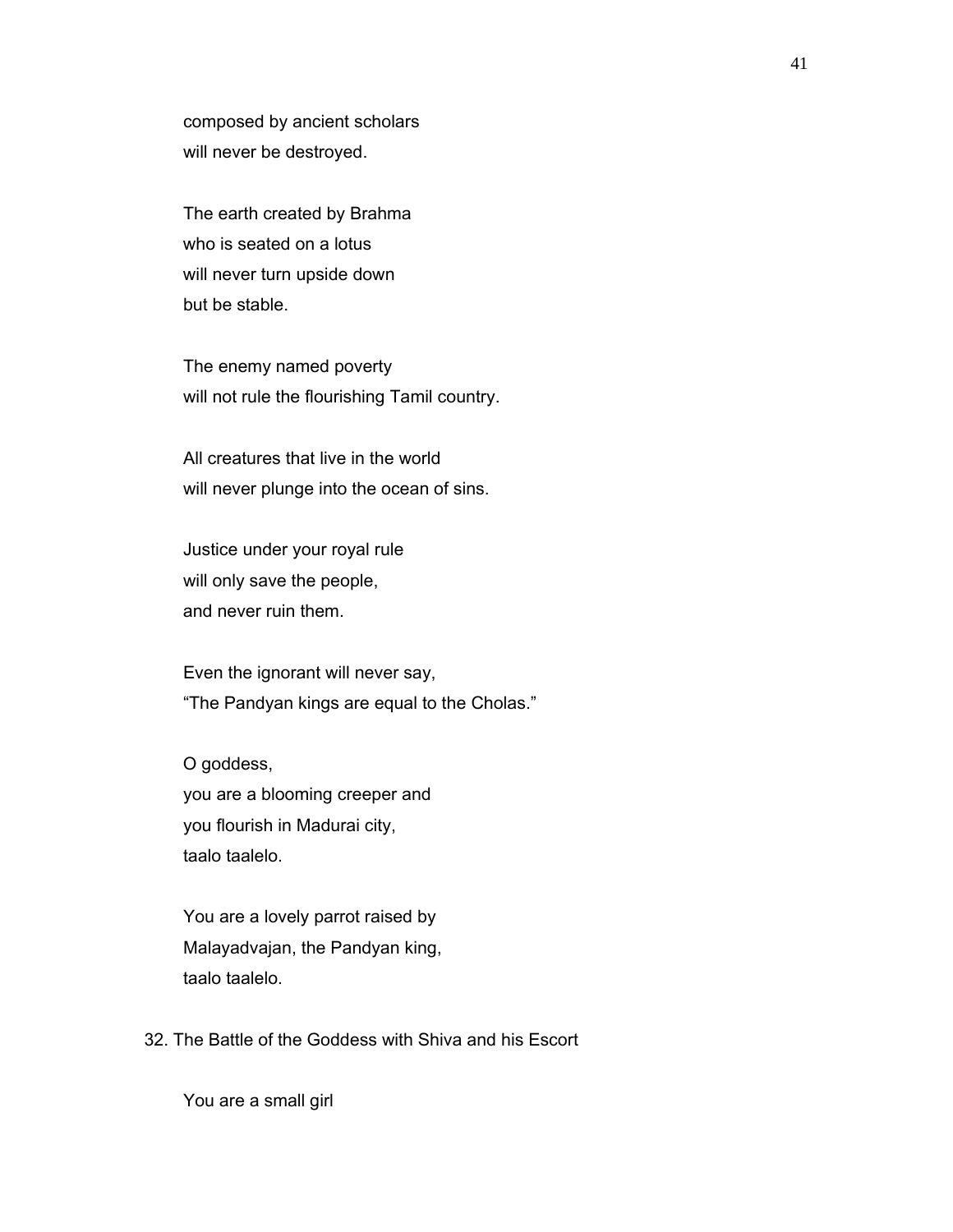composed by ancient scholars
will never be destroyed.

The earth created by Brahma
who is seated on a lotus
will never turn upside down
but be stable.

The enemy named poverty
will not rule the flourishing Tamil country.

All creatures that live in the world
will never plunge into the ocean of sins.

Justice under your royal rule
will only save the people,
and never ruin them.

Even the ignorant will never say,
“The Pandyan kings are equal to the Cholas.”

O goddess,
you are a blooming creeper and
you flourish in Madurai city,
taalo taalelo.

You are a lovely parrot raised by
Malayadvajan, the Pandyan king,
taalo taalelo.

## 32. The Battle of the Goddess with Shiva and his Escort

You are a small girl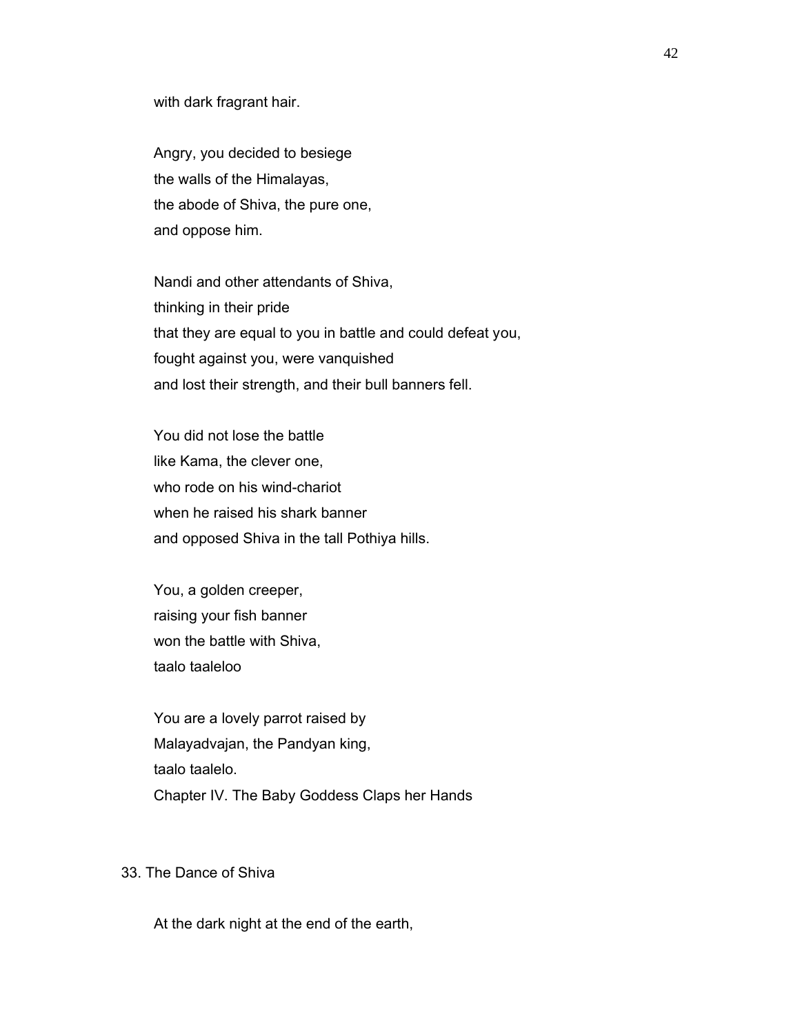with dark fragrant hair.

Angry, you decided to besiege
the walls of the Himalayas,
the abode of Shiva, the pure one,
and oppose him.

Nandi and other attendants of Shiva,
thinking in their pride
that they are equal to you in battle and could defeat you,
fought against you, were vanquished
and lost their strength, and their bull banners fell.

You did not lose the battle
like Kama, the clever one,
who rode on his wind-chariot
when he raised his shark banner
and opposed Shiva in the tall Pothiya hills.

You, a golden creeper,
raising your fish banner
won the battle with Shiva,
taalo taaleloo

You are a lovely parrot raised by
Malayadvajan, the Pandyan king,
taalo taalelo.
Chapter IV. The Baby Goddess Claps her Hands

## 33. The Dance of Shiva

At the dark night at the end of the earth,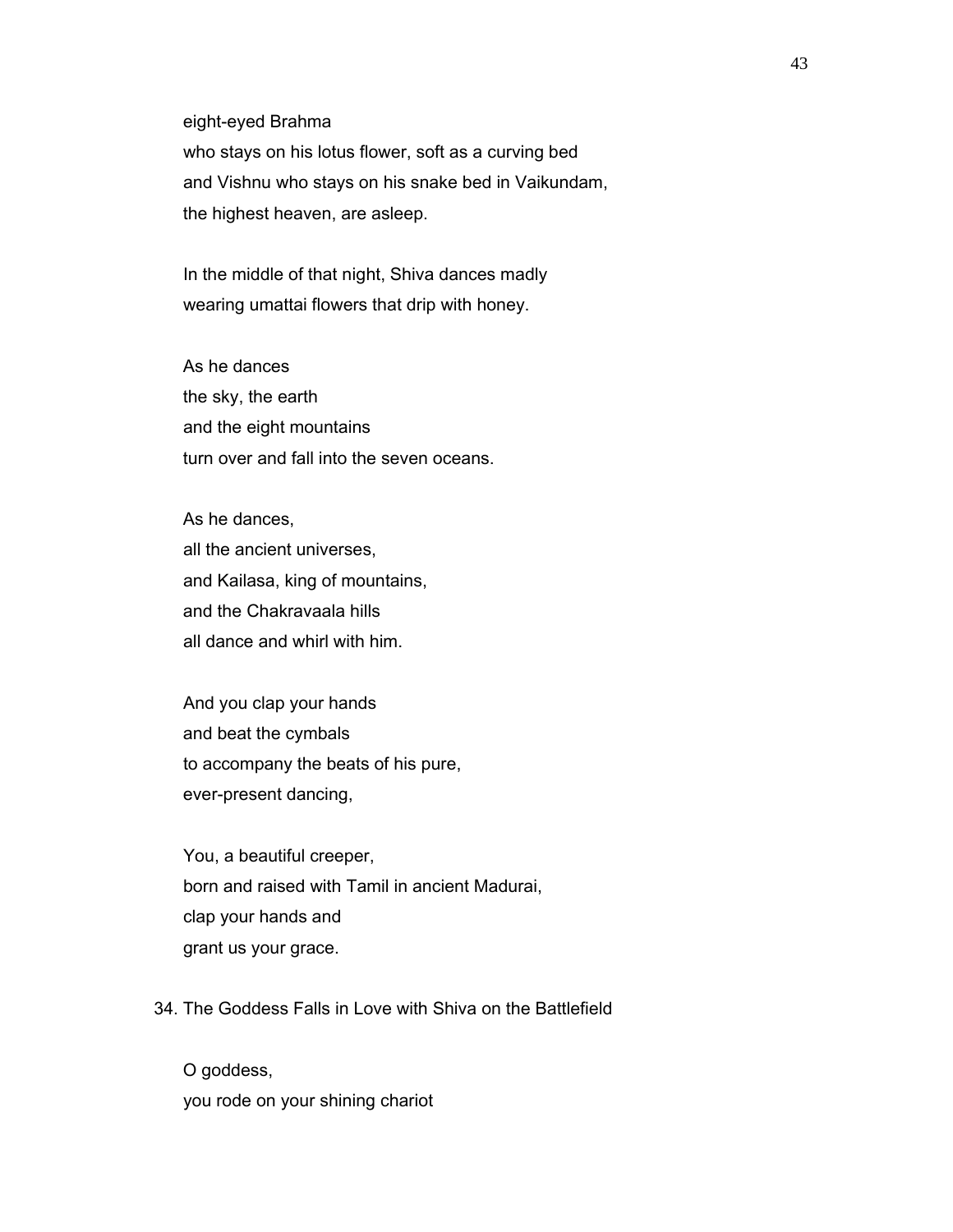eight-eyed Brahma
who stays on his lotus flower, soft as a curving bed
and Vishnu who stays on his snake bed in Vaikundam,
the highest heaven, are asleep.

In the middle of that night, Shiva dances madly
wearing umattai flowers that drip with honey.

As he dances
the sky, the earth
and the eight mountains
turn over and fall into the seven oceans.

As he dances,
all the ancient universes,
and Kailasa, king of mountains,
and the Chakravaala hills
all dance and whirl with him.

And you clap your hands
and beat the cymbals
to accompany the beats of his pure,
ever-present dancing,

You, a beautiful creeper,
born and raised with Tamil in ancient Madurai,
clap your hands and
grant us your grace.

## 34. The Goddess Falls in Love with Shiva on the Battlefield

O goddess,
you rode on your shining chariot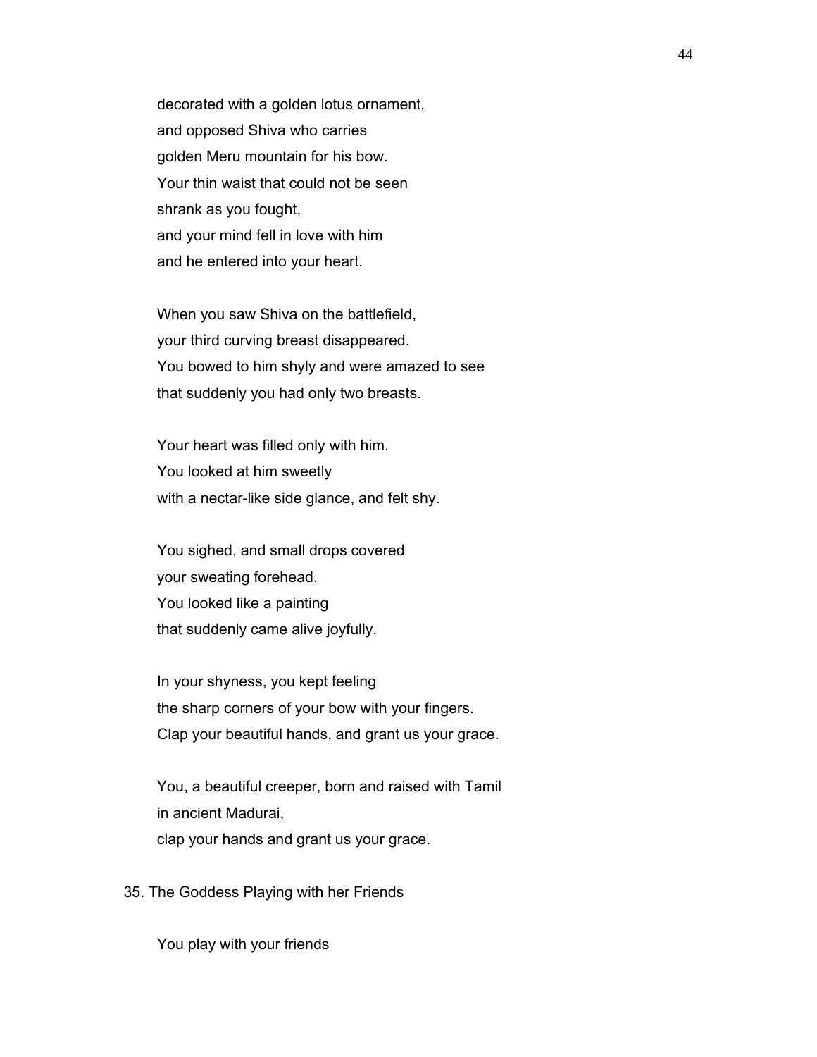decorated with a golden lotus ornament,
and opposed Shiva who carries
golden Meru mountain for his bow.
Your thin waist that could not be seen
shrank as you fought,
and your mind fell in love with him
and he entered into your heart.

When you saw Shiva on the battlefield,
your third curving breast disappeared.
You bowed to him shyly and were amazed to see
that suddenly you had only two breasts.

Your heart was filled only with him.
You looked at him sweetly
with a nectar-like side glance, and felt shy.

You sighed, and small drops covered
your sweating forehead.
You looked like a painting
that suddenly came alive joyfully.

In your shyness, you kept feeling
the sharp corners of your bow with your fingers.
Clap your beautiful hands, and grant us your grace.

You, a beautiful creeper, born and raised with Tamil
in ancient Madurai,
clap your hands and grant us your grace.

## 35. The Goddess Playing with her Friends

You play with your friends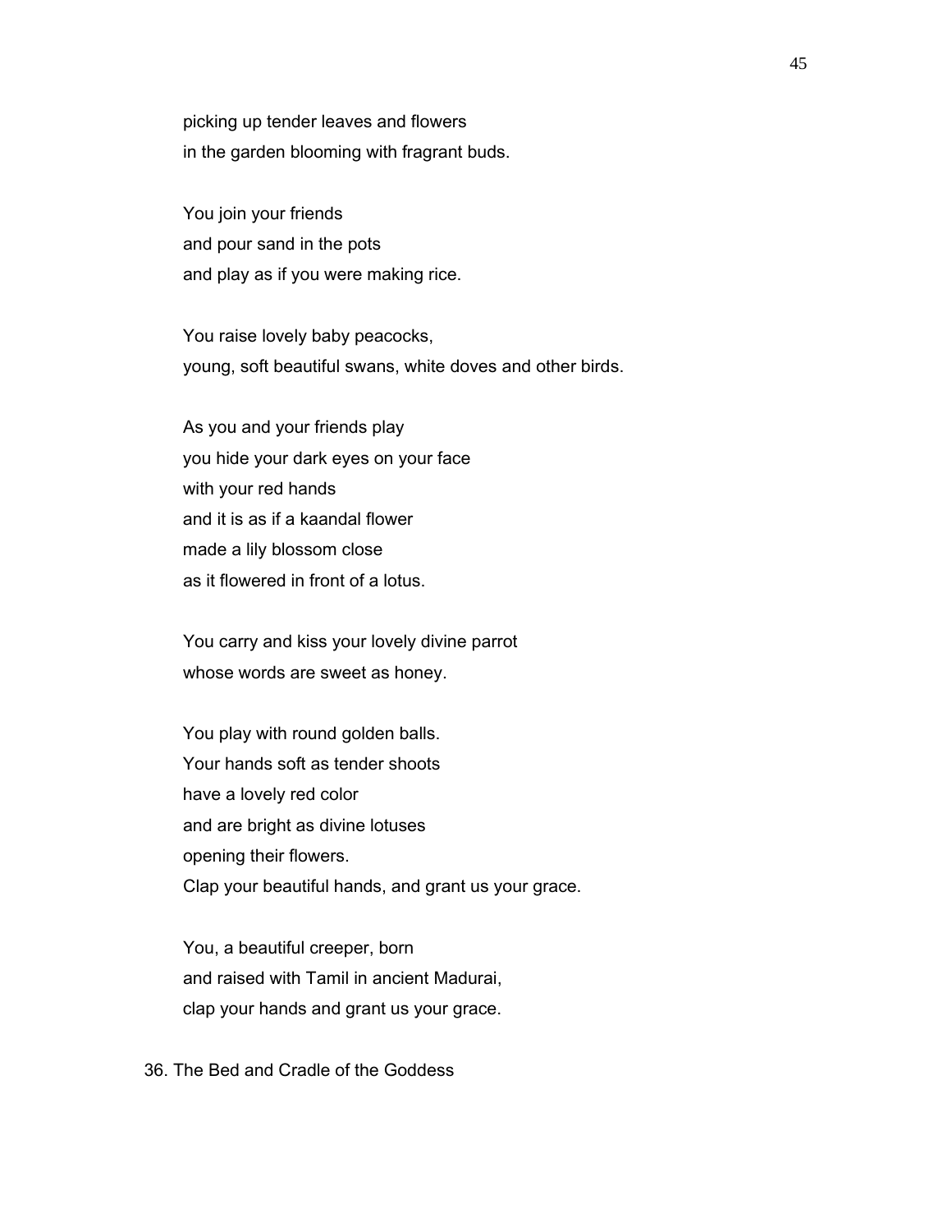picking up tender leaves and flowers
in the garden blooming with fragrant buds.

You join your friends
and pour sand in the pots
and play as if you were making rice.

You raise lovely baby peacocks,
young, soft beautiful swans, white doves and other birds.

As you and your friends play
you hide your dark eyes on your face
with your red hands
and it is as if a kaandal flower
made a lily blossom close
as it flowered in front of a lotus.

You carry and kiss your lovely divine parrot
whose words are sweet as honey.

You play with round golden balls.
Your hands soft as tender shoots
have a lovely red color
and are bright as divine lotuses
opening their flowers.
Clap your beautiful hands, and grant us your grace.

You, a beautiful creeper, born
and raised with Tamil in ancient Madurai,
clap your hands and grant us your grace.

## 36. The Bed and Cradle of the Goddess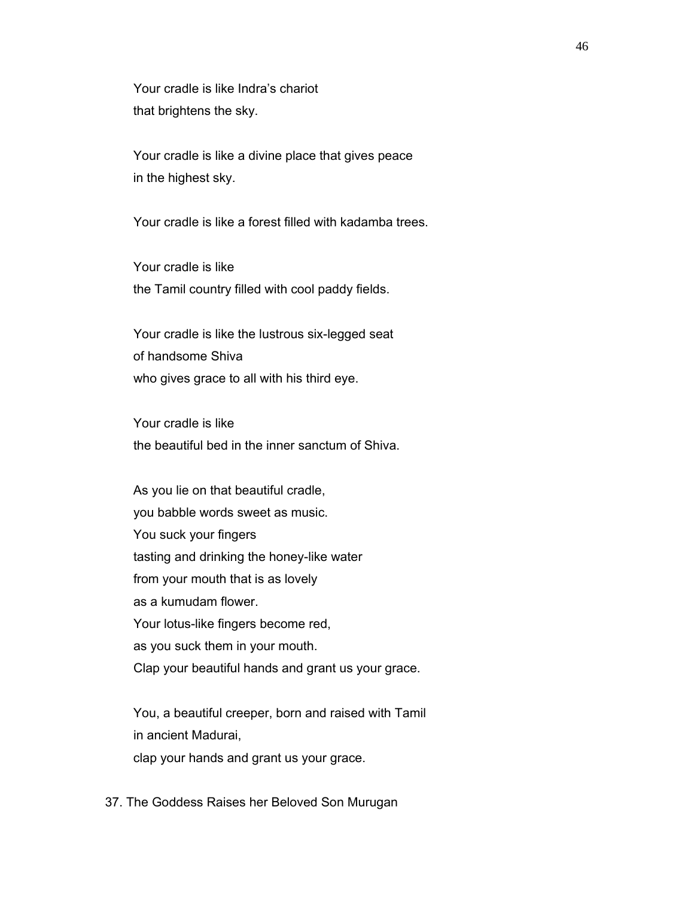Your cradle is like Indra's chariot
that brightens the sky.

Your cradle is like a divine place that gives peace
in the highest sky.

Your cradle is like a forest filled with kadamba trees.

Your cradle is like
the Tamil country filled with cool paddy fields.

Your cradle is like the lustrous six-legged seat
of handsome Shiva
who gives grace to all with his third eye.

Your cradle is like
the beautiful bed in the inner sanctum of Shiva.

As you lie on that beautiful cradle,
you babble words sweet as music.
You suck your fingers
tasting and drinking the honey-like water
from your mouth that is as lovely
as a kumudam flower.
Your lotus-like fingers become red,
as you suck them in your mouth.
Clap your beautiful hands and grant us your grace.

You, a beautiful creeper, born and raised with Tamil
in ancient Madurai,
clap your hands and grant us your grace.

37. The Goddess Raises her Beloved Son Murugan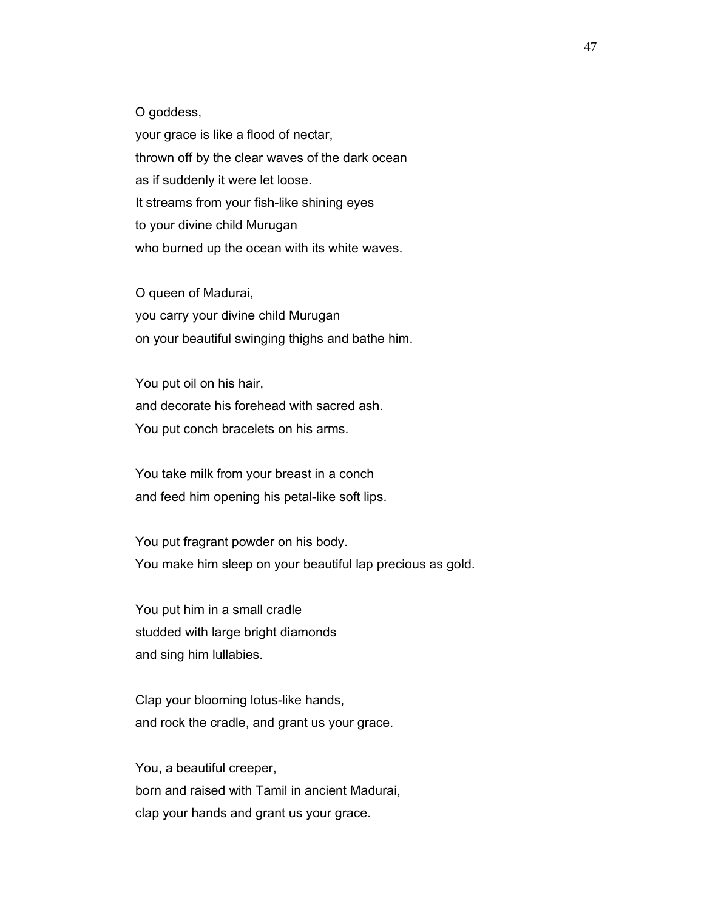O goddess,
your grace is like a flood of nectar,
thrown off by the clear waves of the dark ocean
as if suddenly it were let loose.
It streams from your fish-like shining eyes
to your divine child Murugan
who burned up the ocean with its white waves.

O queen of Madurai,
you carry your divine child Murugan
on your beautiful swinging thighs and bathe him.

You put oil on his hair,
and decorate his forehead with sacred ash.
You put conch bracelets on his arms.

You take milk from your breast in a conch
and feed him opening his petal-like soft lips.

You put fragrant powder on his body.
You make him sleep on your beautiful lap precious as gold.

You put him in a small cradle
studded with large bright diamonds
and sing him lullabies.

Clap your blooming lotus-like hands,
and rock the cradle, and grant us your grace.

You, a beautiful creeper,
born and raised with Tamil in ancient Madurai,
clap your hands and grant us your grace.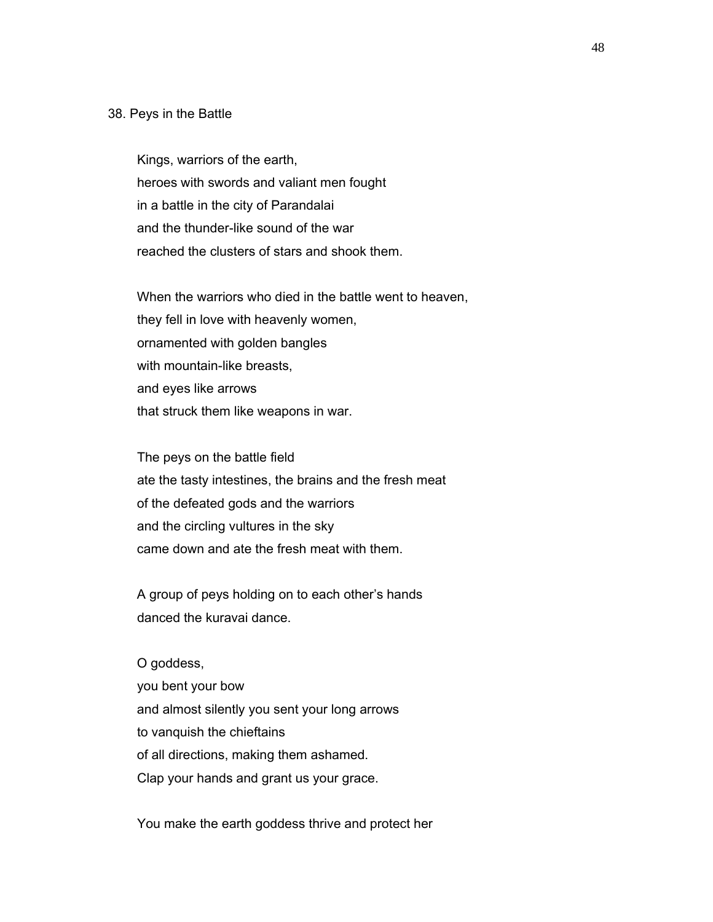38. Peys in the Battle

Kings, warriors of the earth,
heroes with swords and valiant men fought
in a battle in the city of Parandalai
and the thunder-like sound of the war
reached the clusters of stars and shook them.

When the warriors who died in the battle went to heaven,
they fell in love with heavenly women,
ornamented with golden bangles
with mountain-like breasts,
and eyes like arrows
that struck them like weapons in war.

The peys on the battle field
ate the tasty intestines, the brains and the fresh meat
of the defeated gods and the warriors
and the circling vultures in the sky
came down and ate the fresh meat with them.

A group of peys holding on to each other's hands
danced the kuravai dance.

O goddess,
you bent your bow
and almost silently you sent your long arrows
to vanquish the chieftains
of all directions, making them ashamed.
Clap your hands and grant us your grace.

You make the earth goddess thrive and protect her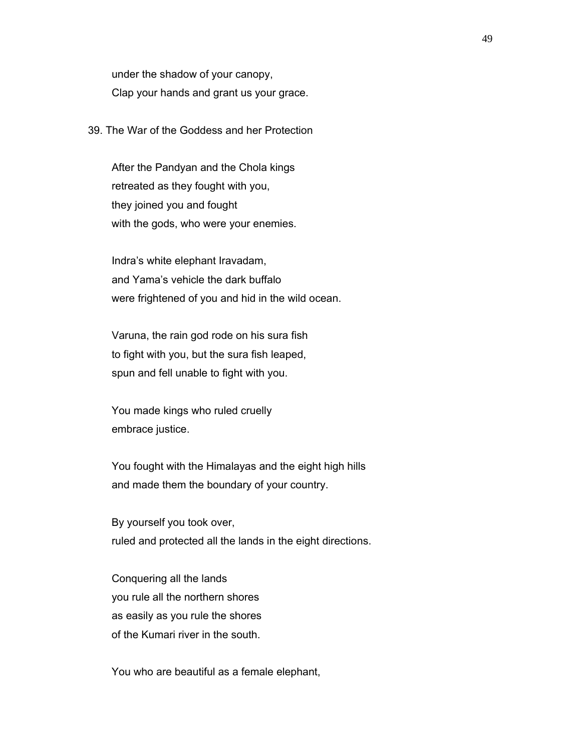under the shadow of your canopy,
Clap your hands and grant us your grace.

## 39. The War of the Goddess and her Protection

After the Pandyan and the Chola kings
retreated as they fought with you,
they joined you and fought
with the gods, who were your enemies.

Indra's white elephant Iravadam,
and Yama's vehicle the dark buffalo
were frightened of you and hid in the wild ocean.

Varuna, the rain god rode on his sura fish
to fight with you, but the sura fish leaped,
spun and fell unable to fight with you.

You made kings who ruled cruelly
embrace justice.

You fought with the Himalayas and the eight high hills
and made them the boundary of your country.

By yourself you took over,
ruled and protected all the lands in the eight directions.

Conquering all the lands
you rule all the northern shores
as easily as you rule the shores
of the Kumari river in the south.

You who are beautiful as a female elephant,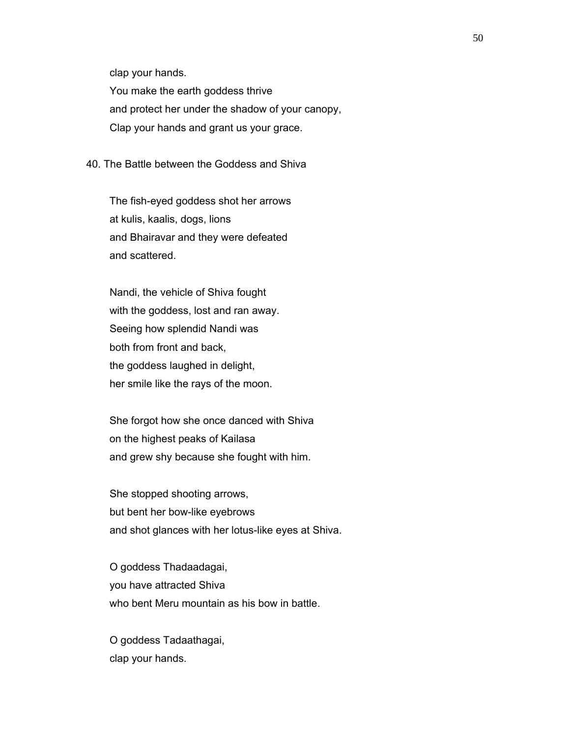clap your hands.  
You make the earth goddess thrive  
and protect her under the shadow of your canopy,  
Clap your hands and grant us your grace.

## 40. The Battle between the Goddess and Shiva

The fish-eyed goddess shot her arrows  
at kulis, kaalis, dogs, lions  
and Bhairavar and they were defeated  
and scattered.

Nandi, the vehicle of Shiva fought  
with the goddess, lost and ran away.  
Seeing how splendid Nandi was  
both from front and back,  
the goddess laughed in delight,  
her smile like the rays of the moon.

She forgot how she once danced with Shiva  
on the highest peaks of Kailasa  
and grew shy because she fought with him.

She stopped shooting arrows,  
but bent her bow-like eyebrows  
and shot glances with her lotus-like eyes at Shiva.

O goddess Thadaadagai,  
you have attracted Shiva  
who bent Meru mountain as his bow in battle.

O goddess Tadaathagai,  
clap your hands.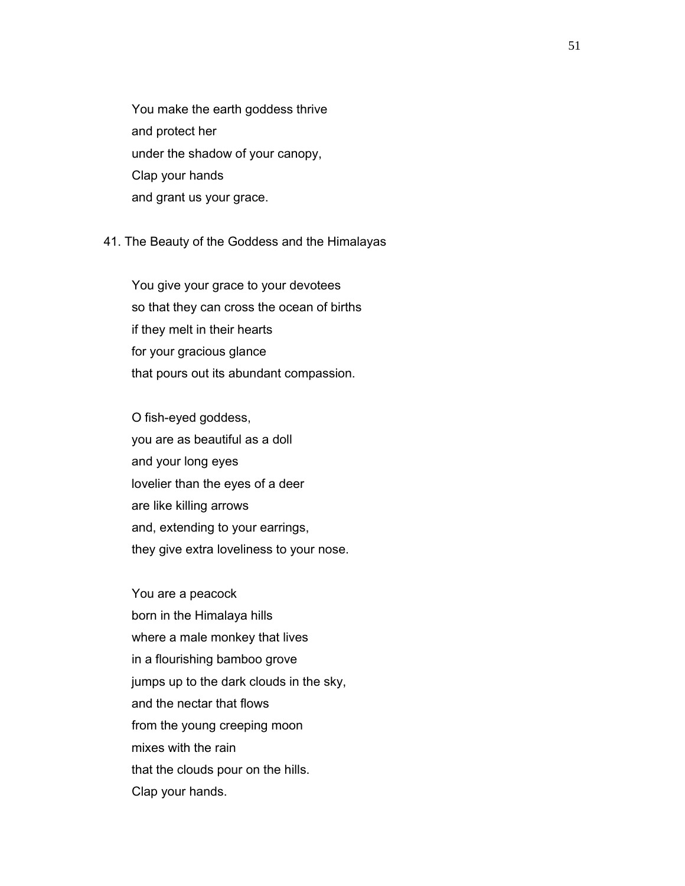You make the earth goddess thrive
and protect her
under the shadow of your canopy,
Clap your hands
and grant us your grace.

## 41. The Beauty of the Goddess and the Himalayas

You give your grace to your devotees
so that they can cross the ocean of births
if they melt in their hearts
for your gracious glance
that pours out its abundant compassion.

O fish-eyed goddess,
you are as beautiful as a doll
and your long eyes
lovelier than the eyes of a deer
are like killing arrows
and, extending to your earrings,
they give extra loveliness to your nose.

You are a peacock
born in the Himalaya hills
where a male monkey that lives
in a flourishing bamboo grove
jumps up to the dark clouds in the sky,
and the nectar that flows
from the young creeping moon
mixes with the rain
that the clouds pour on the hills.
Clap your hands.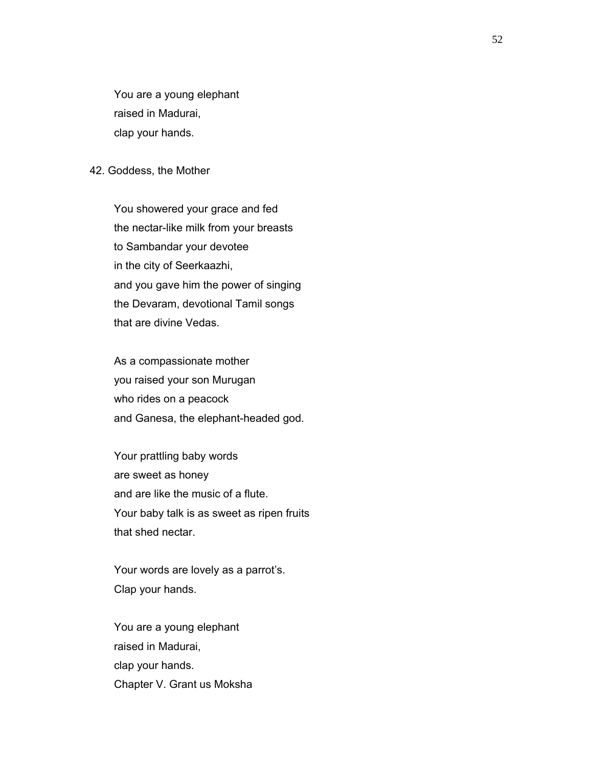You are a young elephant
raised in Madurai,
clap your hands.

42. Goddess, the Mother

You showered your grace and fed
the nectar-like milk from your breasts
to Sambandar your devotee
in the city of Seerkaazhi,
and you gave him the power of singing
the Devaram, devotional Tamil songs
that are divine Vedas.

As a compassionate mother
you raised your son Murugan
who rides on a peacock
and Ganesa, the elephant-headed god.

Your prattling baby words
are sweet as honey
and are like the music of a flute.
Your baby talk is as sweet as ripen fruits
that shed nectar.

Your words are lovely as a parrot's.
Clap your hands.

You are a young elephant
raised in Madurai,
clap your hands.

## Chapter V. Grant us Moksha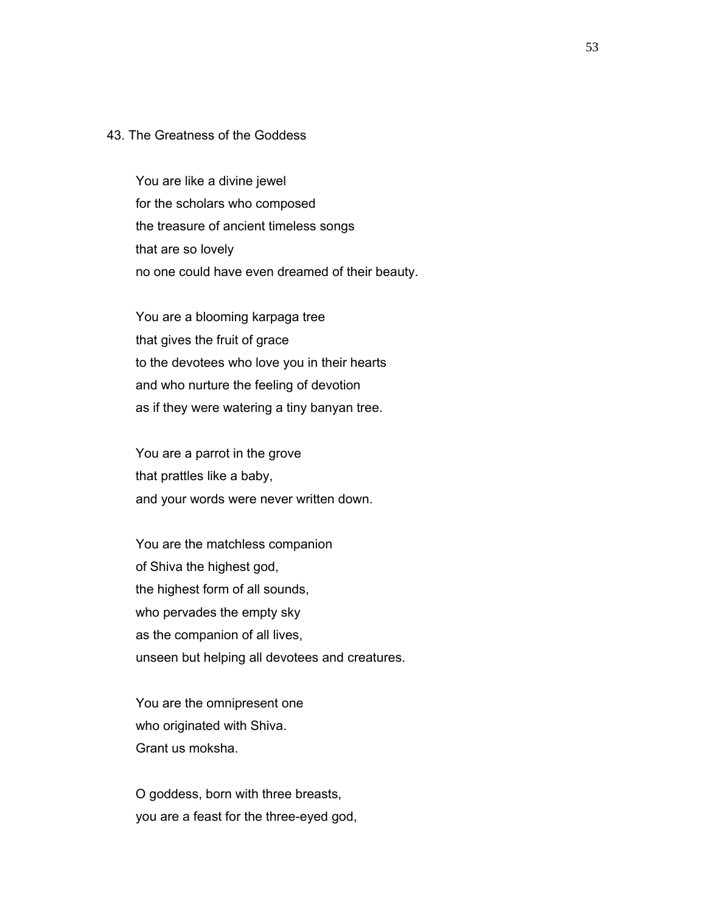## 43. The Greatness of the Goddess

You are like a divine jewel  
for the scholars who composed  
the treasure of ancient timeless songs  
that are so lovely  
no one could have even dreamed of their beauty.

You are a blooming karpaga tree  
that gives the fruit of grace  
to the devotees who love you in their hearts  
and who nurture the feeling of devotion  
as if they were watering a tiny banyan tree.

You are a parrot in the grove  
that prattles like a baby,  
and your words were never written down.

You are the matchless companion  
of Shiva the highest god,  
the highest form of all sounds,  
who pervades the empty sky  
as the companion of all lives,  
unseen but helping all devotees and creatures.

You are the omnipresent one  
who originated with Shiva.  
Grant us moksha.

O goddess, born with three breasts,  
you are a feast for the three-eyed god,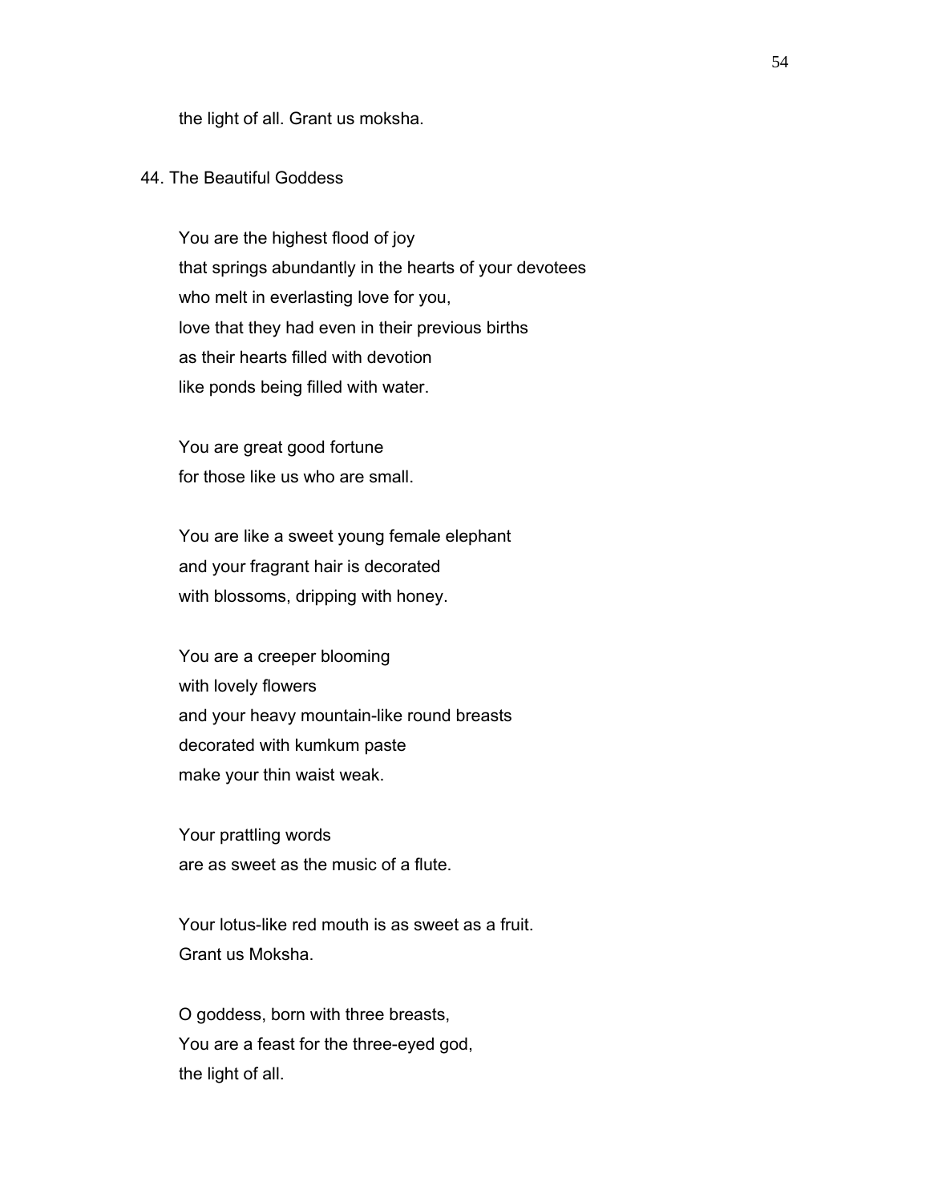the light of all. Grant us moksha.

## 44. The Beautiful Goddess

You are the highest flood of joy
that springs abundantly in the hearts of your devotees
who melt in everlasting love for you,
love that they had even in their previous births
as their hearts filled with devotion
like ponds being filled with water.

You are great good fortune
for those like us who are small.

You are like a sweet young female elephant
and your fragrant hair is decorated
with blossoms, dripping with honey.

You are a creeper blooming
with lovely flowers
and your heavy mountain-like round breasts
decorated with kumkum paste
make your thin waist weak.

Your prattling words
are as sweet as the music of a flute.

Your lotus-like red mouth is as sweet as a fruit.
Grant us Moksha.

O goddess, born with three breasts,
You are a feast for the three-eyed god,
the light of all.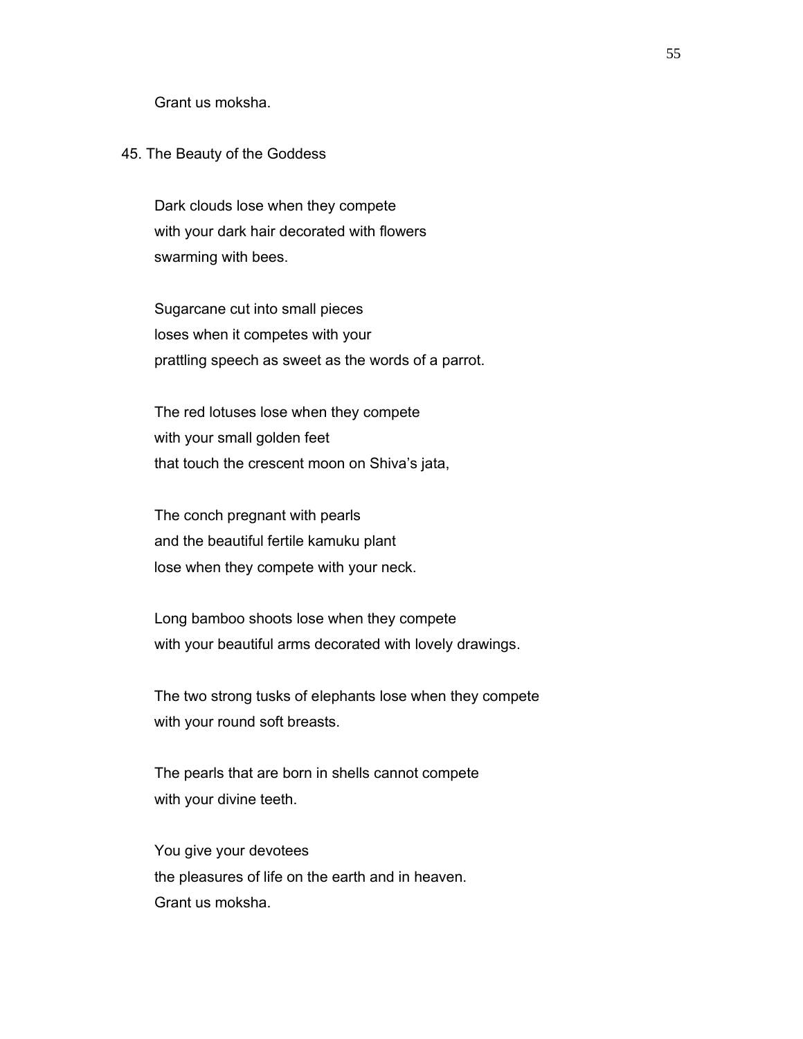Grant us moksha.

## 45. The Beauty of the Goddess

Dark clouds lose when they compete
with your dark hair decorated with flowers
swarming with bees.

Sugarcane cut into small pieces
loses when it competes with your
prattling speech as sweet as the words of a parrot.

The red lotuses lose when they compete
with your small golden feet
that touch the crescent moon on Shiva's jata,

The conch pregnant with pearls
and the beautiful fertile kamuku plant
lose when they compete with your neck.

Long bamboo shoots lose when they compete
with your beautiful arms decorated with lovely drawings.

The two strong tusks of elephants lose when they compete
with your round soft breasts.

The pearls that are born in shells cannot compete
with your divine teeth.

You give your devotees
the pleasures of life on the earth and in heaven.
Grant us moksha.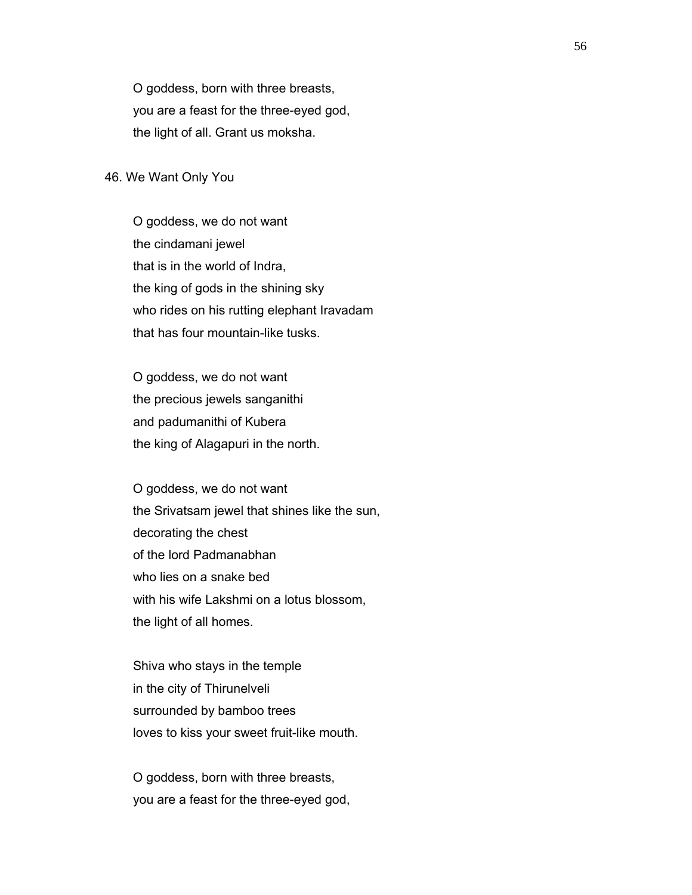O goddess, born with three breasts,
you are a feast for the three-eyed god,
the light of all. Grant us moksha.

## 46. We Want Only You

O goddess, we do not want
the cindamani jewel
that is in the world of Indra,
the king of gods in the shining sky
who rides on his rutting elephant Iravadam
that has four mountain-like tusks.

O goddess, we do not want
the precious jewels sanganithi
and padumanithi of Kubera
the king of Alagapuri in the north.

O goddess, we do not want
the Srivatsam jewel that shines like the sun,
decorating the chest
of the lord Padmanabhan
who lies on a snake bed
with his wife Lakshmi on a lotus blossom,
the light of all homes.

Shiva who stays in the temple
in the city of Thirunelveli
surrounded by bamboo trees
loves to kiss your sweet fruit-like mouth.

O goddess, born with three breasts,
you are a feast for the three-eyed god,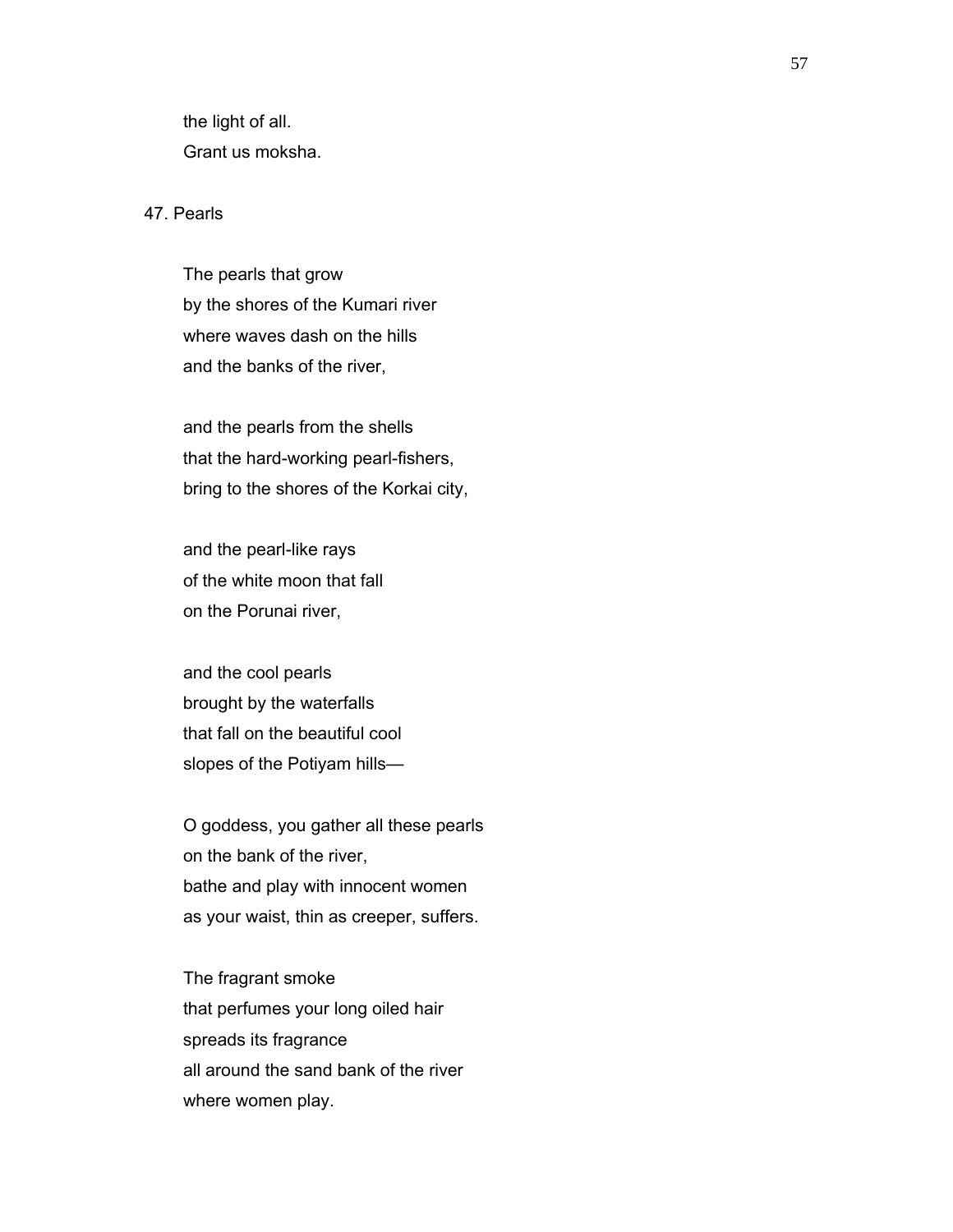the light of all.
Grant us moksha.

47. Pearls

The pearls that grow
by the shores of the Kumari river
where waves dash on the hills
and the banks of the river,

and the pearls from the shells
that the hard-working pearl-fishers,
bring to the shores of the Korkai city,

and the pearl-like rays
of the white moon that fall
on the Porunai river,

and the cool pearls
brought by the waterfalls
that fall on the beautiful cool
slopes of the Potiyam hills—

O goddess, you gather all these pearls
on the bank of the river,
bathe and play with innocent women
as your waist, thin as creeper, suffers.

The fragrant smoke
that perfumes your long oiled hair
spreads its fragrance
all around the sand bank of the river
where women play.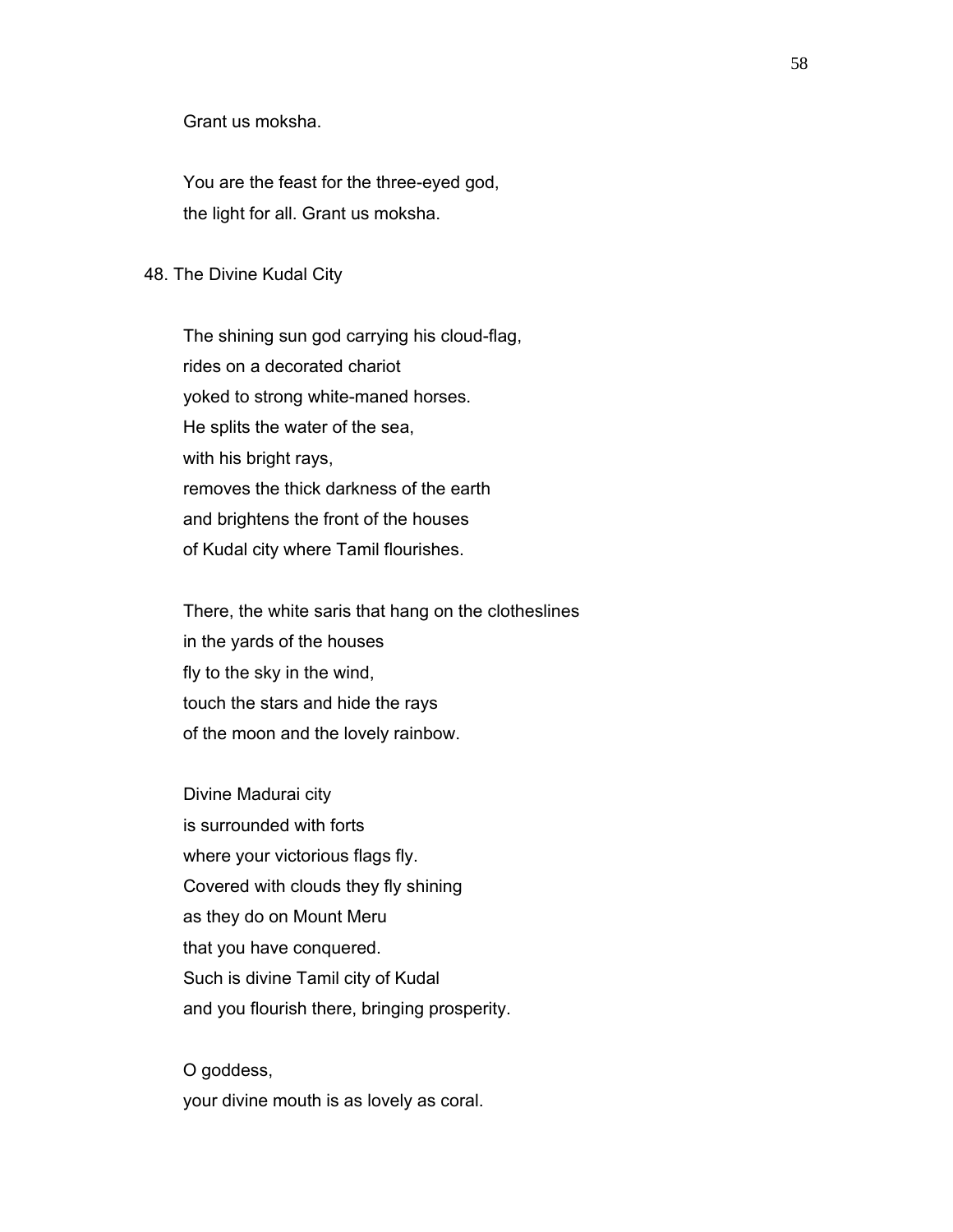Grant us moksha.

You are the feast for the three-eyed god,
the light for all. Grant us moksha.

## 48. The Divine Kudal City

The shining sun god carrying his cloud-flag,
rides on a decorated chariot
yoked to strong white-maned horses.
He splits the water of the sea,
with his bright rays,
removes the thick darkness of the earth
and brightens the front of the houses
of Kudal city where Tamil flourishes.

There, the white saris that hang on the clotheslines
in the yards of the houses
fly to the sky in the wind,
touch the stars and hide the rays
of the moon and the lovely rainbow.

Divine Madurai city
is surrounded with forts
where your victorious flags fly.
Covered with clouds they fly shining
as they do on Mount Meru
that you have conquered.
Such is divine Tamil city of Kudal
and you flourish there, bringing prosperity.

O goddess,
your divine mouth is as lovely as coral.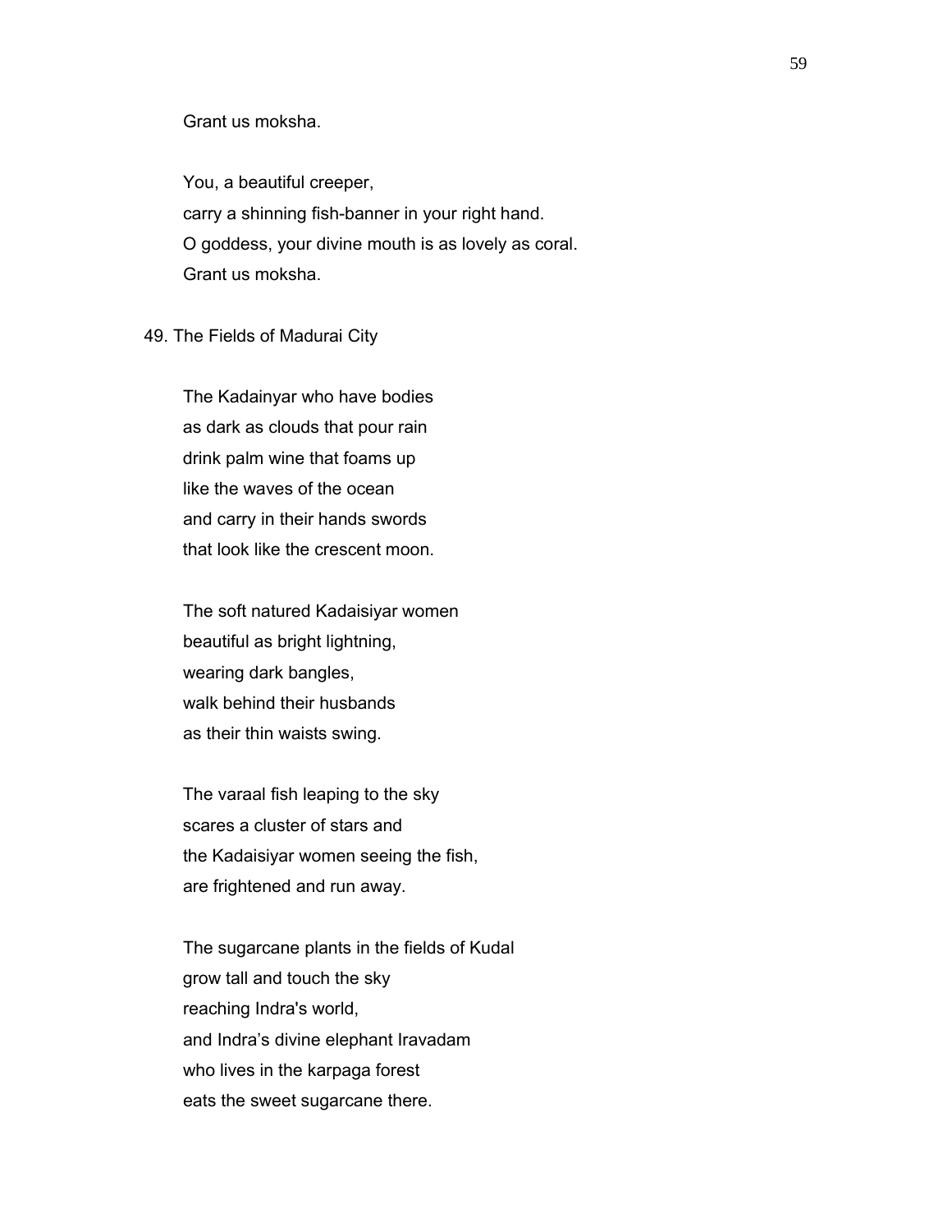Grant us moksha.

You, a beautiful creeper,  
carry a shinning fish-banner in your right hand.  
O goddess, your divine mouth is as lovely as coral.  
Grant us moksha.

## 49. The Fields of Madurai City

The Kadainyar who have bodies  
as dark as clouds that pour rain  
drink palm wine that foams up  
like the waves of the ocean  
and carry in their hands swords  
that look like the crescent moon.

The soft natured Kadaisiyar women  
beautiful as bright lightning,  
wearing dark bangles,  
walk behind their husbands  
as their thin waists swing.

The varaal fish leaping to the sky  
scares a cluster of stars and  
the Kadaisiyar women seeing the fish,  
are frightened and run away.

The sugarcane plants in the fields of Kudal  
grow tall and touch the sky  
reaching Indra's world,  
and Indra's divine elephant Iravadam  
who lives in the karpaga forest  
eats the sweet sugarcane there.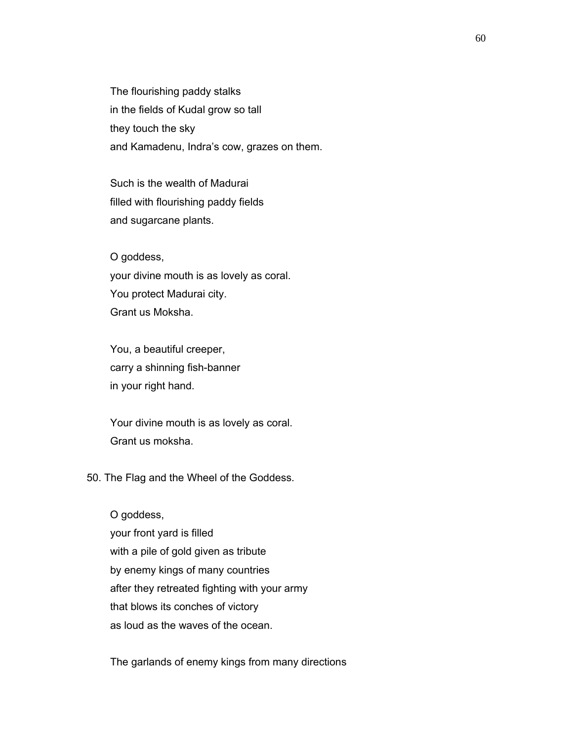The flourishing paddy stalks
in the fields of Kudal grow so tall
they touch the sky
and Kamadenu, Indra's cow, grazes on them.

Such is the wealth of Madurai
filled with flourishing paddy fields
and sugarcane plants.

O goddess,
your divine mouth is as lovely as coral.
You protect Madurai city.
Grant us Moksha.

You, a beautiful creeper,
carry a shinning fish-banner
in your right hand.

Your divine mouth is as lovely as coral.
Grant us moksha.

## 50. The Flag and the Wheel of the Goddess.

O goddess,
your front yard is filled
with a pile of gold given as tribute
by enemy kings of many countries
after they retreated fighting with your army
that blows its conches of victory
as loud as the waves of the ocean.

The garlands of enemy kings from many directions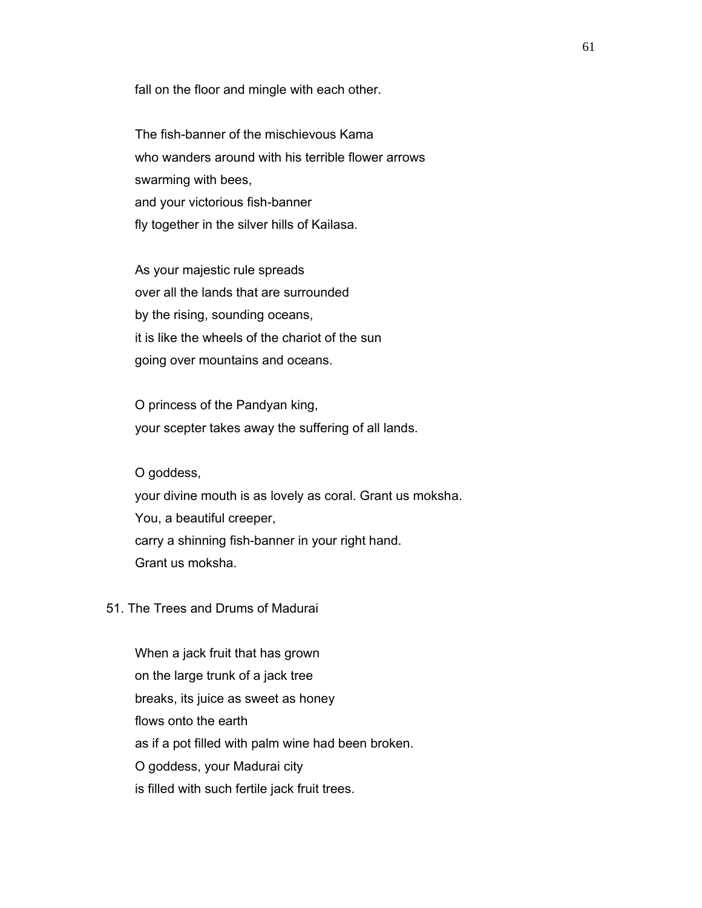fall on the floor and mingle with each other.

The fish-banner of the mischievous Kama
who wanders around with his terrible flower arrows
swarming with bees,
and your victorious fish-banner
fly together in the silver hills of Kailasa.

As your majestic rule spreads
over all the lands that are surrounded
by the rising, sounding oceans,
it is like the wheels of the chariot of the sun
going over mountains and oceans.

O princess of the Pandyan king,
your scepter takes away the suffering of all lands.

O goddess,
your divine mouth is as lovely as coral. Grant us moksha.
You, a beautiful creeper,
carry a shinning fish-banner in your right hand.
Grant us moksha.

## 51. The Trees and Drums of Madurai

When a jack fruit that has grown
on the large trunk of a jack tree
breaks, its juice as sweet as honey
flows onto the earth
as if a pot filled with palm wine had been broken.
O goddess, your Madurai city
is filled with such fertile jack fruit trees.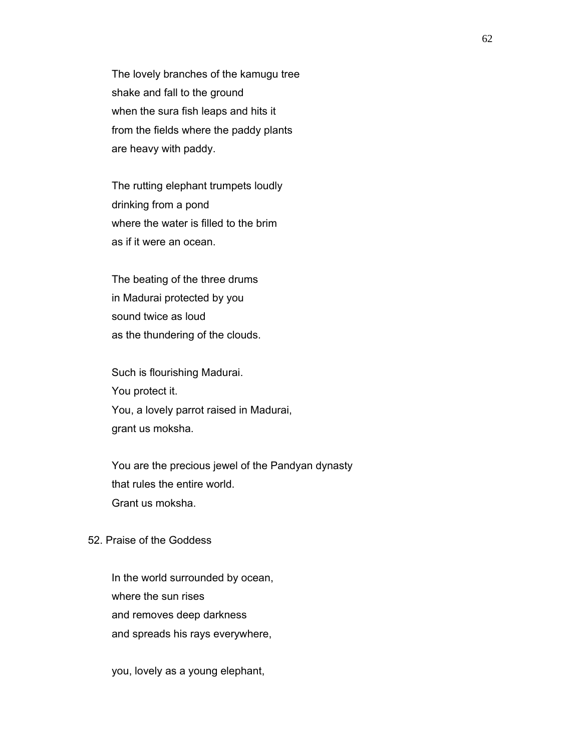The lovely branches of the kamugu tree
shake and fall to the ground
when the sura fish leaps and hits it
from the fields where the paddy plants
are heavy with paddy.

The rutting elephant trumpets loudly
drinking from a pond
where the water is filled to the brim
as if it were an ocean.

The beating of the three drums
in Madurai protected by you
sound twice as loud
as the thundering of the clouds.

Such is flourishing Madurai.
You protect it.
You, a lovely parrot raised in Madurai,
grant us moksha.

You are the precious jewel of the Pandyan dynasty
that rules the entire world.
Grant us moksha.

## 52. Praise of the Goddess

In the world surrounded by ocean,
where the sun rises
and removes deep darkness
and spreads his rays everywhere,

you, lovely as a young elephant,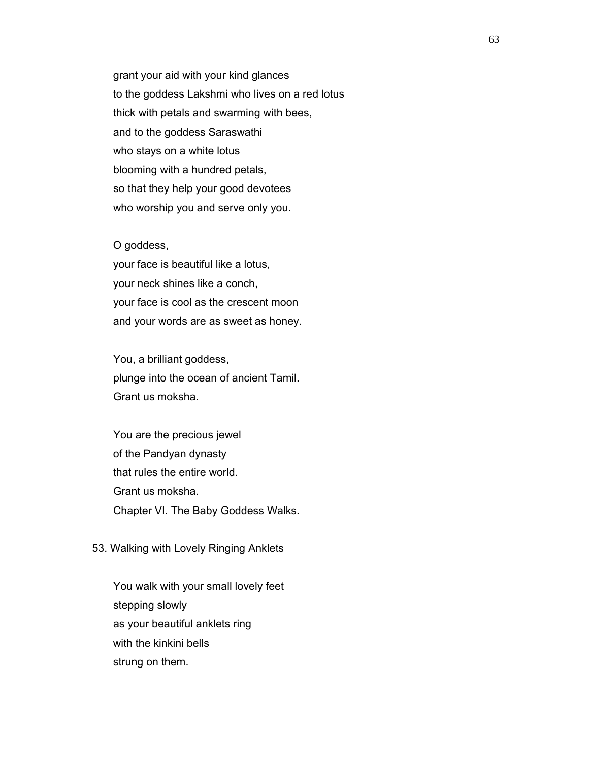grant your aid with your kind glances
to the goddess Lakshmi who lives on a red lotus
thick with petals and swarming with bees,
and to the goddess Saraswathi
who stays on a white lotus
blooming with a hundred petals,
so that they help your good devotees
who worship you and serve only you.

O goddess,
your face is beautiful like a lotus,
your neck shines like a conch,
your face is cool as the crescent moon
and your words are as sweet as honey.

You, a brilliant goddess,
plunge into the ocean of ancient Tamil.
Grant us moksha.

You are the precious jewel
of the Pandyan dynasty
that rules the entire world.
Grant us moksha.

## Chapter VI. The Baby Goddess Walks.

### 53. Walking with Lovely Ringing Anklets

You walk with your small lovely feet
stepping slowly
as your beautiful anklets ring
with the kinkini bells
strung on them.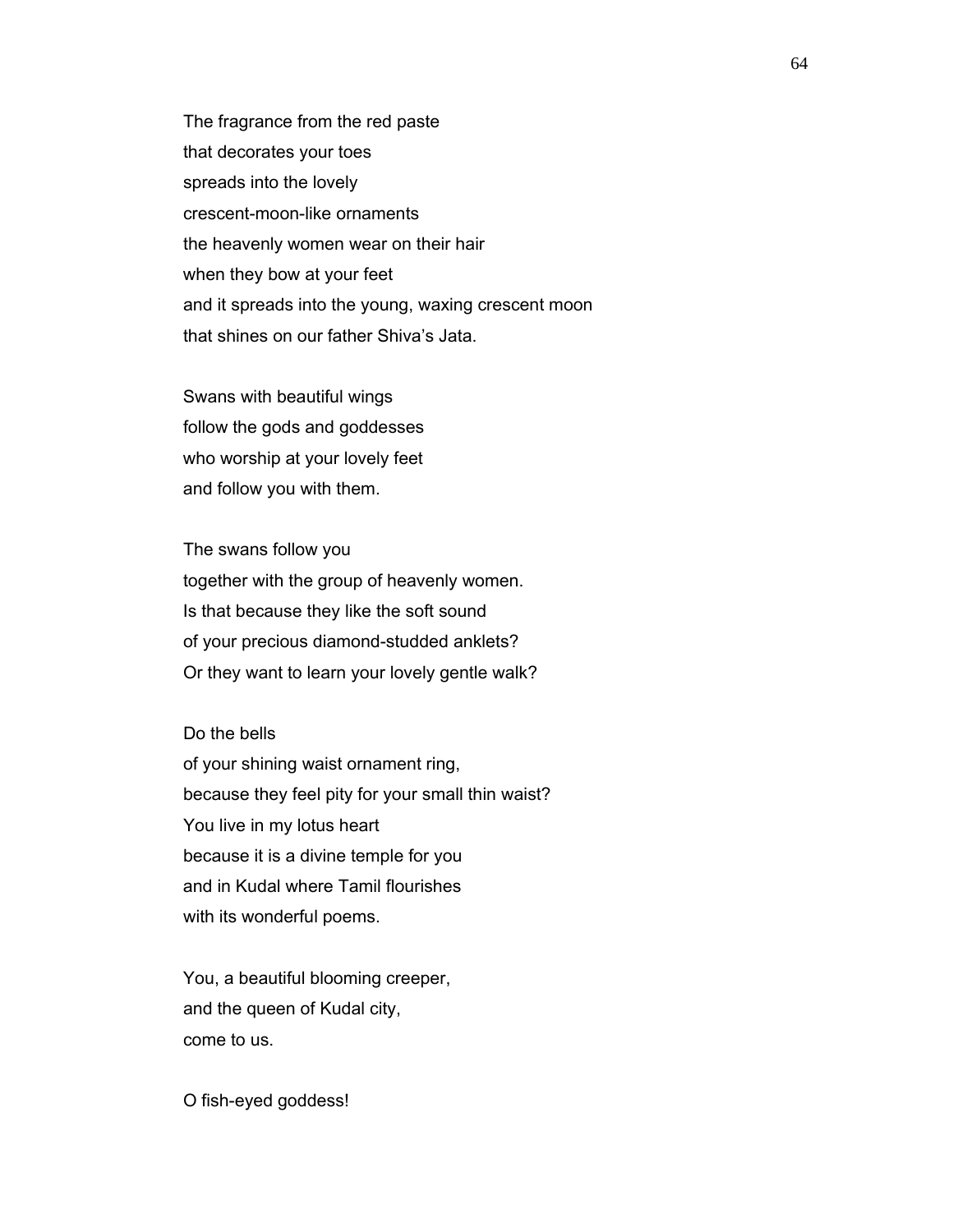The fragrance from the red paste
that decorates your toes
spreads into the lovely
crescent-moon-like ornaments
the heavenly women wear on their hair
when they bow at your feet
and it spreads into the young, waxing crescent moon
that shines on our father Shiva's Jata.

Swans with beautiful wings
follow the gods and goddesses
who worship at your lovely feet
and follow you with them.

The swans follow you
together with the group of heavenly women.
Is that because they like the soft sound
of your precious diamond-studded anklets?
Or they want to learn your lovely gentle walk?

Do the bells
of your shining waist ornament ring,
because they feel pity for your small thin waist?
You live in my lotus heart
because it is a divine temple for you
and in Kudal where Tamil flourishes
with its wonderful poems.

You, a beautiful blooming creeper,
and the queen of Kudal city,
come to us.

O fish-eyed goddess!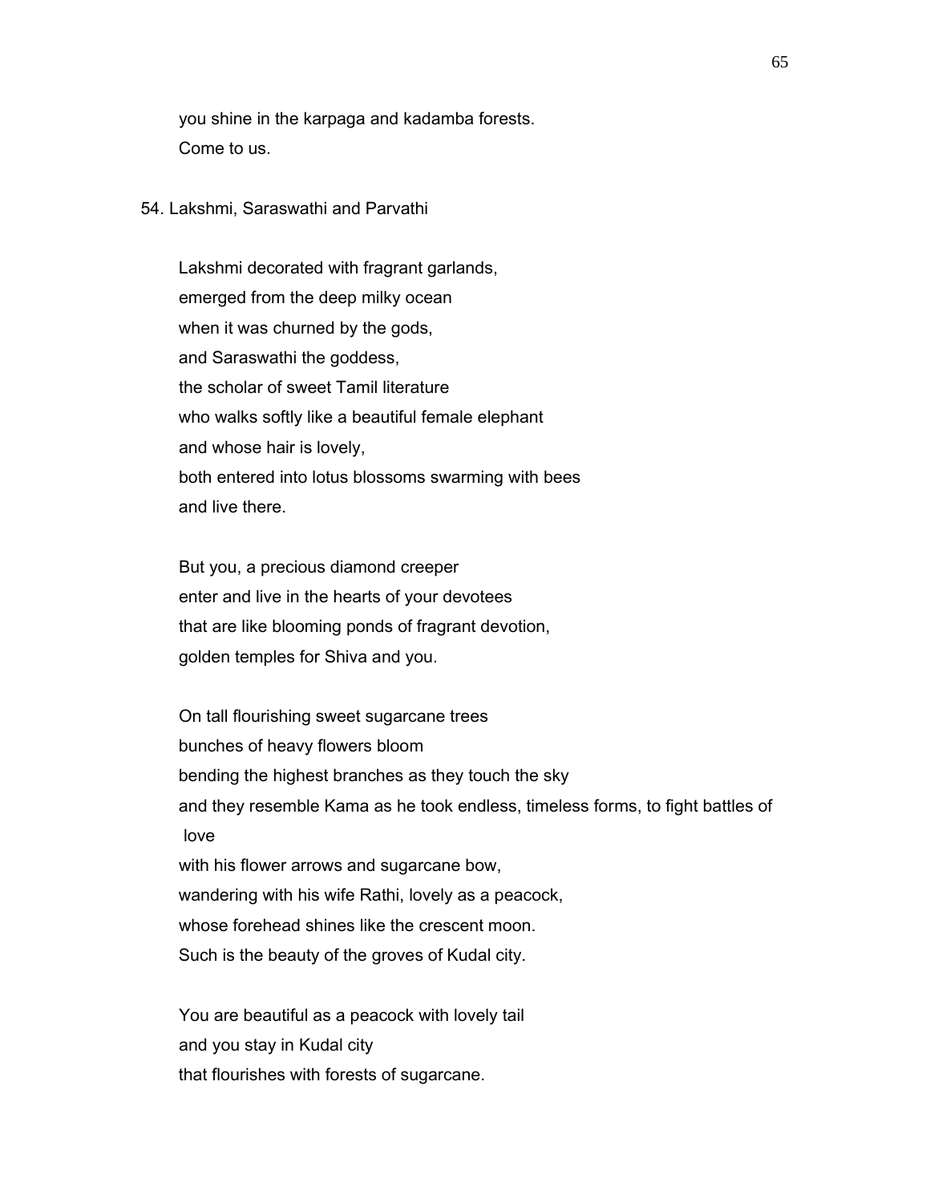you shine in the karpaga and kadamba forests.
Come to us.

54. Lakshmi, Saraswathi and Parvathi

Lakshmi decorated with fragrant garlands,
emerged from the deep milky ocean
when it was churned by the gods,
and Saraswathi the goddess,
the scholar of sweet Tamil literature
who walks softly like a beautiful female elephant
and whose hair is lovely,
both entered into lotus blossoms swarming with bees
and live there.

But you, a precious diamond creeper
enter and live in the hearts of your devotees
that are like blooming ponds of fragrant devotion,
golden temples for Shiva and you.

On tall flourishing sweet sugarcane trees
bunches of heavy flowers bloom
bending the highest branches as they touch the sky
and they resemble Kama as he took endless, timeless forms, to fight battles of love
with his flower arrows and sugarcane bow,
wandering with his wife Rathi, lovely as a peacock,
whose forehead shines like the crescent moon.
Such is the beauty of the groves of Kudal city.

You are beautiful as a peacock with lovely tail
and you stay in Kudal city
that flourishes with forests of sugarcane.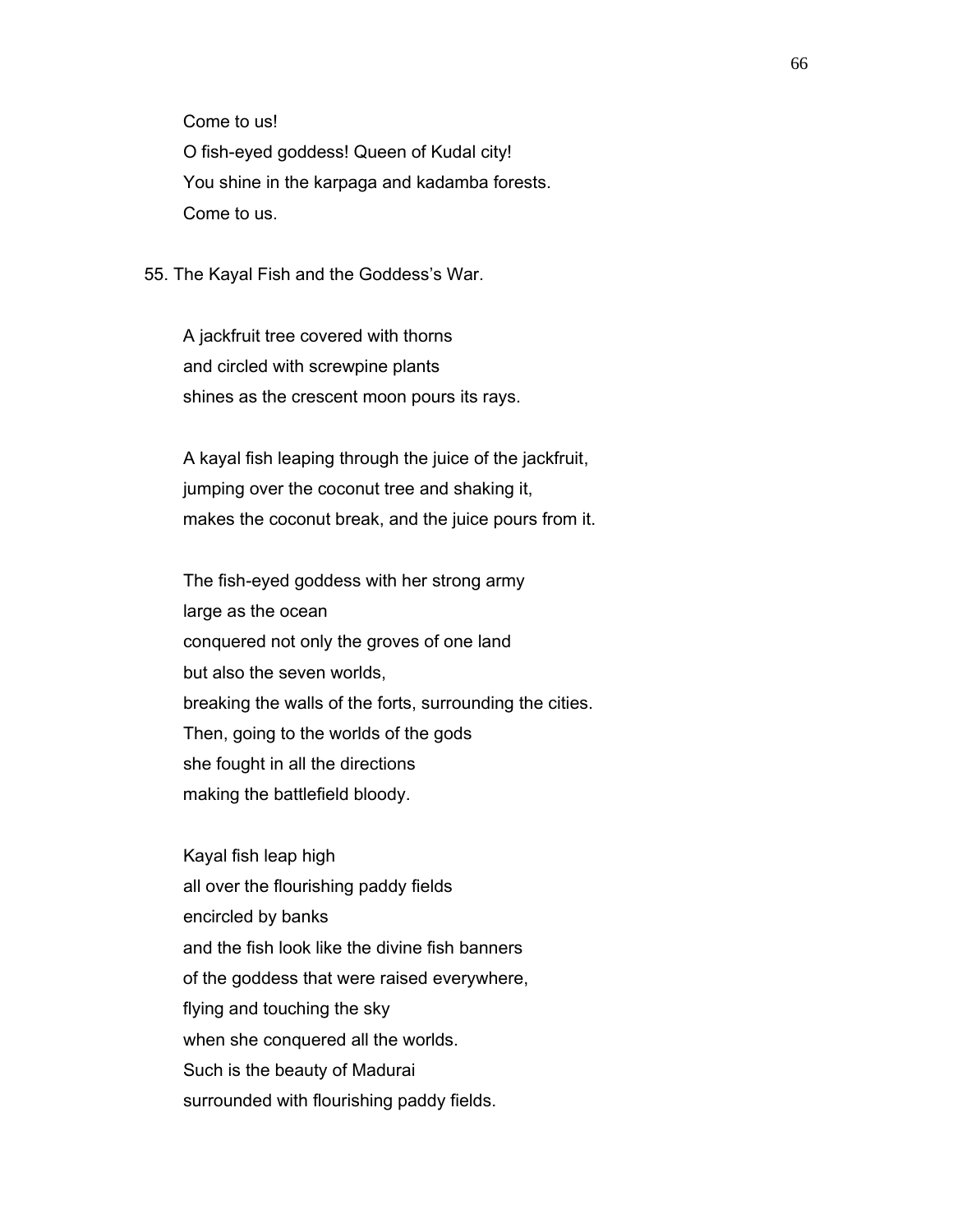Come to us!
O fish-eyed goddess! Queen of Kudal city!
You shine in the karpaga and kadamba forests.
Come to us.

55. The Kayal Fish and the Goddess's War.

A jackfruit tree covered with thorns
and circled with screwpine plants
shines as the crescent moon pours its rays.

A kayal fish leaping through the juice of the jackfruit,
jumping over the coconut tree and shaking it,
makes the coconut break, and the juice pours from it.

The fish-eyed goddess with her strong army
large as the ocean
conquered not only the groves of one land
but also the seven worlds,
breaking the walls of the forts, surrounding the cities.
Then, going to the worlds of the gods
she fought in all the directions
making the battlefield bloody.

Kayal fish leap high
all over the flourishing paddy fields
encircled by banks
and the fish look like the divine fish banners
of the goddess that were raised everywhere,
flying and touching the sky
when she conquered all the worlds.
Such is the beauty of Madurai
surrounded with flourishing paddy fields.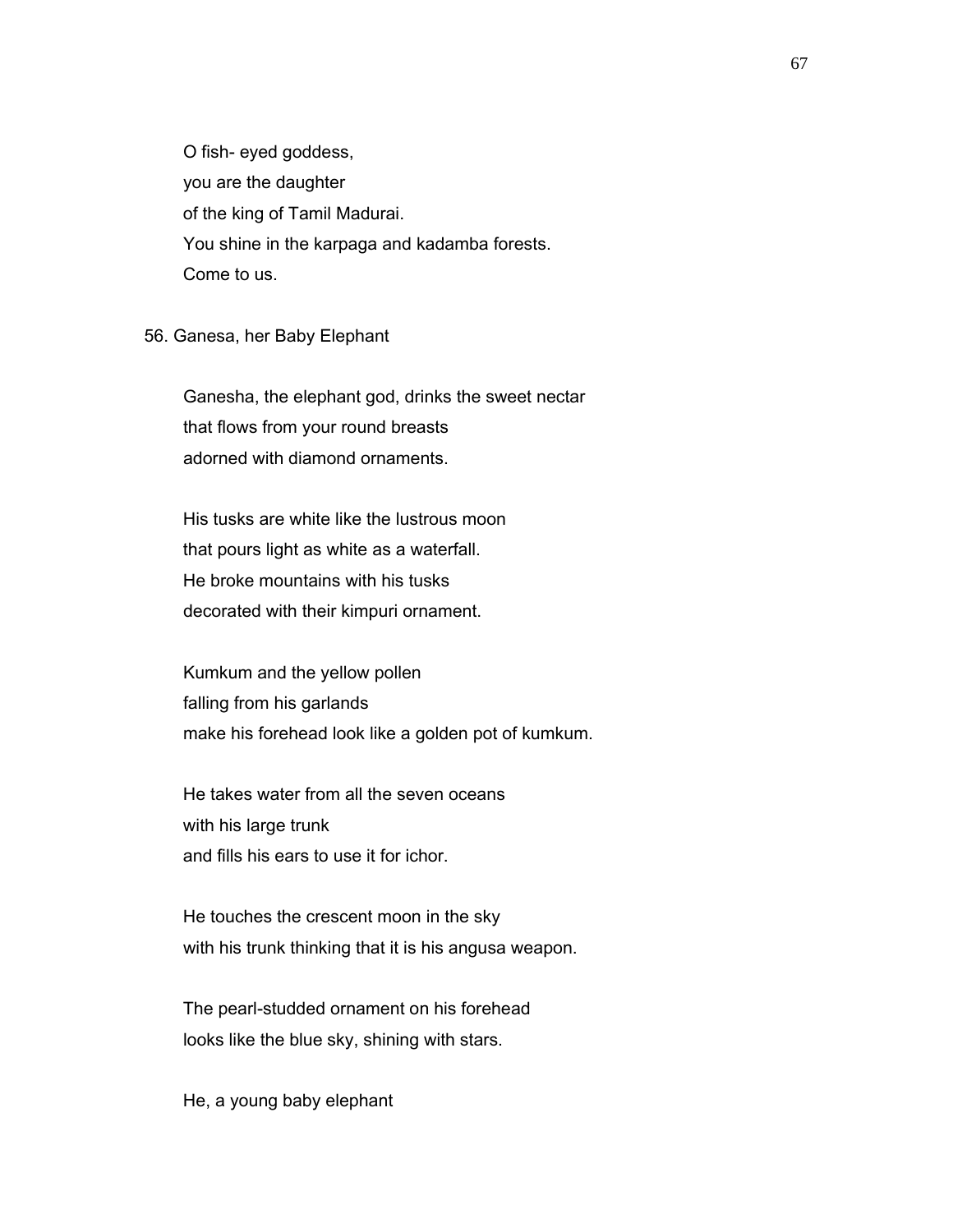O fish- eyed goddess,
you are the daughter
of the king of Tamil Madurai.
You shine in the karpaga and kadamba forests.
Come to us.

56. Ganesa, her Baby Elephant

Ganesha, the elephant god, drinks the sweet nectar
that flows from your round breasts
adorned with diamond ornaments.

His tusks are white like the lustrous moon
that pours light as white as a waterfall.
He broke mountains with his tusks
decorated with their kimpuri ornament.

Kumkum and the yellow pollen
falling from his garlands
make his forehead look like a golden pot of kumkum.

He takes water from all the seven oceans
with his large trunk
and fills his ears to use it for ichor.

He touches the crescent moon in the sky
with his trunk thinking that it is his angusa weapon.

The pearl-studded ornament on his forehead
looks like the blue sky, shining with stars.

He, a young baby elephant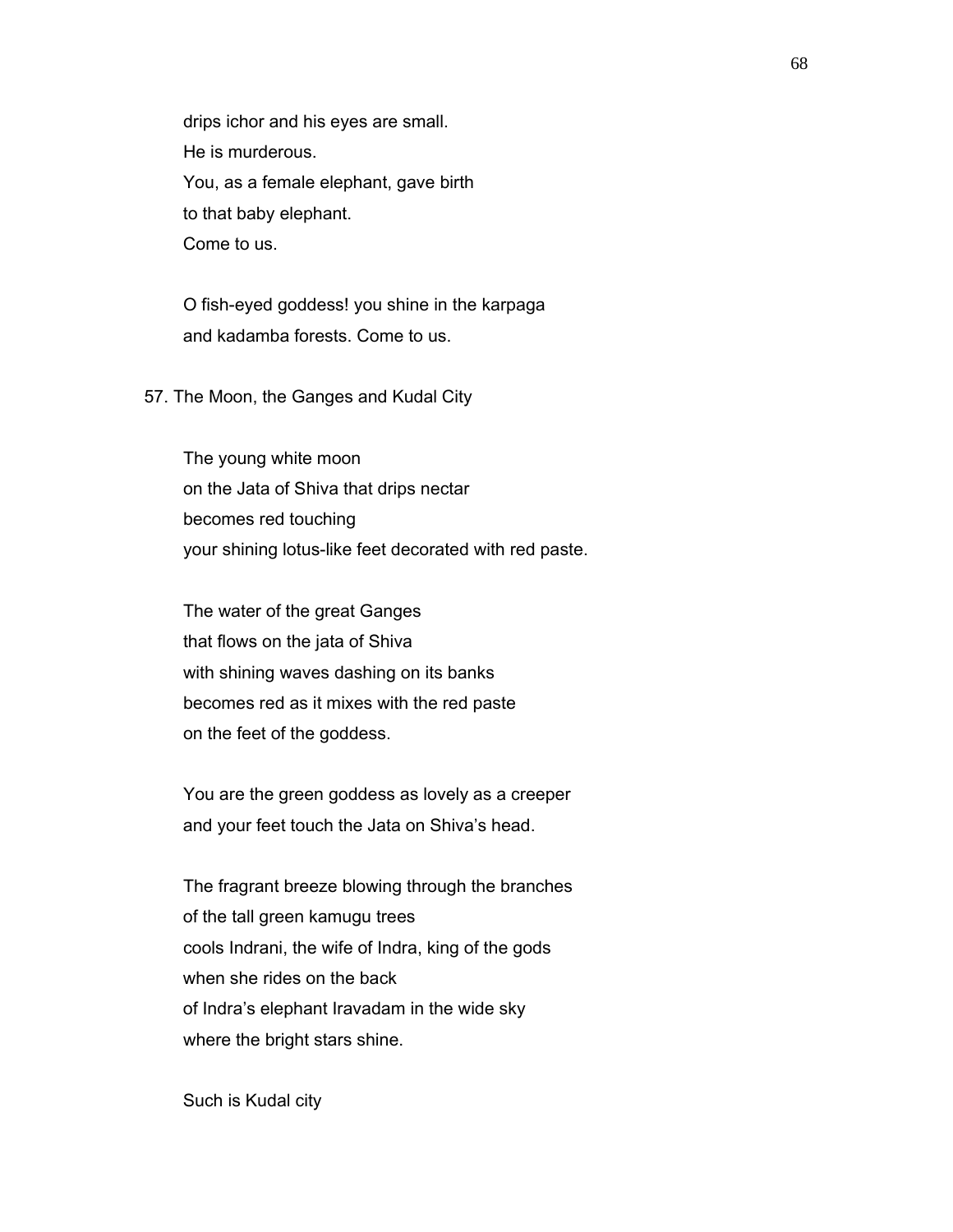drips ichor and his eyes are small.
He is murderous.
You, as a female elephant, gave birth
to that baby elephant.
Come to us.

O fish-eyed goddess! you shine in the karpaga
and kadamba forests. Come to us.

57. The Moon, the Ganges and Kudal City

The young white moon
on the Jata of Shiva that drips nectar
becomes red touching
your shining lotus-like feet decorated with red paste.

The water of the great Ganges
that flows on the jata of Shiva
with shining waves dashing on its banks
becomes red as it mixes with the red paste
on the feet of the goddess.

You are the green goddess as lovely as a creeper
and your feet touch the Jata on Shiva's head.

The fragrant breeze blowing through the branches
of the tall green kamugu trees
cools Indrani, the wife of Indra, king of the gods
when she rides on the back
of Indra's elephant Iravadam in the wide sky
where the bright stars shine.

Such is Kudal city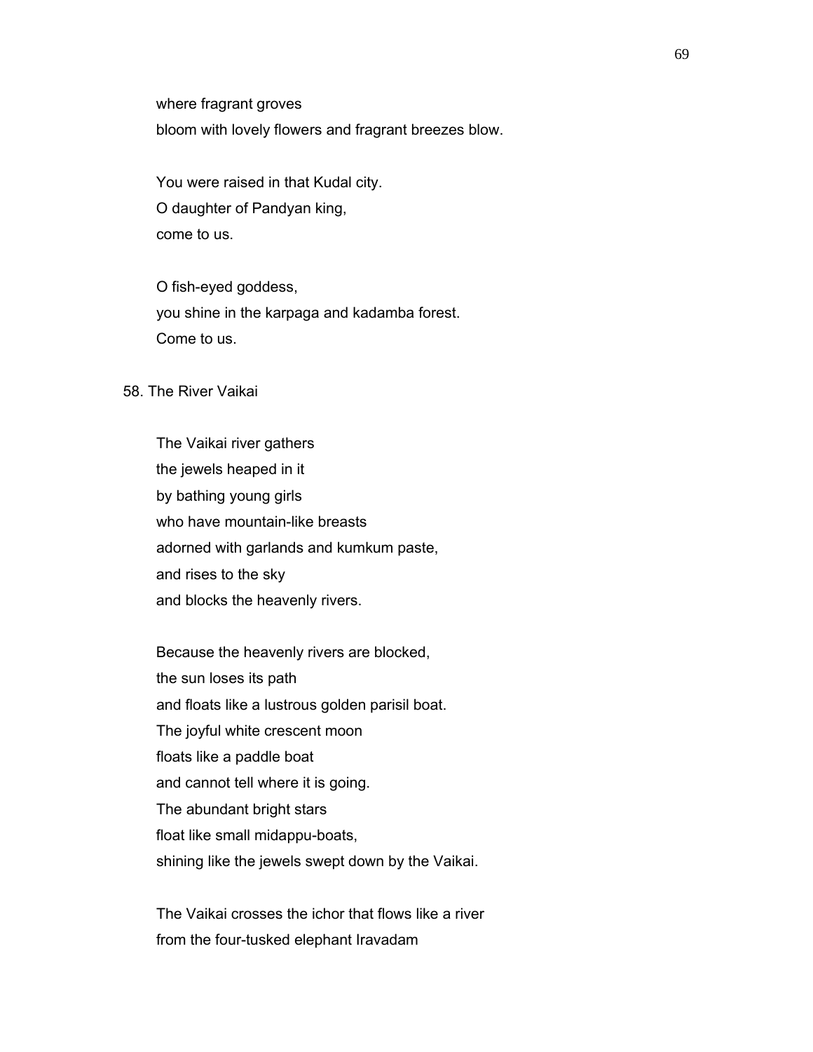where fragrant groves
bloom with lovely flowers and fragrant breezes blow.

You were raised in that Kudal city.
O daughter of Pandyan king,
come to us.

O fish-eyed goddess,
you shine in the karpaga and kadamba forest.
Come to us.

## 58. The River Vaikai

The Vaikai river gathers
the jewels heaped in it
by bathing young girls
who have mountain-like breasts
adorned with garlands and kumkum paste,
and rises to the sky
and blocks the heavenly rivers.

Because the heavenly rivers are blocked,
the sun loses its path
and floats like a lustrous golden parisil boat.
The joyful white crescent moon
floats like a paddle boat
and cannot tell where it is going.
The abundant bright stars
float like small midappu-boats,
shining like the jewels swept down by the Vaikai.

The Vaikai crosses the ichor that flows like a river
from the four-tusked elephant Iravadam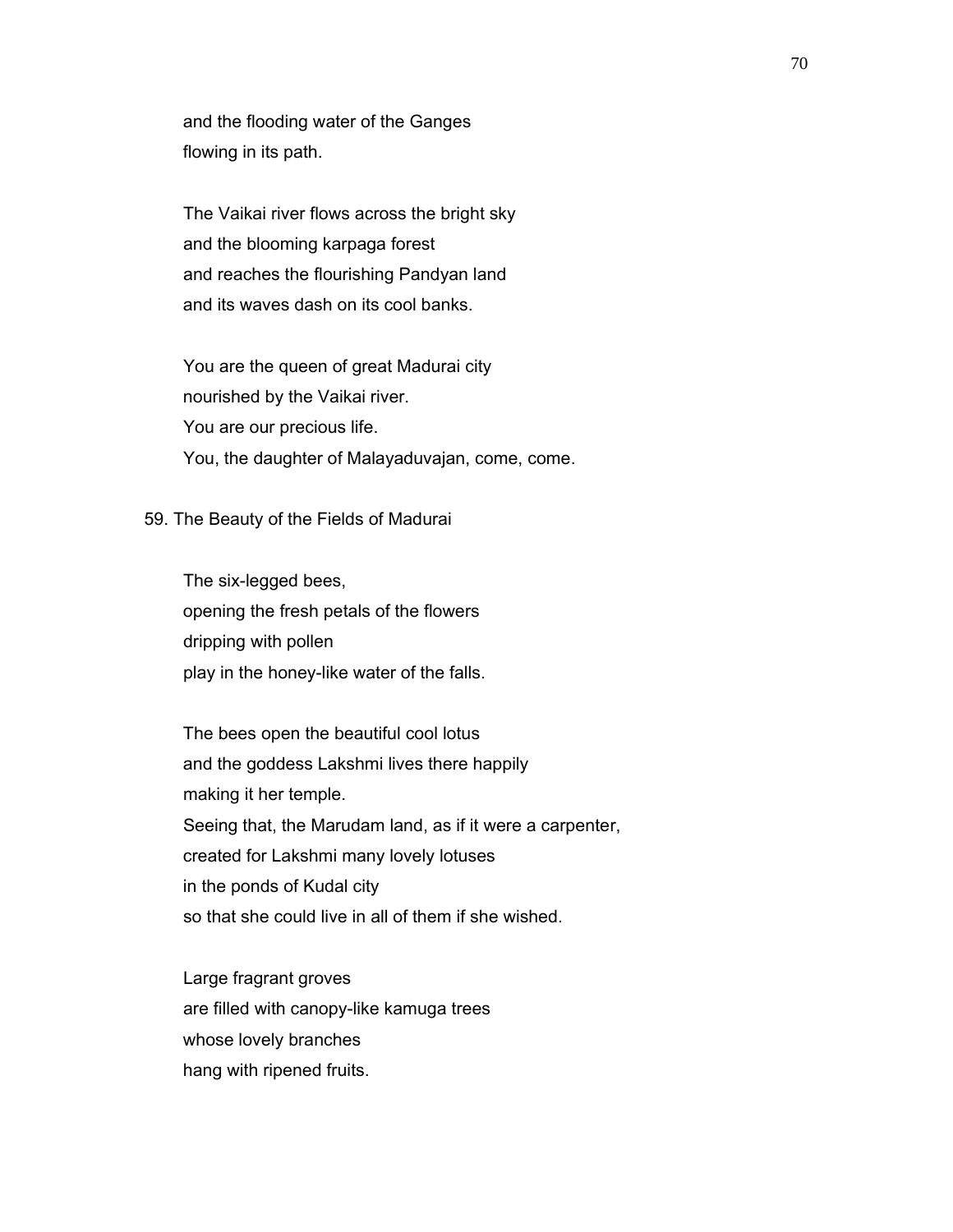and the flooding water of the Ganges
flowing in its path.

The Vaikai river flows across the bright sky
and the blooming karpaga forest
and reaches the flourishing Pandyan land
and its waves dash on its cool banks.

You are the queen of great Madurai city
nourished by the Vaikai river.
You are our precious life.
You, the daughter of Malayaduvajan, come, come.

## 59. The Beauty of the Fields of Madurai

The six-legged bees,
opening the fresh petals of the flowers
dripping with pollen
play in the honey-like water of the falls.

The bees open the beautiful cool lotus
and the goddess Lakshmi lives there happily
making it her temple.
Seeing that, the Marudam land, as if it were a carpenter,
created for Lakshmi many lovely lotuses
in the ponds of Kudal city
so that she could live in all of them if she wished.

Large fragrant groves
are filled with canopy-like kamuga trees
whose lovely branches
hang with ripened fruits.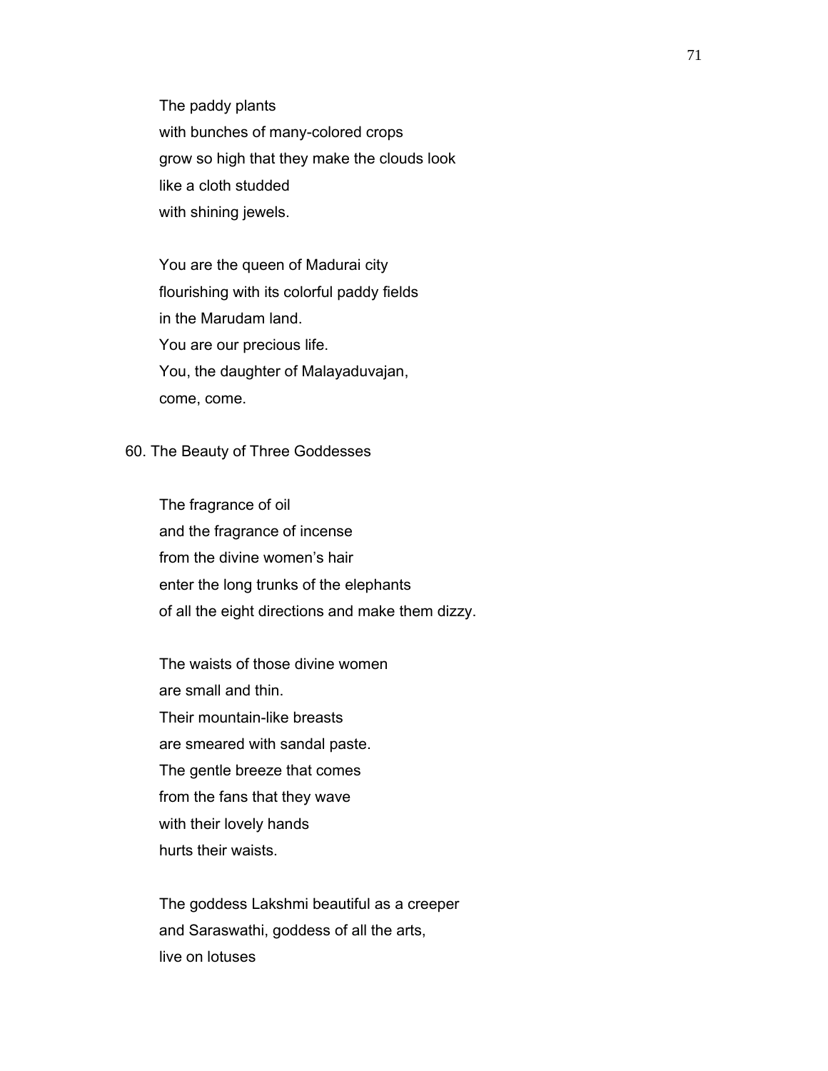The paddy plants
with bunches of many-colored crops
grow so high that they make the clouds look
like a cloth studded
with shining jewels.

You are the queen of Madurai city
flourishing with its colorful paddy fields
in the Marudam land.
You are our precious life.
You, the daughter of Malayaduvajan,
come, come.

## 60. The Beauty of Three Goddesses

The fragrance of oil
and the fragrance of incense
from the divine women's hair
enter the long trunks of the elephants
of all the eight directions and make them dizzy.

The waists of those divine women
are small and thin.
Their mountain-like breasts
are smeared with sandal paste.
The gentle breeze that comes
from the fans that they wave
with their lovely hands
hurts their waists.

The goddess Lakshmi beautiful as a creeper
and Saraswathi, goddess of all the arts,
live on lotuses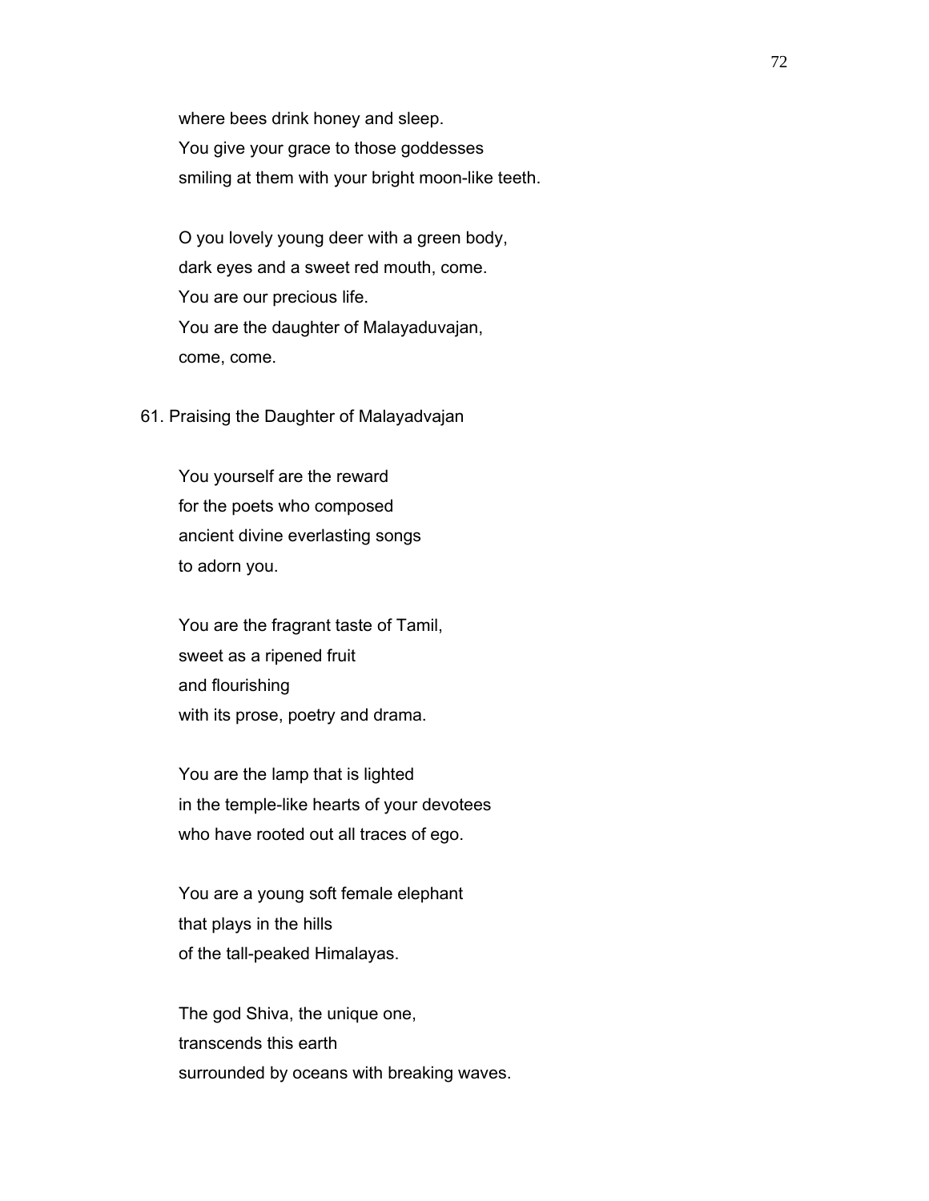where bees drink honey and sleep.  
You give your grace to those goddesses  
smiling at them with your bright moon-like teeth.

O you lovely young deer with a green body,  
dark eyes and a sweet red mouth, come.  
You are our precious life.  
You are the daughter of Malayaduvajan,  
come, come.

61. Praising the Daughter of Malayadvajan

You yourself are the reward  
for the poets who composed  
ancient divine everlasting songs  
to adorn you.

You are the fragrant taste of Tamil,  
sweet as a ripened fruit  
and flourishing  
with its prose, poetry and drama.

You are the lamp that is lighted  
in the temple-like hearts of your devotees  
who have rooted out all traces of ego.

You are a young soft female elephant  
that plays in the hills  
of the tall-peaked Himalayas.

The god Shiva, the unique one,  
transcends this earth  
surrounded by oceans with breaking waves.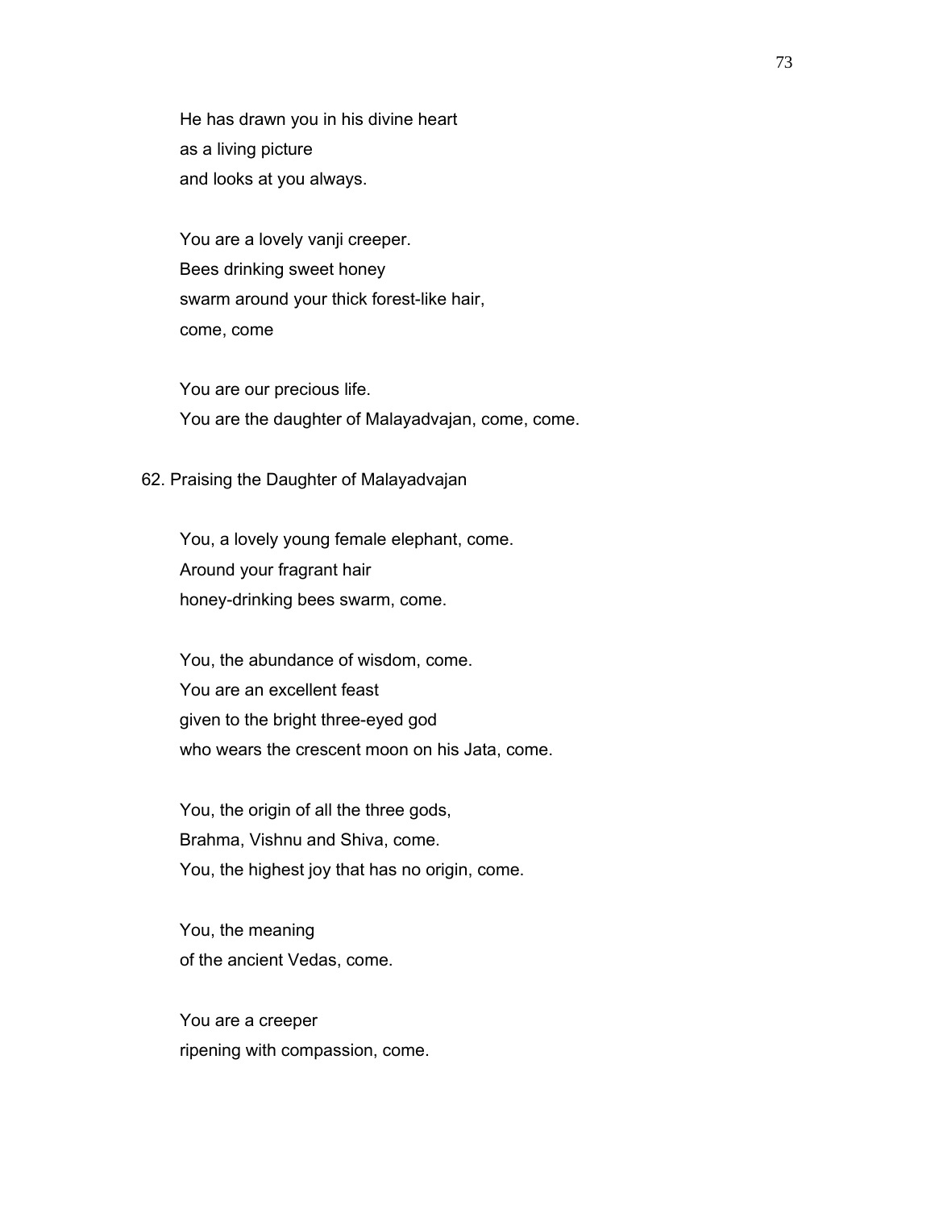He has drawn you in his divine heart
as a living picture
and looks at you always.

You are a lovely vanji creeper.
Bees drinking sweet honey
swarm around your thick forest-like hair,
come, come

You are our precious life.
You are the daughter of Malayadvajan, come, come.

62. Praising the Daughter of Malayadvajan

You, a lovely young female elephant, come.
Around your fragrant hair
honey-drinking bees swarm, come.

You, the abundance of wisdom, come.
You are an excellent feast
given to the bright three-eyed god
who wears the crescent moon on his Jata, come.

You, the origin of all the three gods,
Brahma, Vishnu and Shiva, come.
You, the highest joy that has no origin, come.

You, the meaning
of the ancient Vedas, come.

You are a creeper
ripening with compassion, come.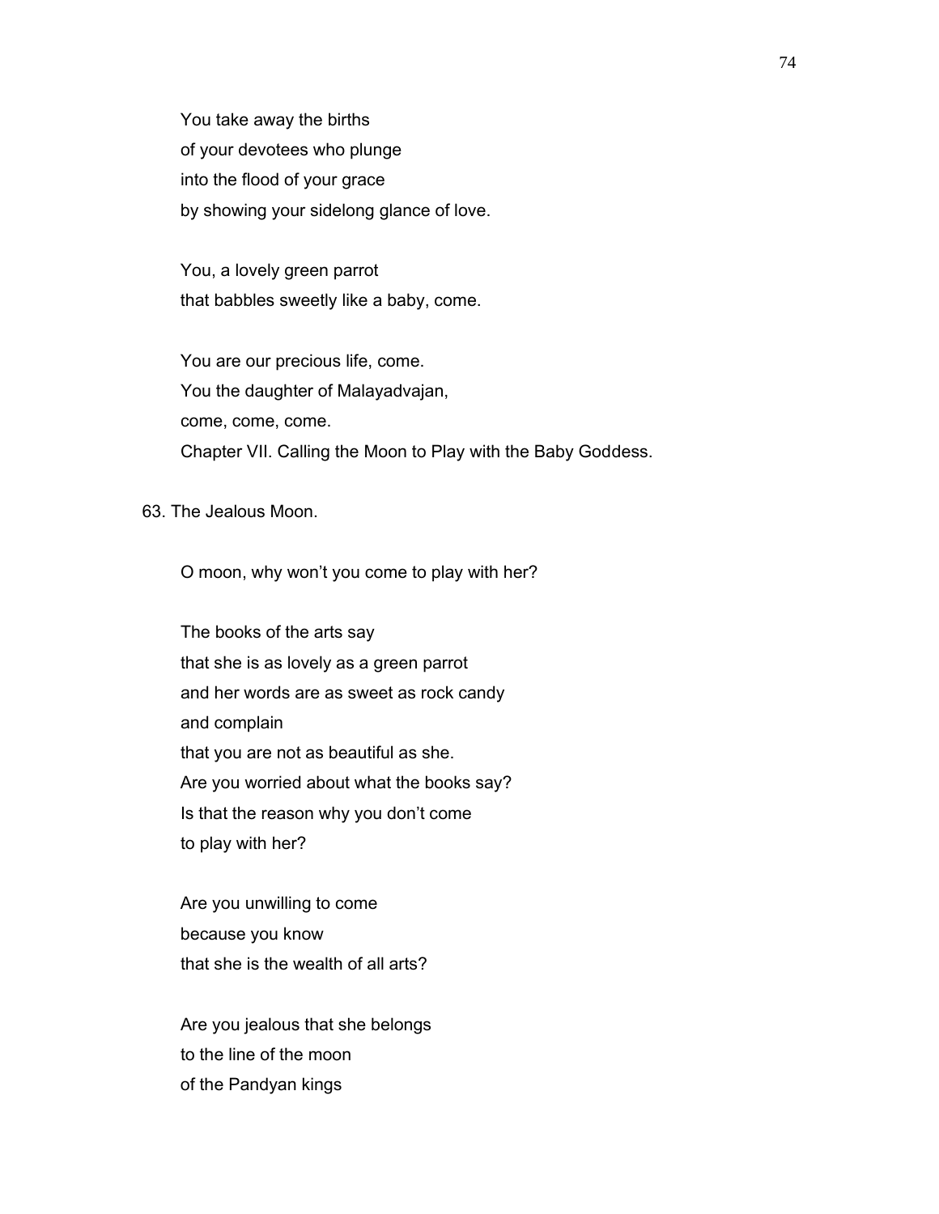You take away the births
of your devotees who plunge
into the flood of your grace
by showing your sidelong glance of love.

You, a lovely green parrot
that babbles sweetly like a baby, come.

You are our precious life, come.
You the daughter of Malayadvajan,
come, come, come.
Chapter VII. Calling the Moon to Play with the Baby Goddess.

63. The Jealous Moon.

O moon, why won't you come to play with her?

The books of the arts say
that she is as lovely as a green parrot
and her words are as sweet as rock candy
and complain
that you are not as beautiful as she.
Are you worried about what the books say?
Is that the reason why you don't come
to play with her?

Are you unwilling to come
because you know
that she is the wealth of all arts?

Are you jealous that she belongs
to the line of the moon
of the Pandyan kings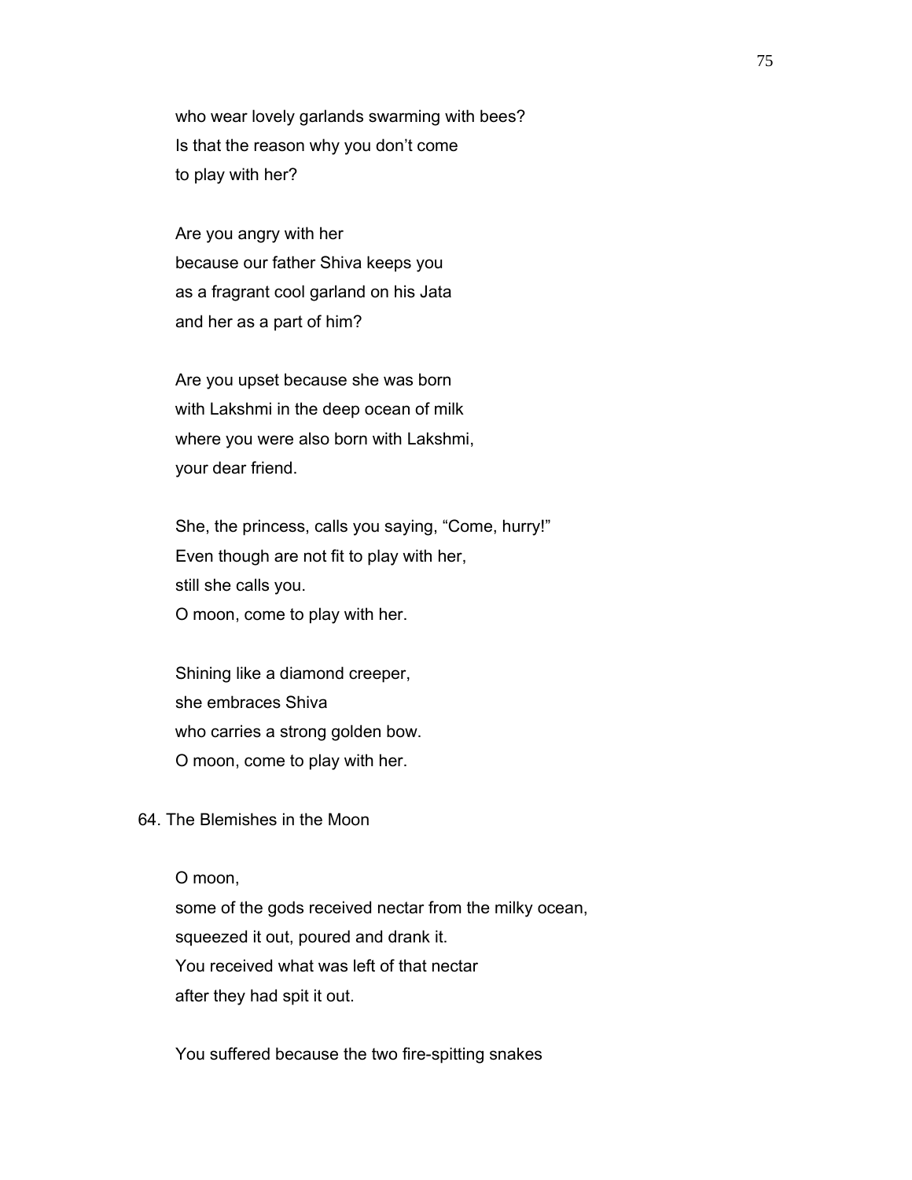who wear lovely garlands swarming with bees?
Is that the reason why you don't come
to play with her?

Are you angry with her
because our father Shiva keeps you
as a fragrant cool garland on his Jata
and her as a part of him?

Are you upset because she was born
with Lakshmi in the deep ocean of milk
where you were also born with Lakshmi,
your dear friend.

She, the princess, calls you saying, "Come, hurry!"
Even though are not fit to play with her,
still she calls you.
O moon, come to play with her.

Shining like a diamond creeper,
she embraces Shiva
who carries a strong golden bow.
O moon, come to play with her.

## 64. The Blemishes in the Moon

O moon,
some of the gods received nectar from the milky ocean,
squeezed it out, poured and drank it.
You received what was left of that nectar
after they had spit it out.

You suffered because the two fire-spitting snakes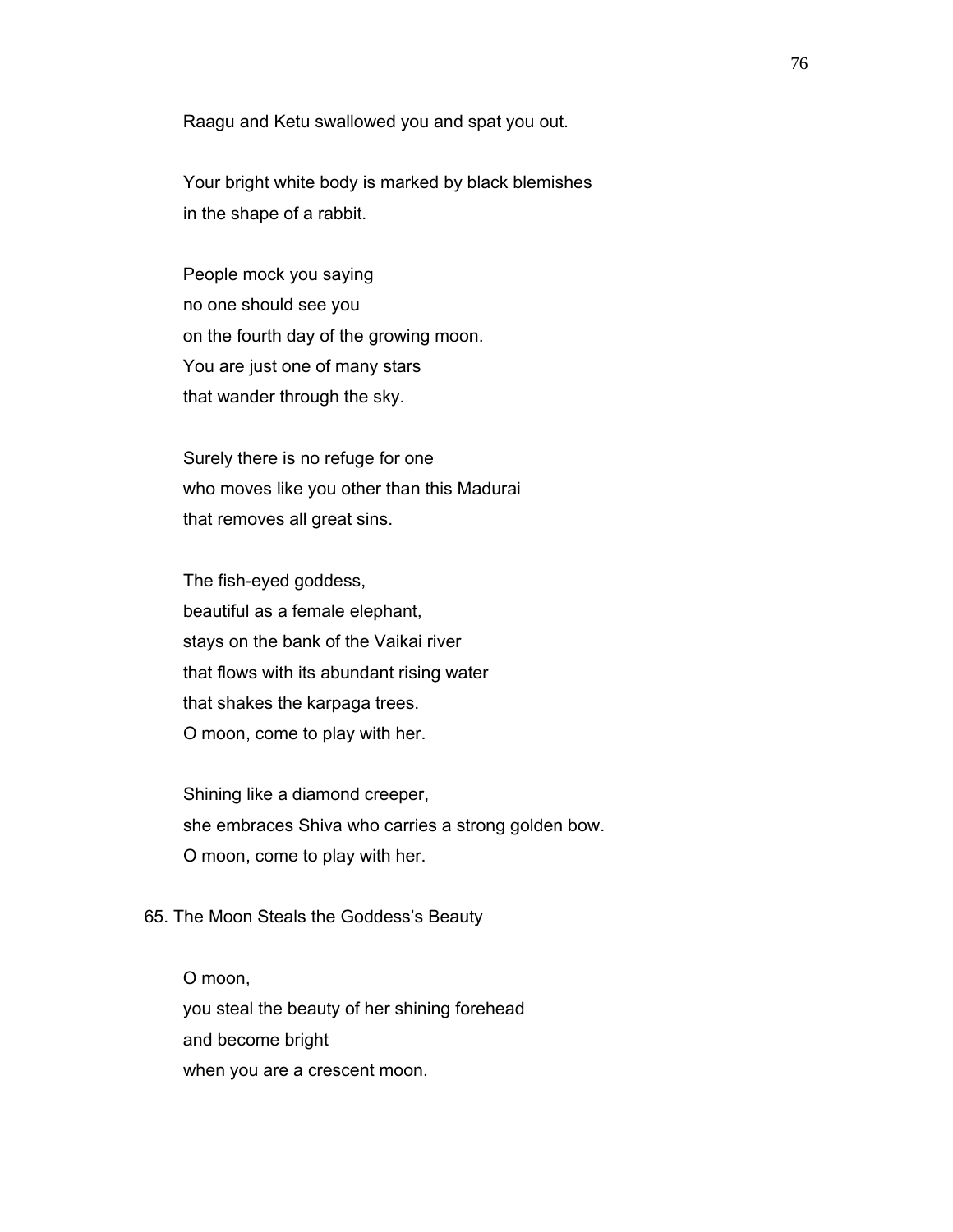Raagu and Ketu swallowed you and spat you out.

Your bright white body is marked by black blemishes
in the shape of a rabbit.

People mock you saying
no one should see you
on the fourth day of the growing moon.
You are just one of many stars
that wander through the sky.

Surely there is no refuge for one
who moves like you other than this Madurai
that removes all great sins.

The fish-eyed goddess,
beautiful as a female elephant,
stays on the bank of the Vaikai river
that flows with its abundant rising water
that shakes the karpaga trees.
O moon, come to play with her.

Shining like a diamond creeper,
she embraces Shiva who carries a strong golden bow.
O moon, come to play with her.

## 65. The Moon Steals the Goddess's Beauty

O moon,
you steal the beauty of her shining forehead
and become bright
when you are a crescent moon.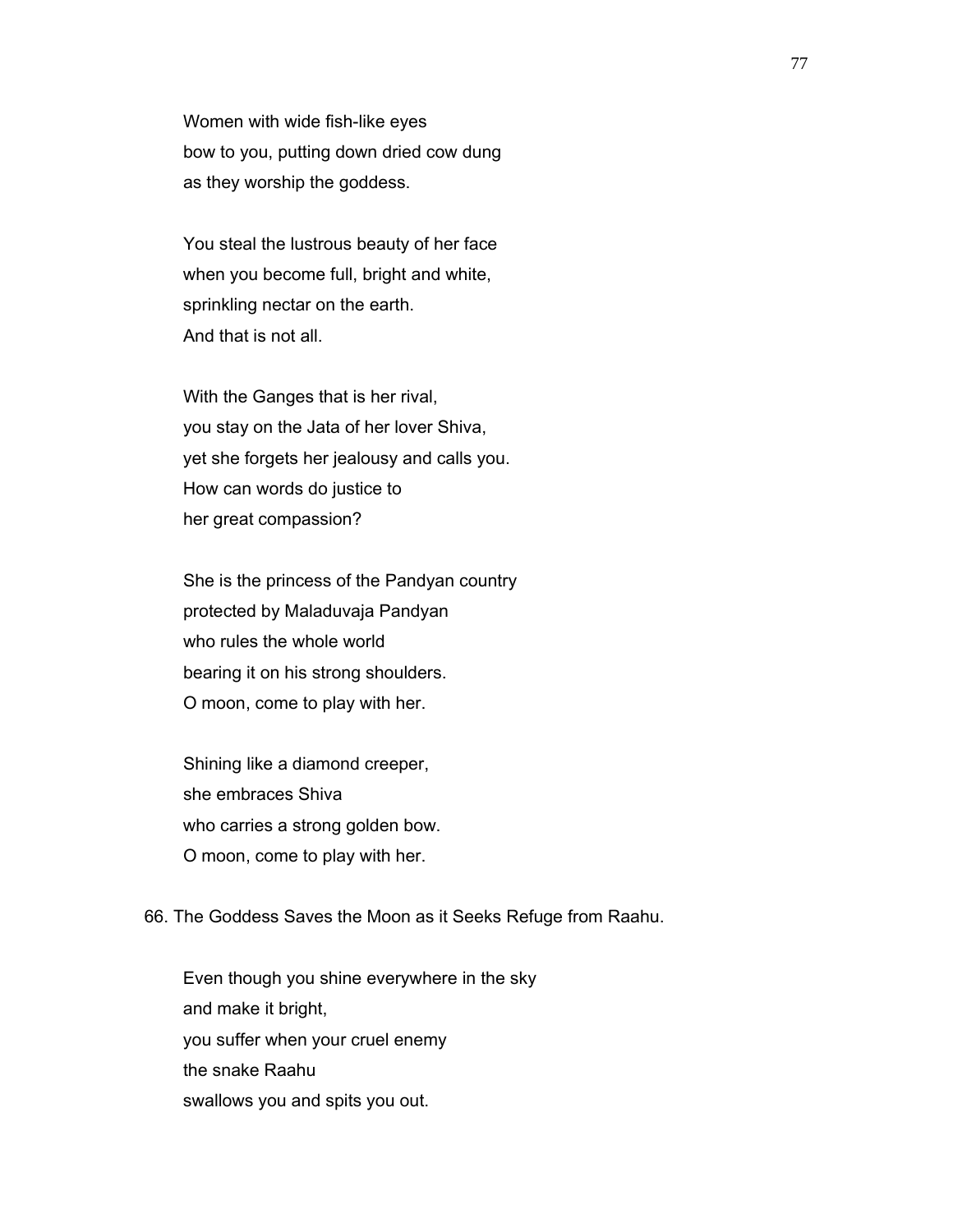Women with wide fish-like eyes
bow to you, putting down dried cow dung
as they worship the goddess.

You steal the lustrous beauty of her face
when you become full, bright and white,
sprinkling nectar on the earth.
And that is not all.

With the Ganges that is her rival,
you stay on the Jata of her lover Shiva,
yet she forgets her jealousy and calls you.
How can words do justice to
her great compassion?

She is the princess of the Pandyan country
protected by Maladuvaja Pandyan
who rules the whole world
bearing it on his strong shoulders.
O moon, come to play with her.

Shining like a diamond creeper,
she embraces Shiva
who carries a strong golden bow.
O moon, come to play with her.

66. The Goddess Saves the Moon as it Seeks Refuge from Raahu.

Even though you shine everywhere in the sky
and make it bright,
you suffer when your cruel enemy
the snake Raahu
swallows you and spits you out.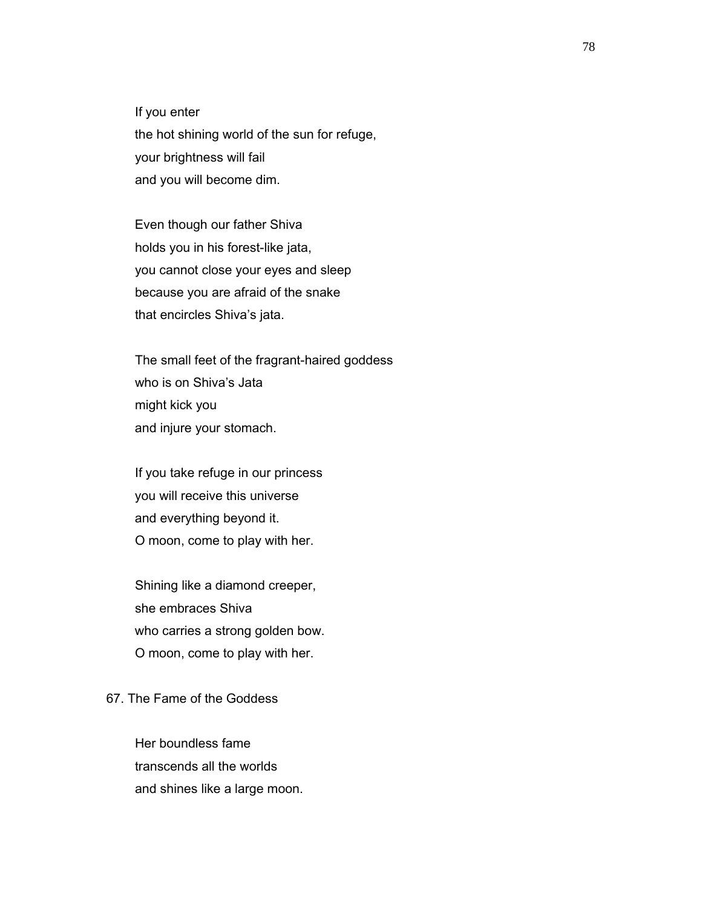If you enter
the hot shining world of the sun for refuge,
your brightness will fail
and you will become dim.

Even though our father Shiva
holds you in his forest-like jata,
you cannot close your eyes and sleep
because you are afraid of the snake
that encircles Shiva's jata.

The small feet of the fragrant-haired goddess
who is on Shiva's Jata
might kick you
and injure your stomach.

If you take refuge in our princess
you will receive this universe
and everything beyond it.
O moon, come to play with her.

Shining like a diamond creeper,
she embraces Shiva
who carries a strong golden bow.
O moon, come to play with her.

## 67. The Fame of the Goddess

Her boundless fame
transcends all the worlds
and shines like a large moon.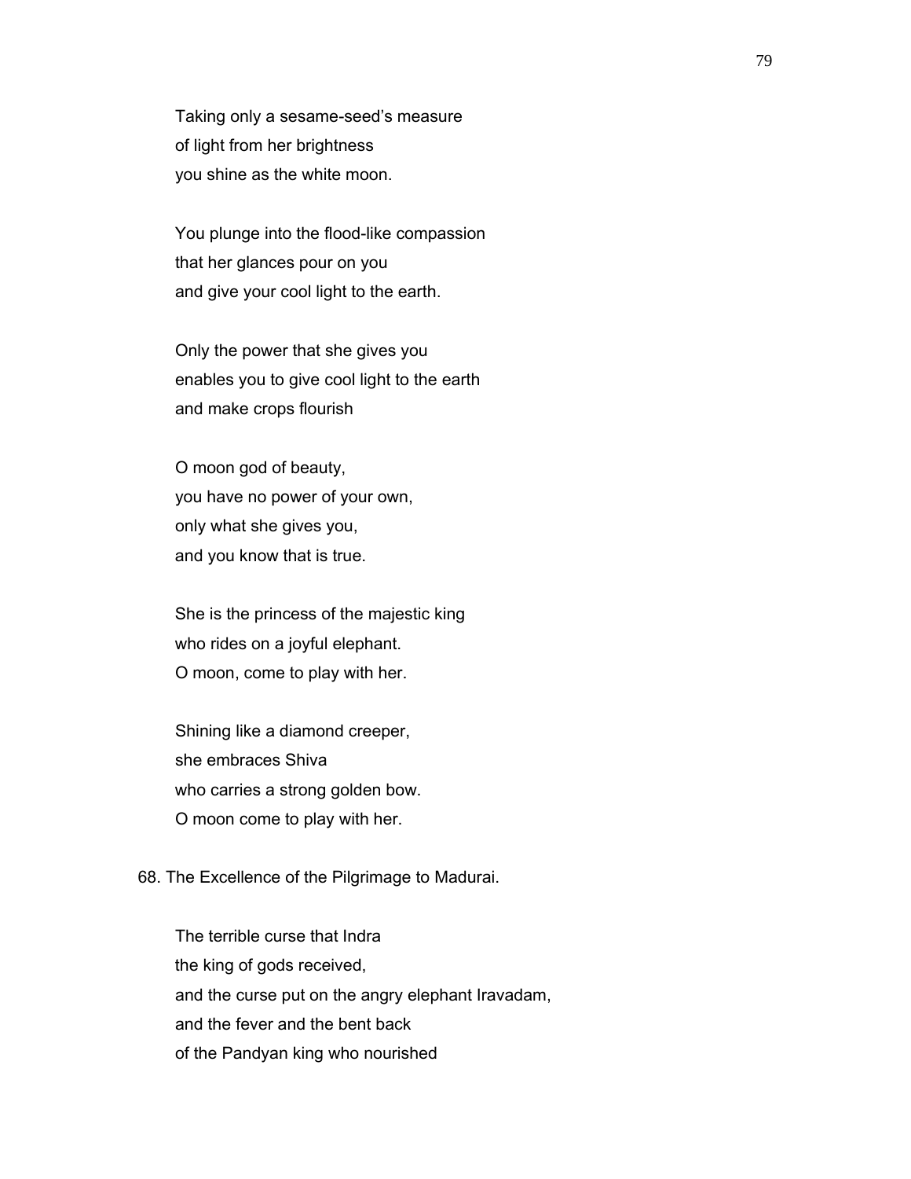Taking only a sesame-seed's measure
of light from her brightness
you shine as the white moon.

You plunge into the flood-like compassion
that her glances pour on you
and give your cool light to the earth.

Only the power that she gives you
enables you to give cool light to the earth
and make crops flourish

O moon god of beauty,
you have no power of your own,
only what she gives you,
and you know that is true.

She is the princess of the majestic king
who rides on a joyful elephant.
O moon, come to play with her.

Shining like a diamond creeper,
she embraces Shiva
who carries a strong golden bow.
O moon come to play with her.

68. The Excellence of the Pilgrimage to Madurai.

The terrible curse that Indra
the king of gods received,
and the curse put on the angry elephant Iravadam,
and the fever and the bent back
of the Pandyan king who nourished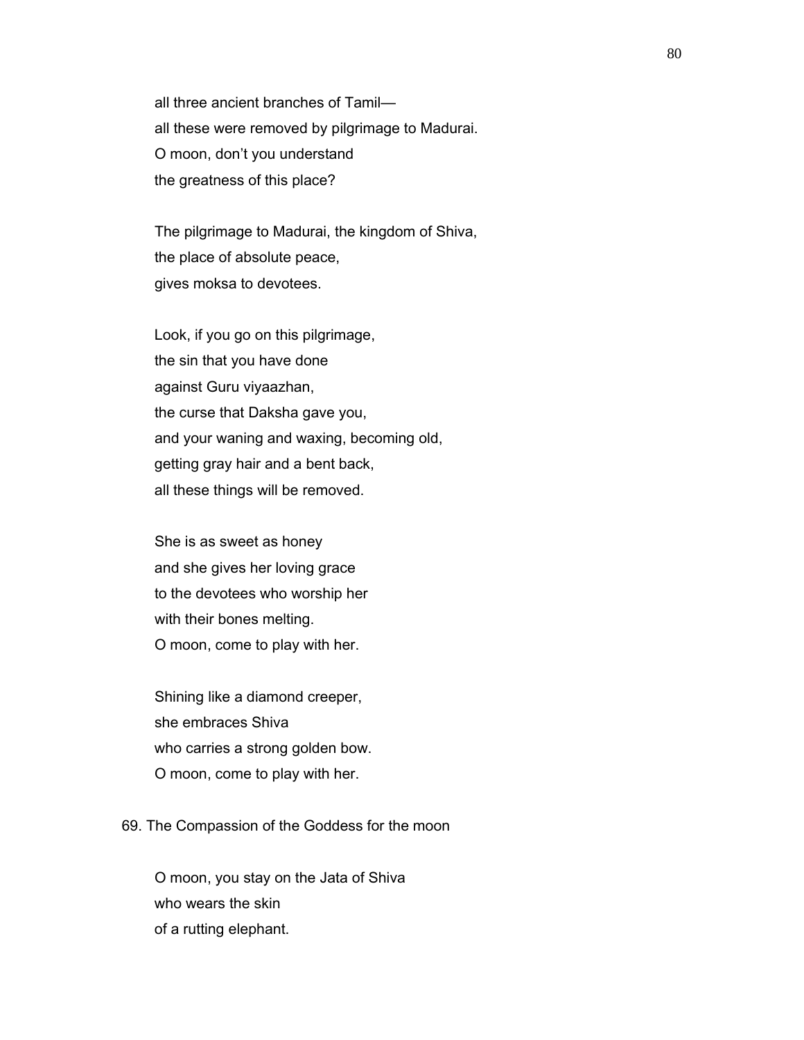all three ancient branches of Tamil—
all these were removed by pilgrimage to Madurai.
O moon, don't you understand
the greatness of this place?

The pilgrimage to Madurai, the kingdom of Shiva,
the place of absolute peace,
gives moksa to devotees.

Look, if you go on this pilgrimage,
the sin that you have done
against Guru viyaazhan,
the curse that Daksha gave you,
and your waning and waxing, becoming old,
getting gray hair and a bent back,
all these things will be removed.

She is as sweet as honey
and she gives her loving grace
to the devotees who worship her
with their bones melting.
O moon, come to play with her.

Shining like a diamond creeper,
she embraces Shiva
who carries a strong golden bow.
O moon, come to play with her.

69. The Compassion of the Goddess for the moon

O moon, you stay on the Jata of Shiva
who wears the skin
of a rutting elephant.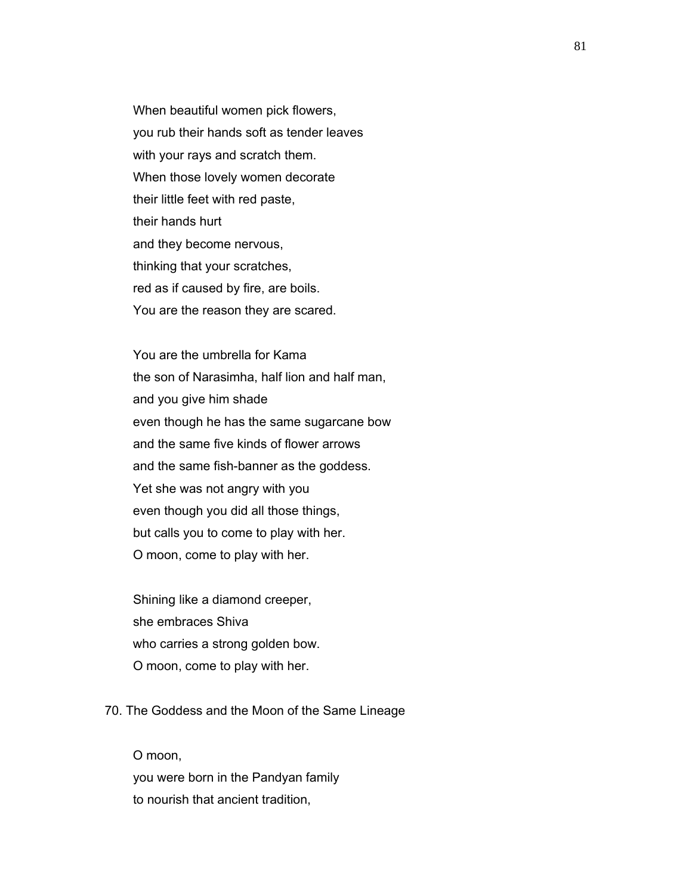When beautiful women pick flowers,  
you rub their hands soft as tender leaves  
with your rays and scratch them.  
When those lovely women decorate  
their little feet with red paste,  
their hands hurt  
and they become nervous,  
thinking that your scratches,  
red as if caused by fire, are boils.  
You are the reason they are scared.

You are the umbrella for Kama  
the son of Narasimha, half lion and half man,  
and you give him shade  
even though he has the same sugarcane bow  
and the same five kinds of flower arrows  
and the same fish-banner as the goddess.  
Yet she was not angry with you  
even though you did all those things,  
but calls you to come to play with her.  
O moon, come to play with her.

Shining like a diamond creeper,  
she embraces Shiva  
who carries a strong golden bow.  
O moon, come to play with her.

## 70. The Goddess and the Moon of the Same Lineage

O moon,  
you were born in the Pandyan family  
to nourish that ancient tradition,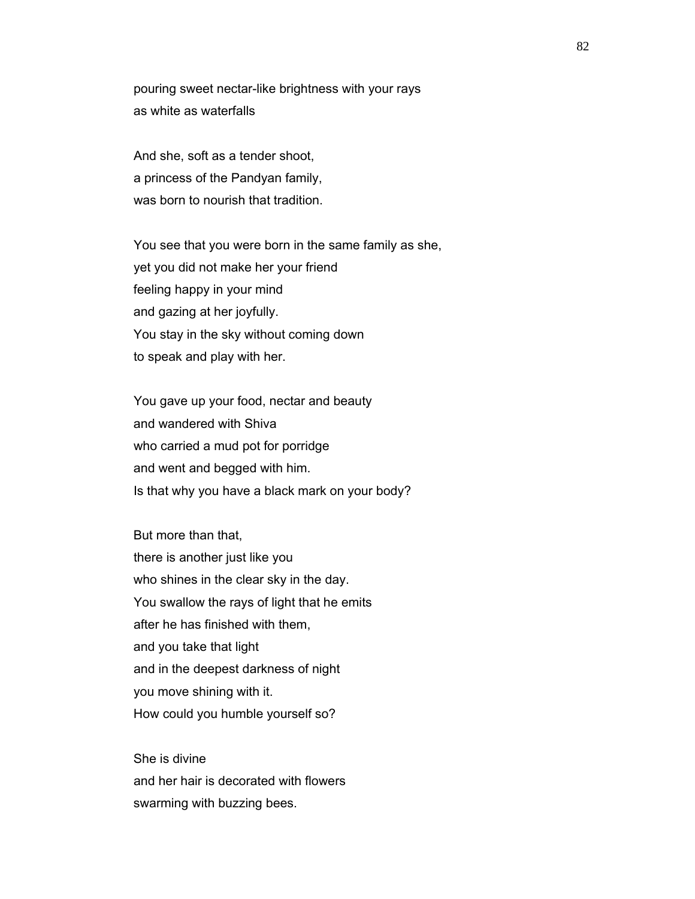pouring sweet nectar-like brightness with your rays  
as white as waterfalls

And she, soft as a tender shoot,  
a princess of the Pandyan family,  
was born to nourish that tradition.

You see that you were born in the same family as she,  
yet you did not make her your friend  
feeling happy in your mind  
and gazing at her joyfully.  
You stay in the sky without coming down  
to speak and play with her.

You gave up your food, nectar and beauty  
and wandered with Shiva  
who carried a mud pot for porridge  
and went and begged with him.  
Is that why you have a black mark on your body?

But more than that,  
there is another just like you  
who shines in the clear sky in the day.  
You swallow the rays of light that he emits  
after he has finished with them,  
and you take that light  
and in the deepest darkness of night  
you move shining with it.  
How could you humble yourself so?

She is divine  
and her hair is decorated with flowers  
swarming with buzzing bees.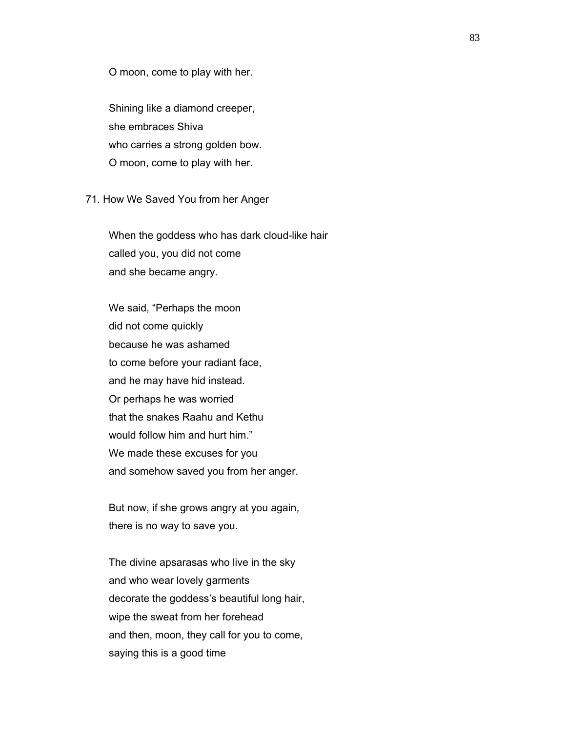O moon, come to play with her.

Shining like a diamond creeper,  
she embraces Shiva  
who carries a strong golden bow.  
O moon, come to play with her.

## 71. How We Saved You from her Anger

When the goddess who has dark cloud-like hair  
called you, you did not come  
and she became angry.

We said, “Perhaps the moon  
did not come quickly  
because he was ashamed  
to come before your radiant face,  
and he may have hid instead.  
Or perhaps he was worried  
that the snakes Raahu and Kethu  
would follow him and hurt him.”  
We made these excuses for you  
and somehow saved you from her anger.

But now, if she grows angry at you again,  
there is no way to save you.

The divine apsarasas who live in the sky  
and who wear lovely garments  
decorate the goddess’s beautiful long hair,  
wipe the sweat from her forehead  
and then, moon, they call for you to come,  
saying this is a good time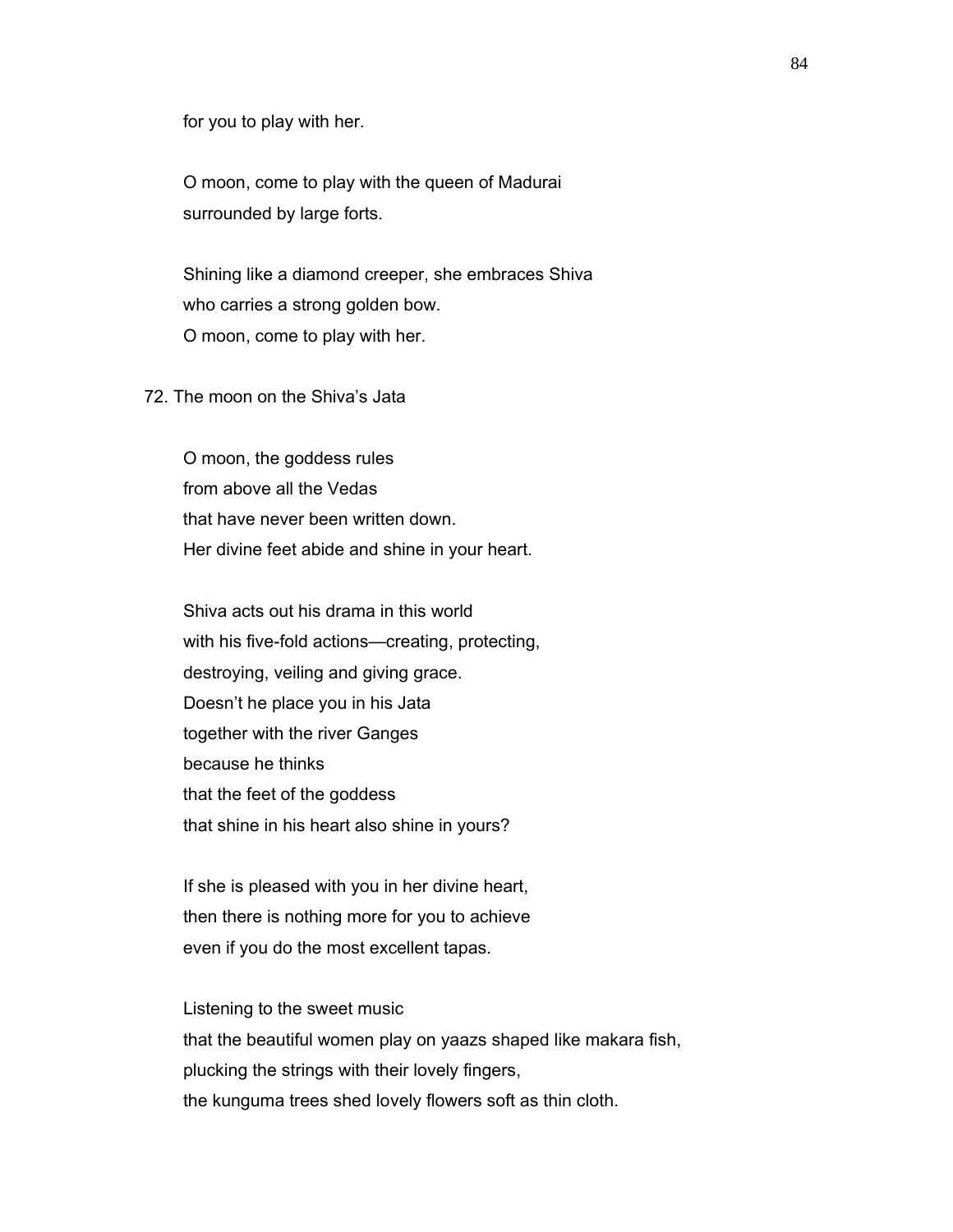for you to play with her.

O moon, come to play with the queen of Madurai
surrounded by large forts.

Shining like a diamond creeper, she embraces Shiva
who carries a strong golden bow.
O moon, come to play with her.

72. The moon on the Shiva's Jata

O moon, the goddess rules
from above all the Vedas
that have never been written down.
Her divine feet abide and shine in your heart.

Shiva acts out his drama in this world
with his five-fold actions—creating, protecting,
destroying, veiling and giving grace.
Doesn't he place you in his Jata
together with the river Ganges
because he thinks
that the feet of the goddess
that shine in his heart also shine in yours?

If she is pleased with you in her divine heart,
then there is nothing more for you to achieve
even if you do the most excellent tapas.

Listening to the sweet music
that the beautiful women play on yaazs shaped like makara fish,
plucking the strings with their lovely fingers,
the kunguma trees shed lovely flowers soft as thin cloth.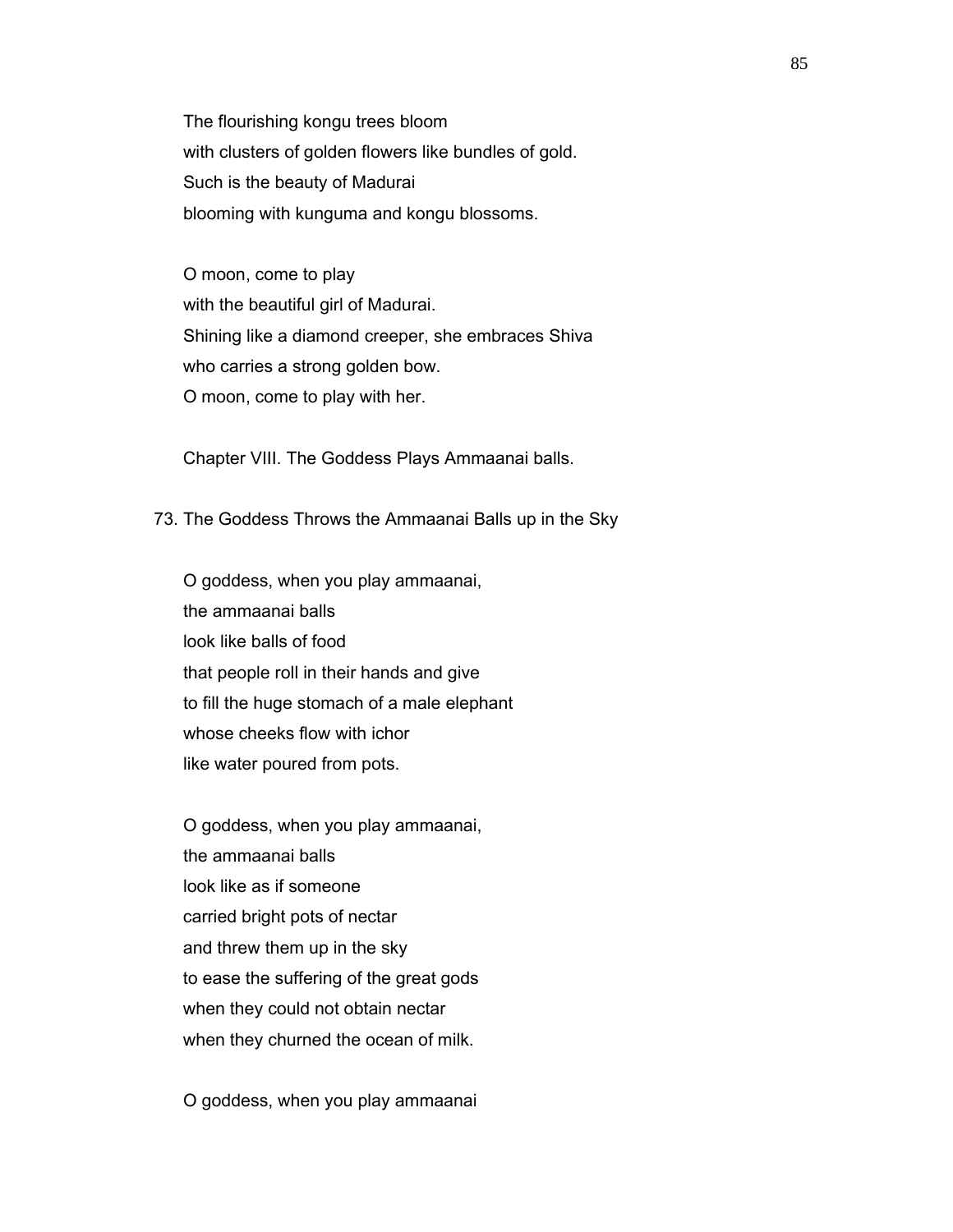The flourishing kongu trees bloom
with clusters of golden flowers like bundles of gold.
Such is the beauty of Madurai
blooming with kunguma and kongu blossoms.

O moon, come to play
with the beautiful girl of Madurai.
Shining like a diamond creeper, she embraces Shiva
who carries a strong golden bow.
O moon, come to play with her.

## Chapter VIII. The Goddess Plays Ammaanai balls.

### 73. The Goddess Throws the Ammaanai Balls up in the Sky

O goddess, when you play ammaanai,
the ammaanai balls
look like balls of food
that people roll in their hands and give
to fill the huge stomach of a male elephant
whose cheeks flow with ichor
like water poured from pots.

O goddess, when you play ammaanai,
the ammaanai balls
look like as if someone
carried bright pots of nectar
and threw them up in the sky
to ease the suffering of the great gods
when they could not obtain nectar
when they churned the ocean of milk.

O goddess, when you play ammaanai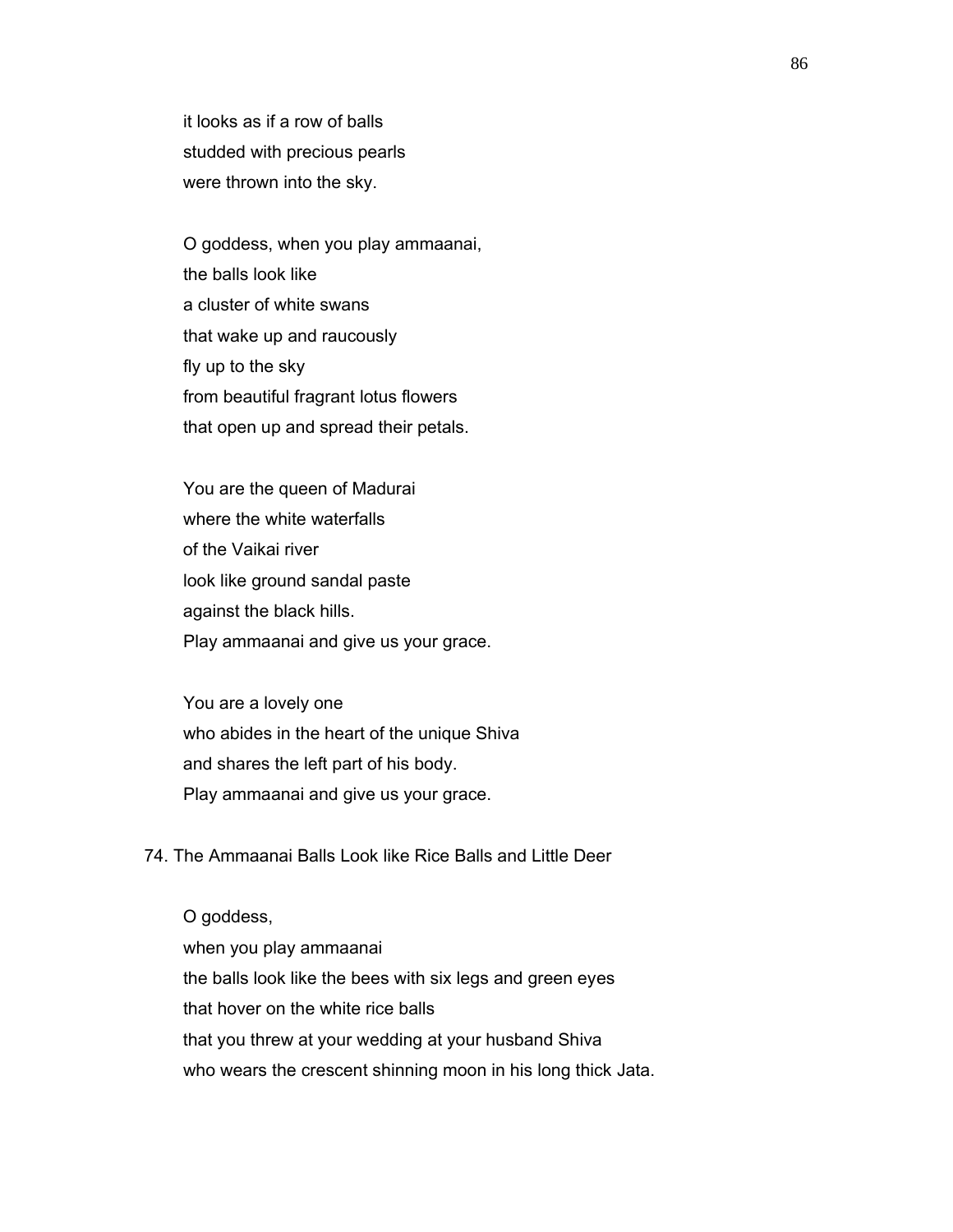it looks as if a row of balls
studded with precious pearls
were thrown into the sky.

O goddess, when you play ammaanai,
the balls look like
a cluster of white swans
that wake up and raucously
fly up to the sky
from beautiful fragrant lotus flowers
that open up and spread their petals.

You are the queen of Madurai
where the white waterfalls
of the Vaikai river
look like ground sandal paste
against the black hills.
Play ammaanai and give us your grace.

You are a lovely one
who abides in the heart of the unique Shiva
and shares the left part of his body.
Play ammaanai and give us your grace.

74. The Ammaanai Balls Look like Rice Balls and Little Deer

O goddess,
when you play ammaanai
the balls look like the bees with six legs and green eyes
that hover on the white rice balls
that you threw at your wedding at your husband Shiva
who wears the crescent shinning moon in his long thick Jata.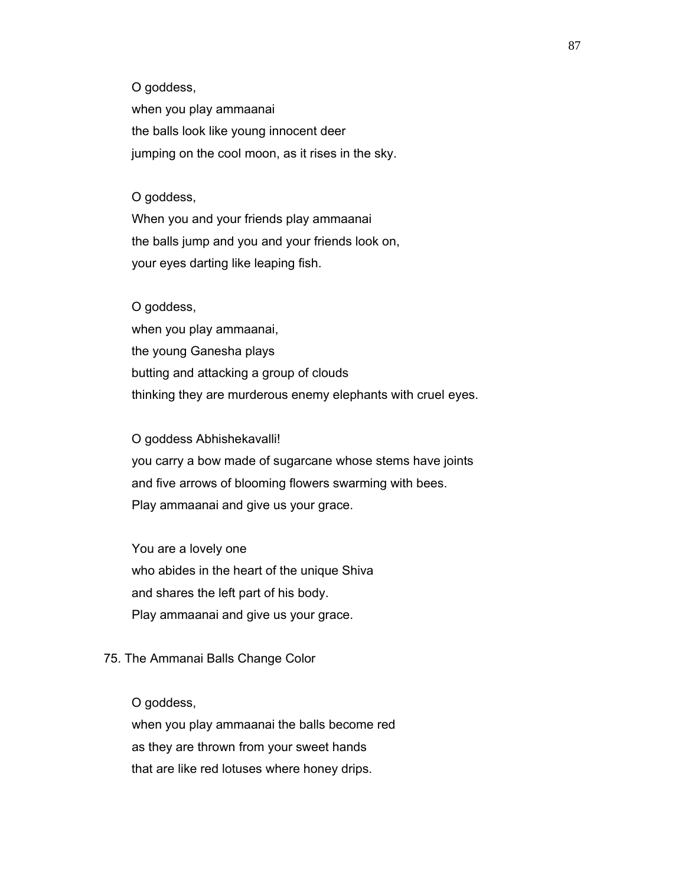O goddess,
when you play ammaanai
the balls look like young innocent deer
jumping on the cool moon, as it rises in the sky.

O goddess,
When you and your friends play ammaanai
the balls jump and you and your friends look on,
your eyes darting like leaping fish.

O goddess,
when you play ammaanai,
the young Ganesha plays
butting and attacking a group of clouds
thinking they are murderous enemy elephants with cruel eyes.

O goddess Abhishekavalli!
you carry a bow made of sugarcane whose stems have joints
and five arrows of blooming flowers swarming with bees.
Play ammaanai and give us your grace.

You are a lovely one
who abides in the heart of the unique Shiva
and shares the left part of his body.
Play ammaanai and give us your grace.

### 75. The Ammanai Balls Change Color

O goddess,
when you play ammaanai the balls become red
as they are thrown from your sweet hands
that are like red lotuses where honey drips.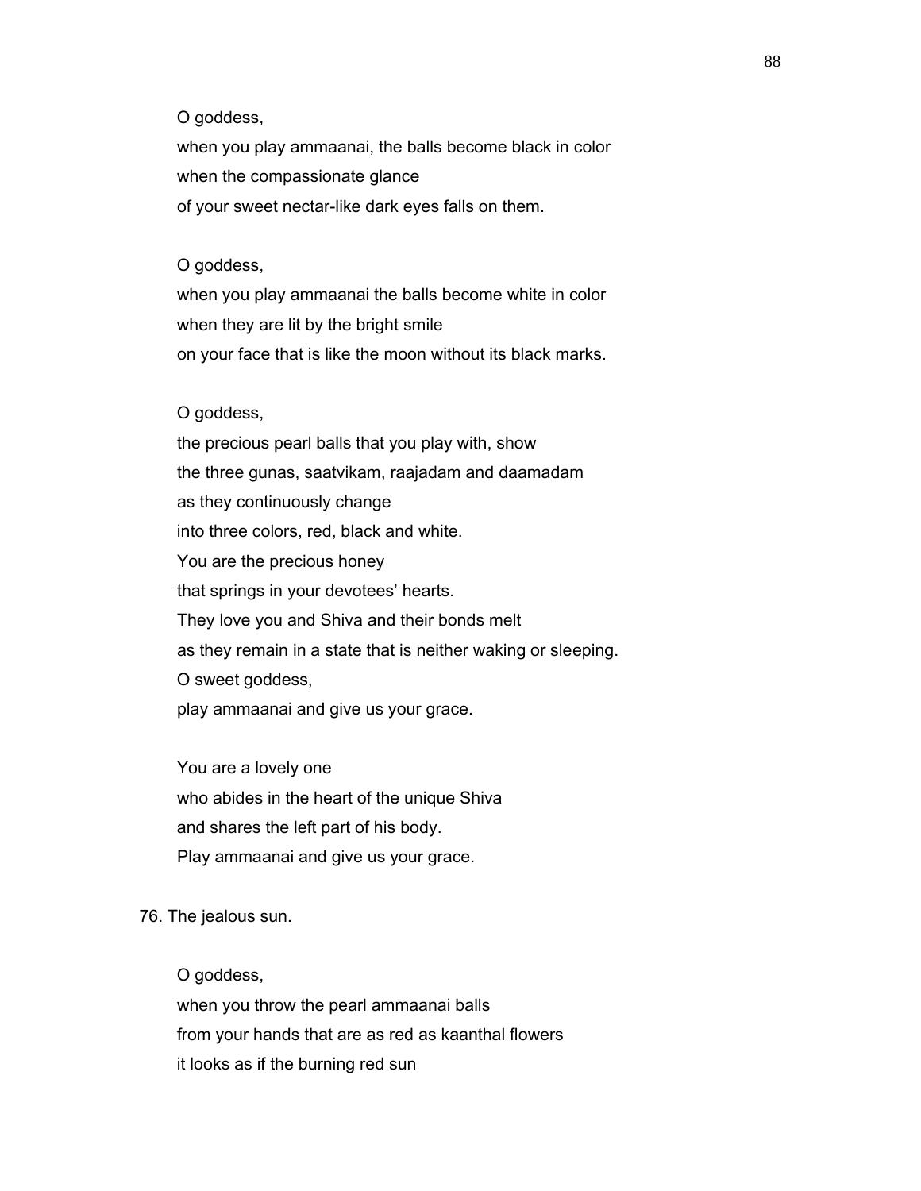O goddess,
when you play ammaanai, the balls become black in color
when the compassionate glance
of your sweet nectar-like dark eyes falls on them.

O goddess,
when you play ammaanai the balls become white in color
when they are lit by the bright smile
on your face that is like the moon without its black marks.

O goddess,
the precious pearl balls that you play with, show
the three gunas, saatvikam, raajadam and daamadam
as they continuously change
into three colors, red, black and white.
You are the precious honey
that springs in your devotees' hearts.
They love you and Shiva and their bonds melt
as they remain in a state that is neither waking or sleeping.
O sweet goddess,
play ammaanai and give us your grace.

You are a lovely one
who abides in the heart of the unique Shiva
and shares the left part of his body.
Play ammaanai and give us your grace.

76. The jealous sun.

O goddess,
when you throw the pearl ammaanai balls
from your hands that are as red as kaanthal flowers
it looks as if the burning red sun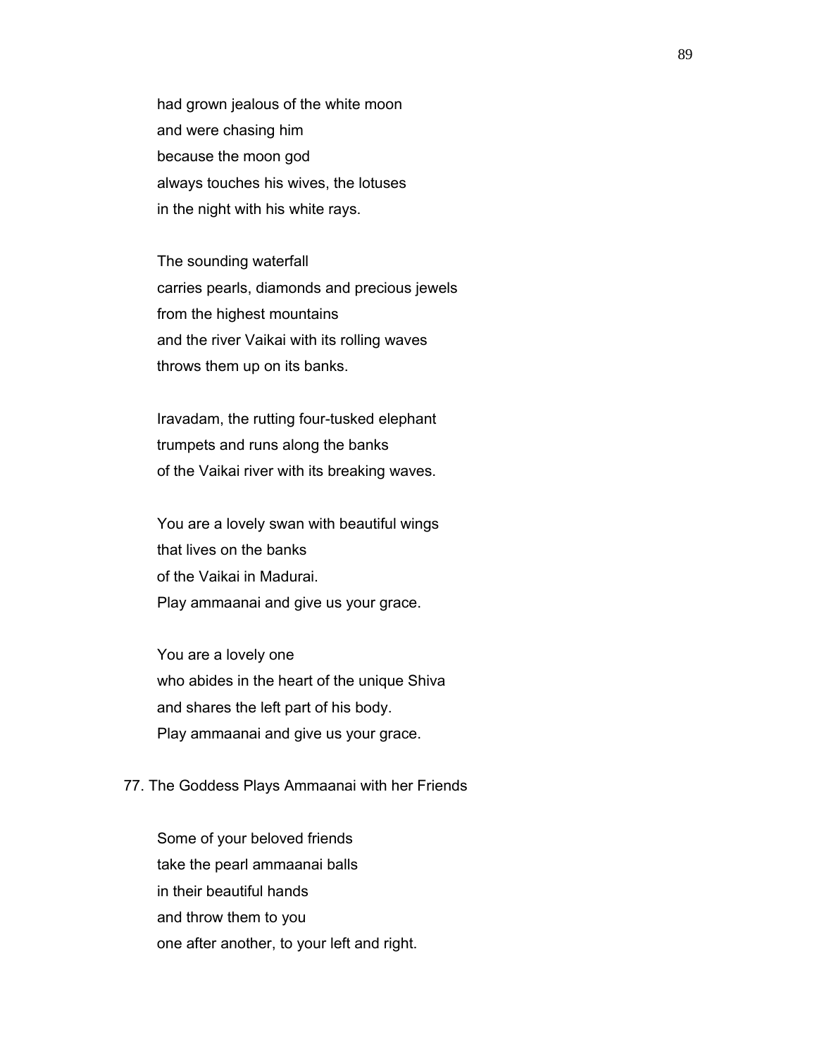had grown jealous of the white moon
and were chasing him
because the moon god
always touches his wives, the lotuses
in the night with his white rays.

The sounding waterfall
carries pearls, diamonds and precious jewels
from the highest mountains
and the river Vaikai with its rolling waves
throws them up on its banks.

Iravadam, the rutting four-tusked elephant
trumpets and runs along the banks
of the Vaikai river with its breaking waves.

You are a lovely swan with beautiful wings
that lives on the banks
of the Vaikai in Madurai.
Play ammaanai and give us your grace.

You are a lovely one
who abides in the heart of the unique Shiva
and shares the left part of his body.
Play ammaanai and give us your grace.

## 77. The Goddess Plays Ammaanai with her Friends

Some of your beloved friends
take the pearl ammaanai balls
in their beautiful hands
and throw them to you
one after another, to your left and right.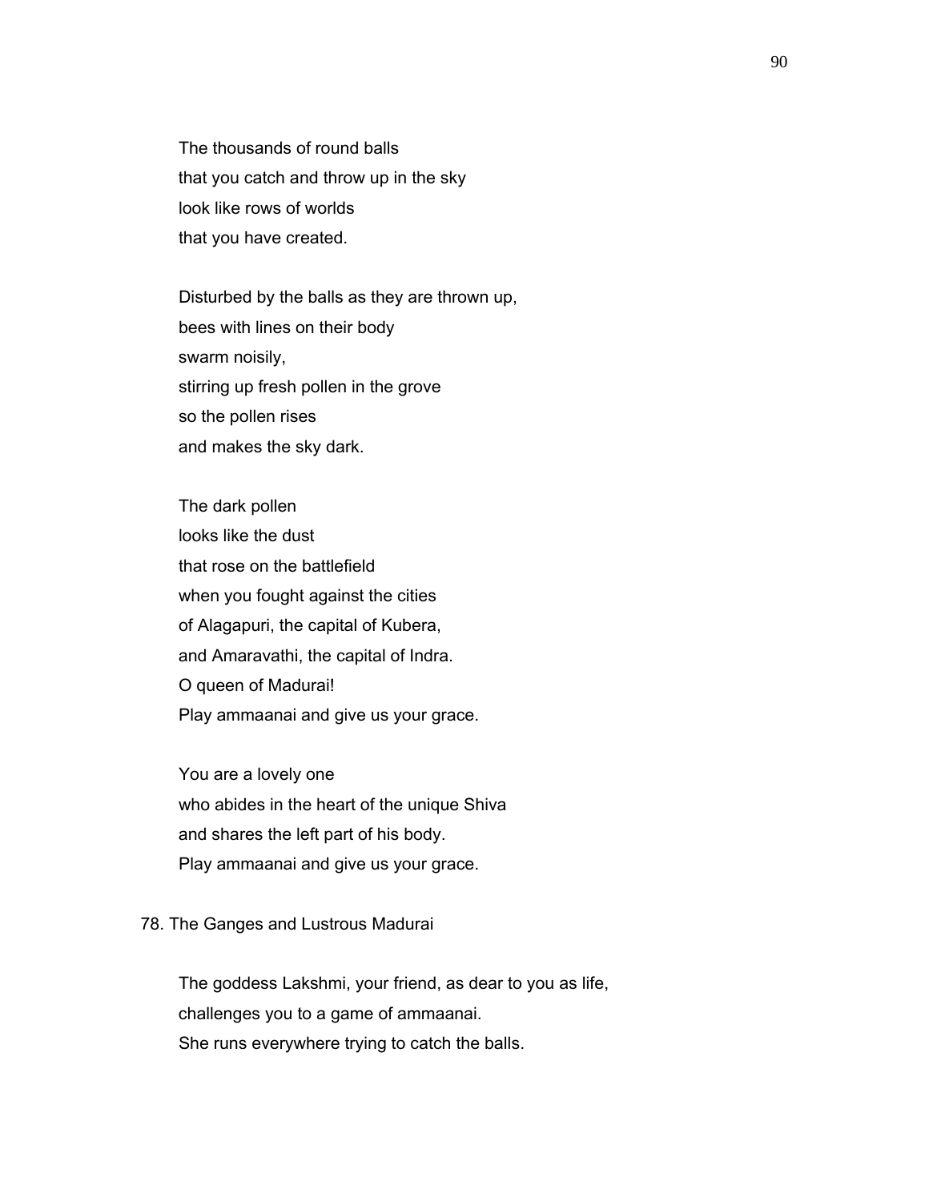The thousands of round balls
that you catch and throw up in the sky
look like rows of worlds
that you have created.

Disturbed by the balls as they are thrown up,
bees with lines on their body
swarm noisily,
stirring up fresh pollen in the grove
so the pollen rises
and makes the sky dark.

The dark pollen
looks like the dust
that rose on the battlefield
when you fought against the cities
of Alagapuri, the capital of Kubera,
and Amaravathi, the capital of Indra.
O queen of Madurai!
Play ammaanai and give us your grace.

You are a lovely one
who abides in the heart of the unique Shiva
and shares the left part of his body.
Play ammaanai and give us your grace.

78. The Ganges and Lustrous Madurai

The goddess Lakshmi, your friend, as dear to you as life,
challenges you to a game of ammaanai.
She runs everywhere trying to catch the balls.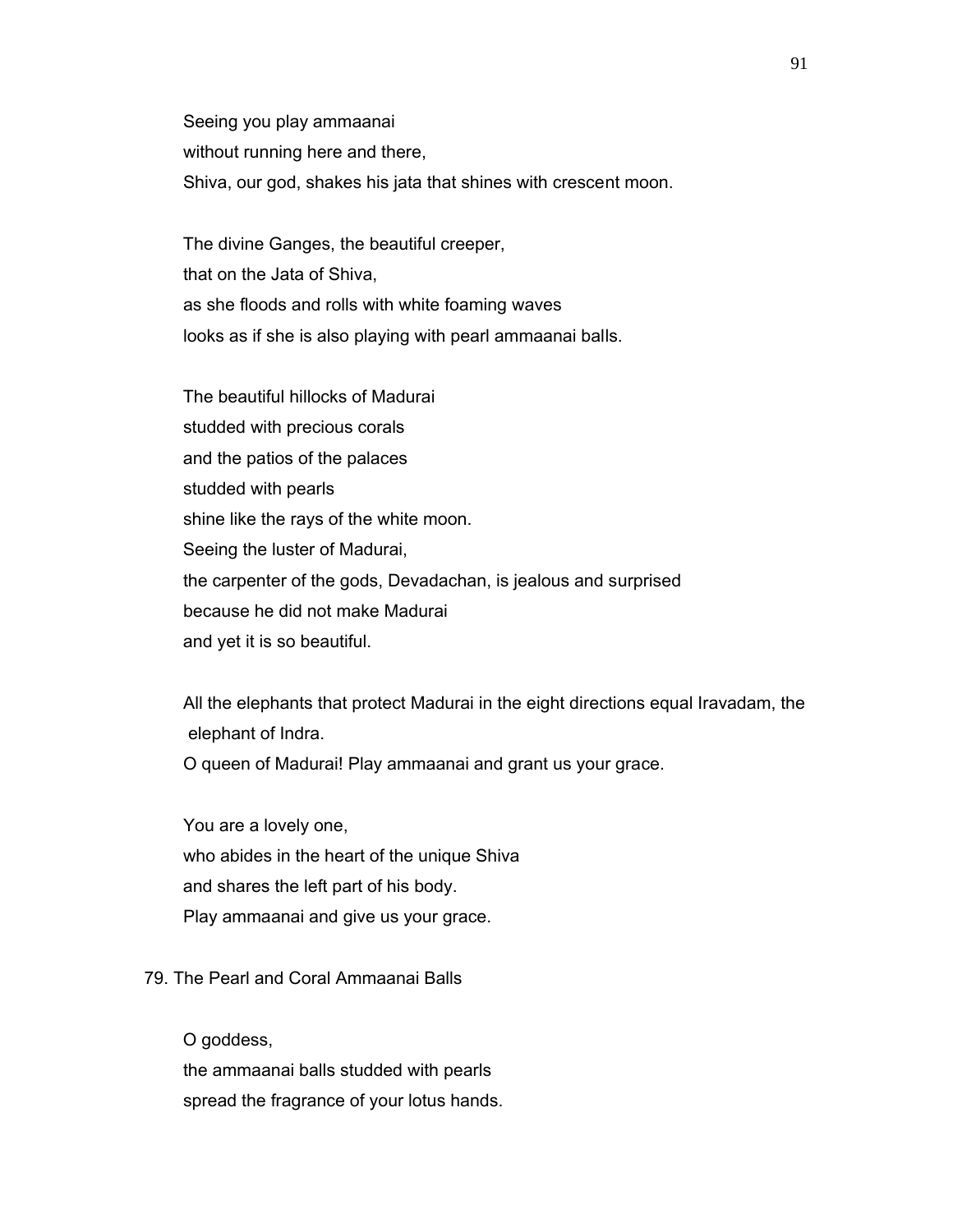Seeing you play ammaanai  
without running here and there,  
Shiva, our god, shakes his jata that shines with crescent moon.

The divine Ganges, the beautiful creeper,  
that on the Jata of Shiva,  
as she floods and rolls with white foaming waves  
looks as if she is also playing with pearl ammaanai balls.

The beautiful hillocks of Madurai  
studded with precious corals  
and the patios of the palaces  
studded with pearls  
shine like the rays of the white moon.  
Seeing the luster of Madurai,  
the carpenter of the gods, Devadachan, is jealous and surprised  
because he did not make Madurai  
and yet it is so beautiful.

All the elephants that protect Madurai in the eight directions equal Iravadam, the elephant of Indra.  
O queen of Madurai! Play ammaanai and grant us your grace.

You are a lovely one,  
who abides in the heart of the unique Shiva  
and shares the left part of his body.  
Play ammaanai and give us your grace.

## 79. The Pearl and Coral Ammaanai Balls

O goddess,  
the ammaanai balls studded with pearls  
spread the fragrance of your lotus hands.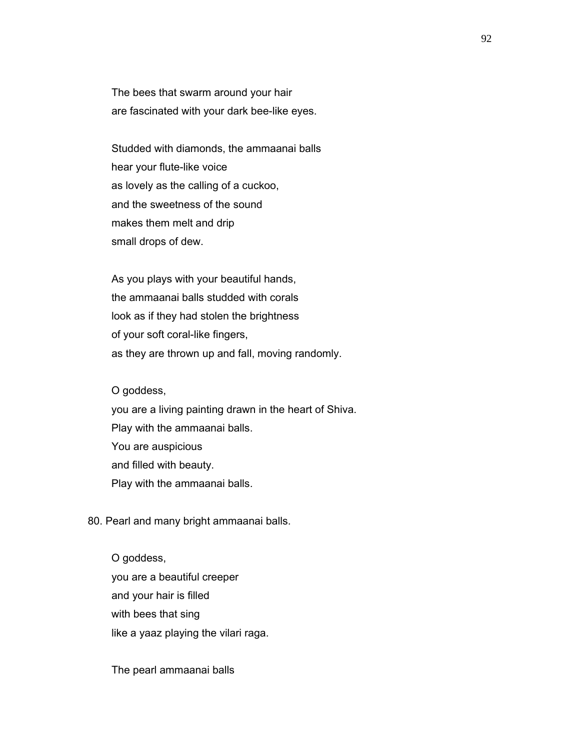The bees that swarm around your hair
are fascinated with your dark bee-like eyes.

Studded with diamonds, the ammaanai balls
hear your flute-like voice
as lovely as the calling of a cuckoo,
and the sweetness of the sound
makes them melt and drip
small drops of dew.

As you plays with your beautiful hands,
the ammaanai balls studded with corals
look as if they had stolen the brightness
of your soft coral-like fingers,
as they are thrown up and fall, moving randomly.

O goddess,
you are a living painting drawn in the heart of Shiva.
Play with the ammaanai balls.
You are auspicious
and filled with beauty.
Play with the ammaanai balls.

80. Pearl and many bright ammaanai balls.

O goddess,
you are a beautiful creeper
and your hair is filled
with bees that sing
like a yaaz playing the vilari raga.

The pearl ammaanai balls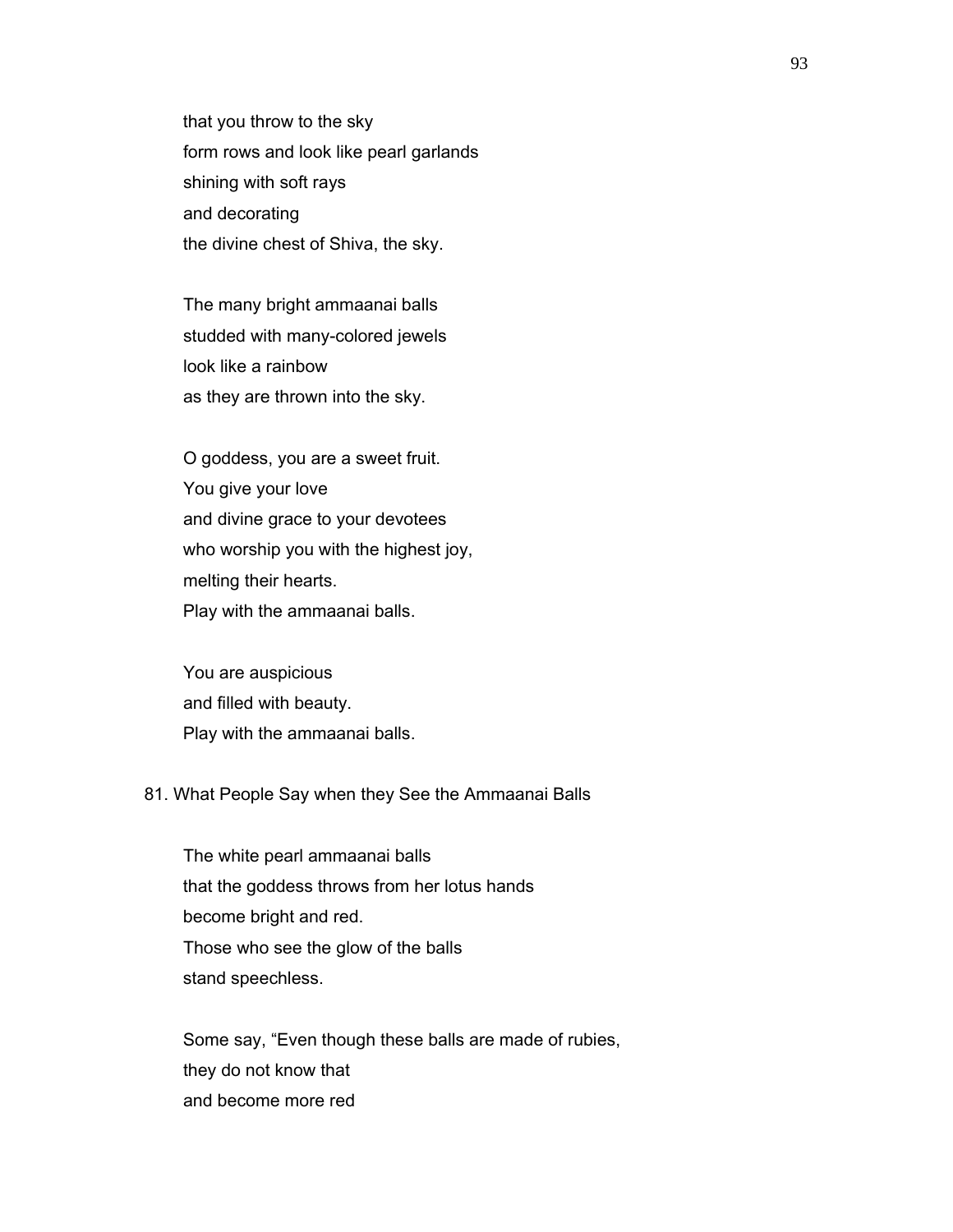that you throw to the sky  
form rows and look like pearl garlands  
shining with soft rays  
and decorating  
the divine chest of Shiva, the sky.

The many bright ammaanai balls  
studded with many-colored jewels  
look like a rainbow  
as they are thrown into the sky.

O goddess, you are a sweet fruit.  
You give your love  
and divine grace to your devotees  
who worship you with the highest joy,  
melting their hearts.  
Play with the ammaanai balls.

You are auspicious  
and filled with beauty.  
Play with the ammaanai balls.

## 81. What People Say when they See the Ammaanai Balls

The white pearl ammaanai balls  
that the goddess throws from her lotus hands  
become bright and red.  
Those who see the glow of the balls  
stand speechless.

Some say, “Even though these balls are made of rubies,  
they do not know that  
and become more red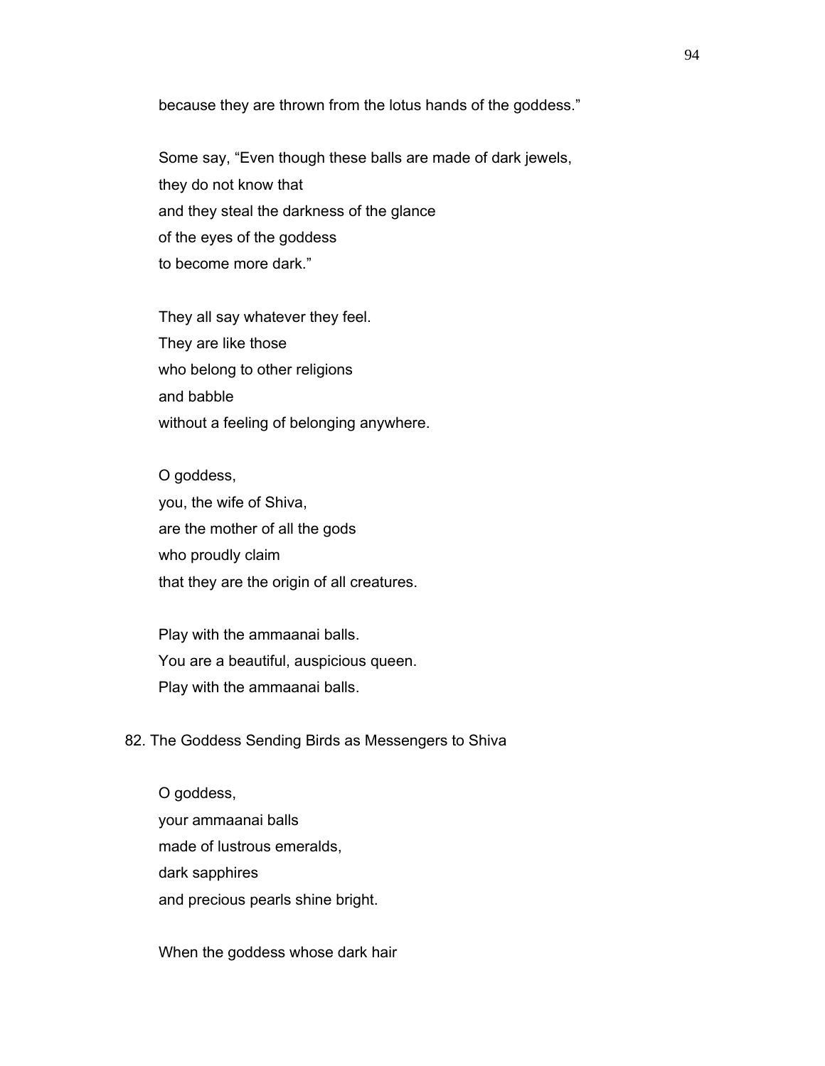because they are thrown from the lotus hands of the goddess."

Some say, "Even though these balls are made of dark jewels,
they do not know that
and they steal the darkness of the glance
of the eyes of the goddess
to become more dark."

They all say whatever they feel.
They are like those
who belong to other religions
and babble
without a feeling of belonging anywhere.

O goddess,
you, the wife of Shiva,
are the mother of all the gods
who proudly claim
that they are the origin of all creatures.

Play with the ammaanai balls.
You are a beautiful, auspicious queen.
Play with the ammaanai balls.

82. The Goddess Sending Birds as Messengers to Shiva

O goddess,
your ammaanai balls
made of lustrous emeralds,
dark sapphires
and precious pearls shine bright.

When the goddess whose dark hair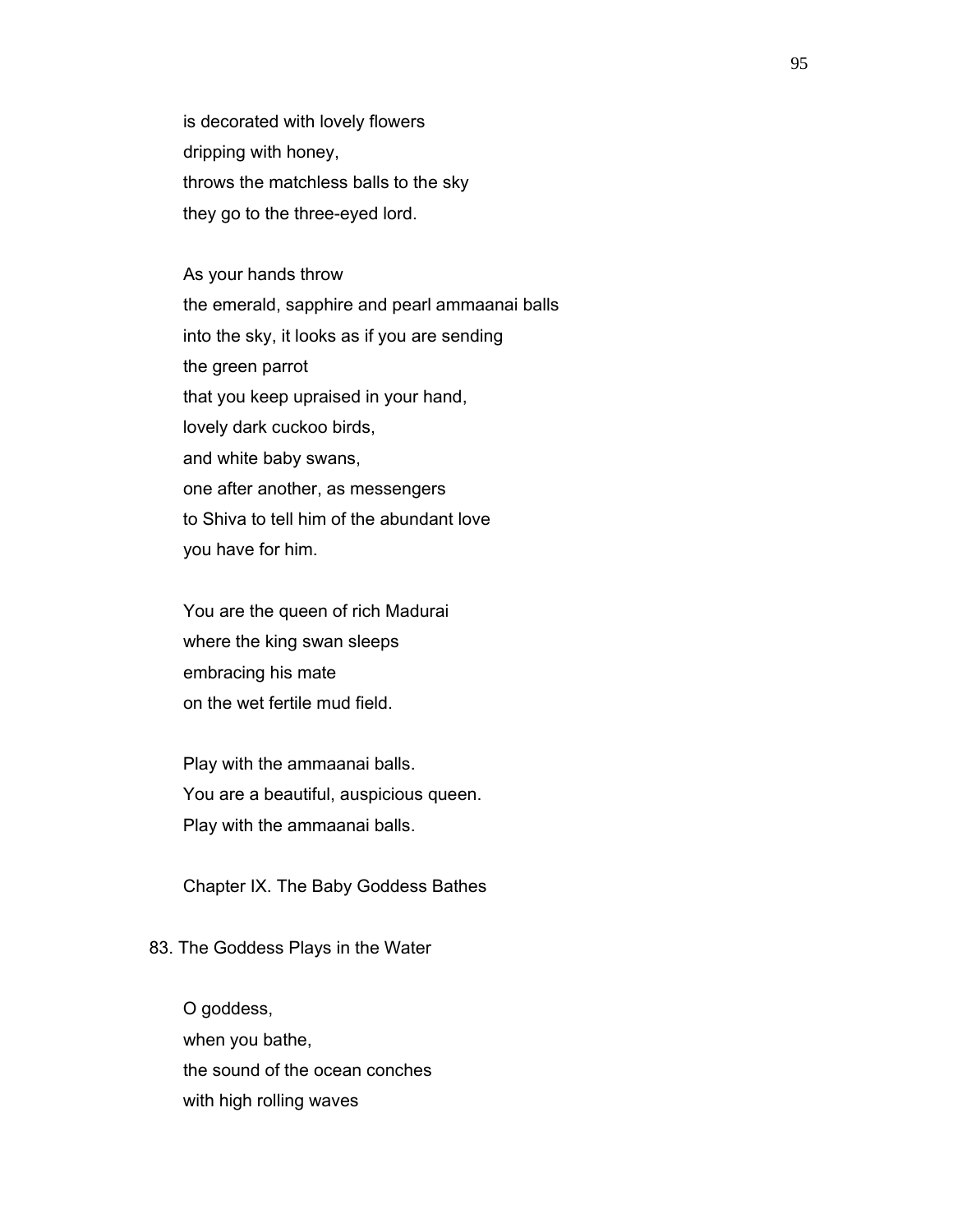is decorated with lovely flowers
dripping with honey,
throws the matchless balls to the sky
they go to the three-eyed lord.

As your hands throw
the emerald, sapphire and pearl ammaanai balls
into the sky, it looks as if you are sending
the green parrot
that you keep upraised in your hand,
lovely dark cuckoo birds,
and white baby swans,
one after another, as messengers
to Shiva to tell him of the abundant love
you have for him.

You are the queen of rich Madurai
where the king swan sleeps
embracing his mate
on the wet fertile mud field.

Play with the ammaanai balls.
You are a beautiful, auspicious queen.
Play with the ammaanai balls.

## Chapter IX. The Baby Goddess Bathes

### 83. The Goddess Plays in the Water

O goddess,
when you bathe,
the sound of the ocean conches
with high rolling waves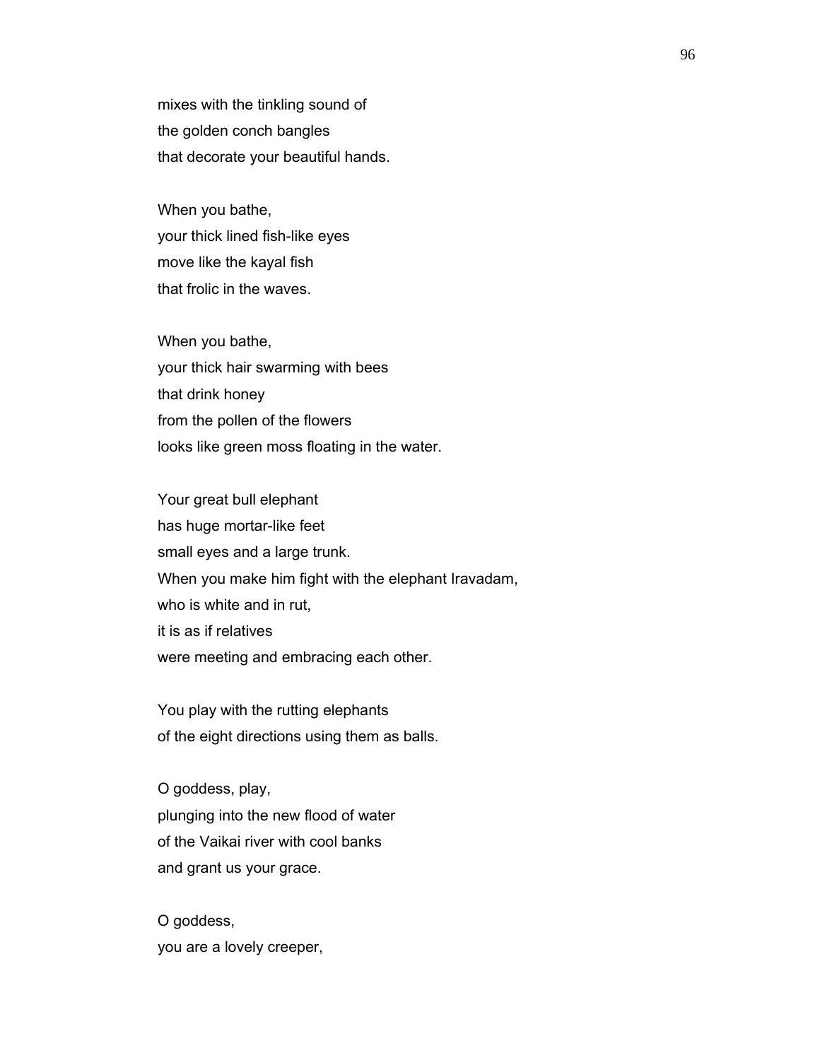mixes with the tinkling sound of
the golden conch bangles
that decorate your beautiful hands.

When you bathe,
your thick lined fish-like eyes
move like the kayal fish
that frolic in the waves.

When you bathe,
your thick hair swarming with bees
that drink honey
from the pollen of the flowers
looks like green moss floating in the water.

Your great bull elephant
has huge mortar-like feet
small eyes and a large trunk.
When you make him fight with the elephant Iravadam,
who is white and in rut,
it is as if relatives
were meeting and embracing each other.

You play with the rutting elephants
of the eight directions using them as balls.

O goddess, play,
plunging into the new flood of water
of the Vaikai river with cool banks
and grant us your grace.

O goddess,
you are a lovely creeper,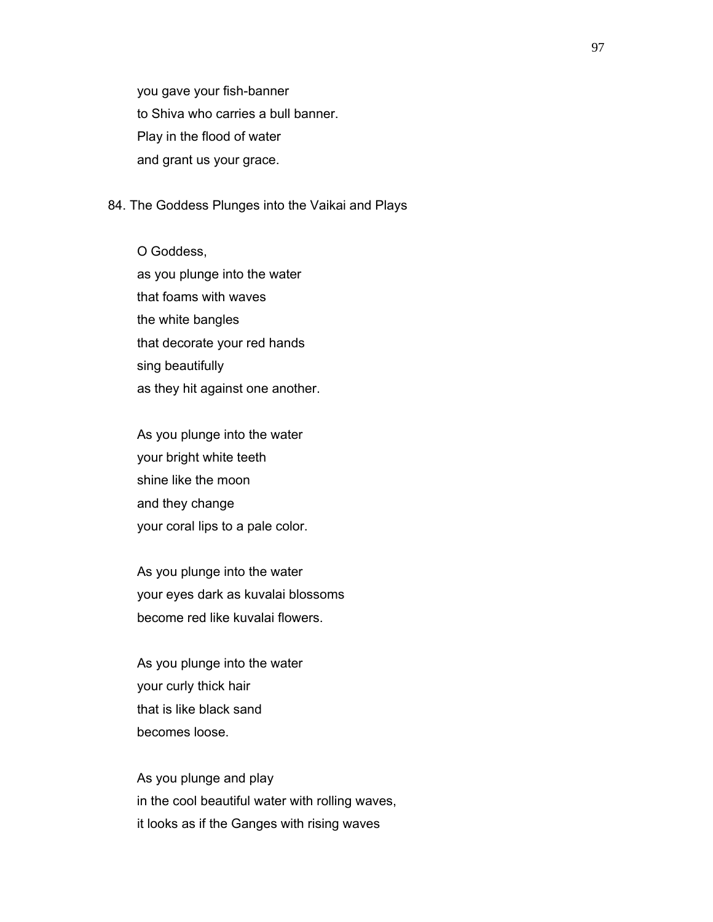you gave your fish-banner
to Shiva who carries a bull banner.
Play in the flood of water
and grant us your grace.

## 84. The Goddess Plunges into the Vaikai and Plays

O Goddess,
as you plunge into the water
that foams with waves
the white bangles
that decorate your red hands
sing beautifully
as they hit against one another.

As you plunge into the water
your bright white teeth
shine like the moon
and they change
your coral lips to a pale color.

As you plunge into the water
your eyes dark as kuvalai blossoms
become red like kuvalai flowers.

As you plunge into the water
your curly thick hair
that is like black sand
becomes loose.

As you plunge and play
in the cool beautiful water with rolling waves,
it looks as if the Ganges with rising waves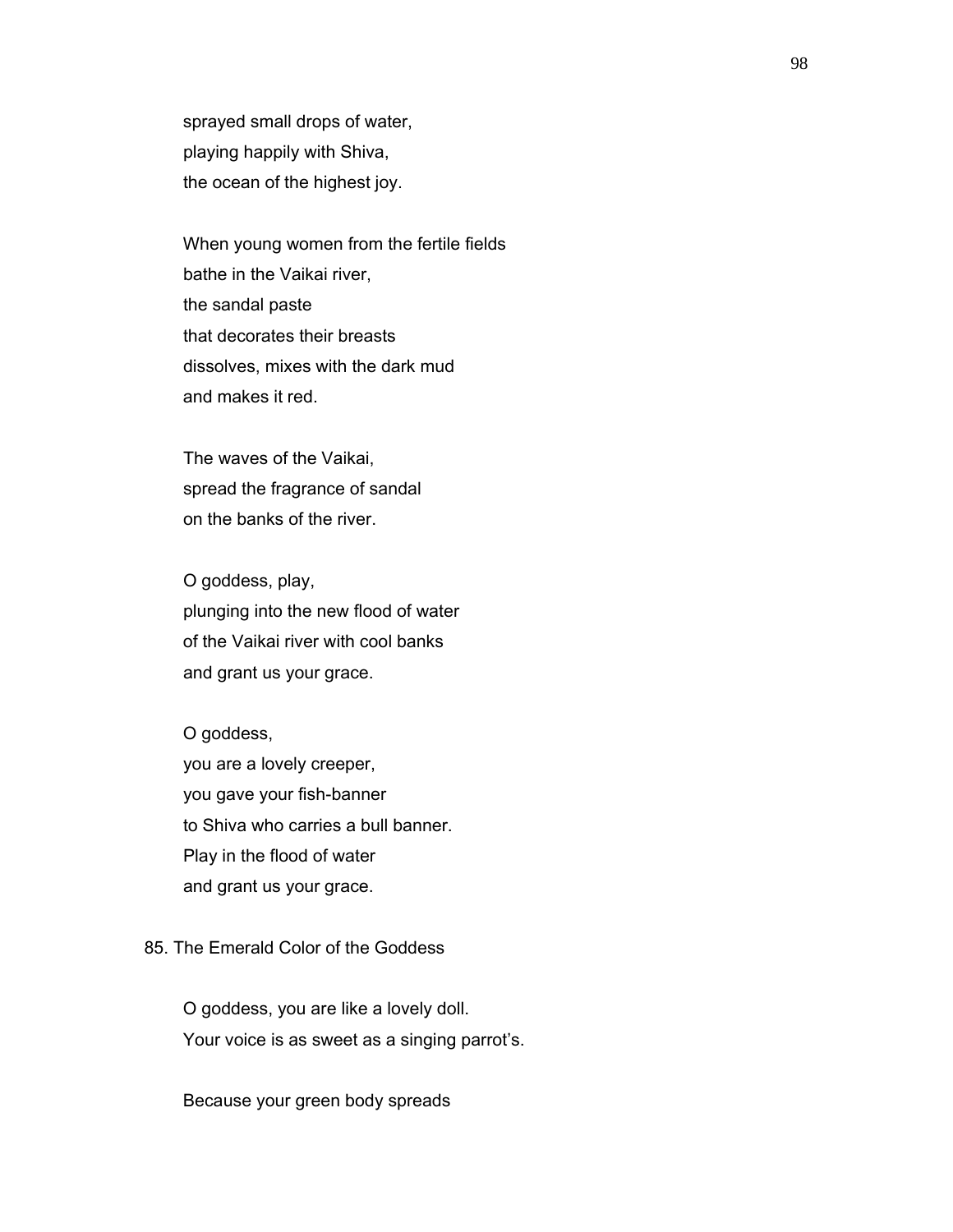sprayed small drops of water,
playing happily with Shiva,
the ocean of the highest joy.

When young women from the fertile fields
bathe in the Vaikai river,
the sandal paste
that decorates their breasts
dissolves, mixes with the dark mud
and makes it red.

The waves of the Vaikai,
spread the fragrance of sandal
on the banks of the river.

O goddess, play,
plunging into the new flood of water
of the Vaikai river with cool banks
and grant us your grace.

O goddess,
you are a lovely creeper,
you gave your fish-banner
to Shiva who carries a bull banner.
Play in the flood of water
and grant us your grace.

## 85. The Emerald Color of the Goddess

O goddess, you are like a lovely doll.
Your voice is as sweet as a singing parrot's.

Because your green body spreads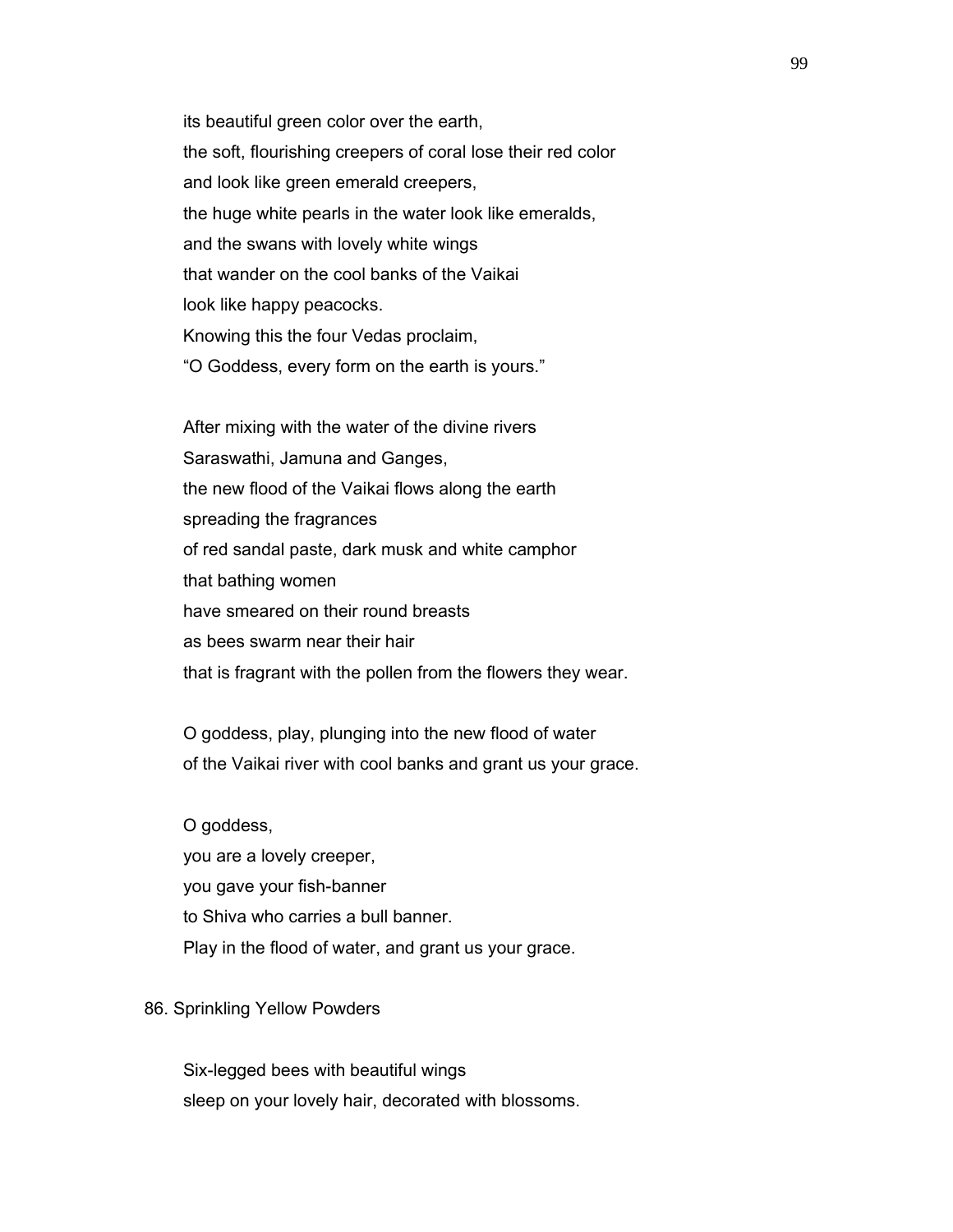its beautiful green color over the earth,
the soft, flourishing creepers of coral lose their red color
and look like green emerald creepers,
the huge white pearls in the water look like emeralds,
and the swans with lovely white wings
that wander on the cool banks of the Vaikai
look like happy peacocks.
Knowing this the four Vedas proclaim,
"O Goddess, every form on the earth is yours."

After mixing with the water of the divine rivers
Saraswathi, Jamuna and Ganges,
the new flood of the Vaikai flows along the earth
spreading the fragrances
of red sandal paste, dark musk and white camphor
that bathing women
have smeared on their round breasts
as bees swarm near their hair
that is fragrant with the pollen from the flowers they wear.

O goddess, play, plunging into the new flood of water
of the Vaikai river with cool banks and grant us your grace.

O goddess,
you are a lovely creeper,
you gave your fish-banner
to Shiva who carries a bull banner.
Play in the flood of water, and grant us your grace.

## 86. Sprinkling Yellow Powders

Six-legged bees with beautiful wings
sleep on your lovely hair, decorated with blossoms.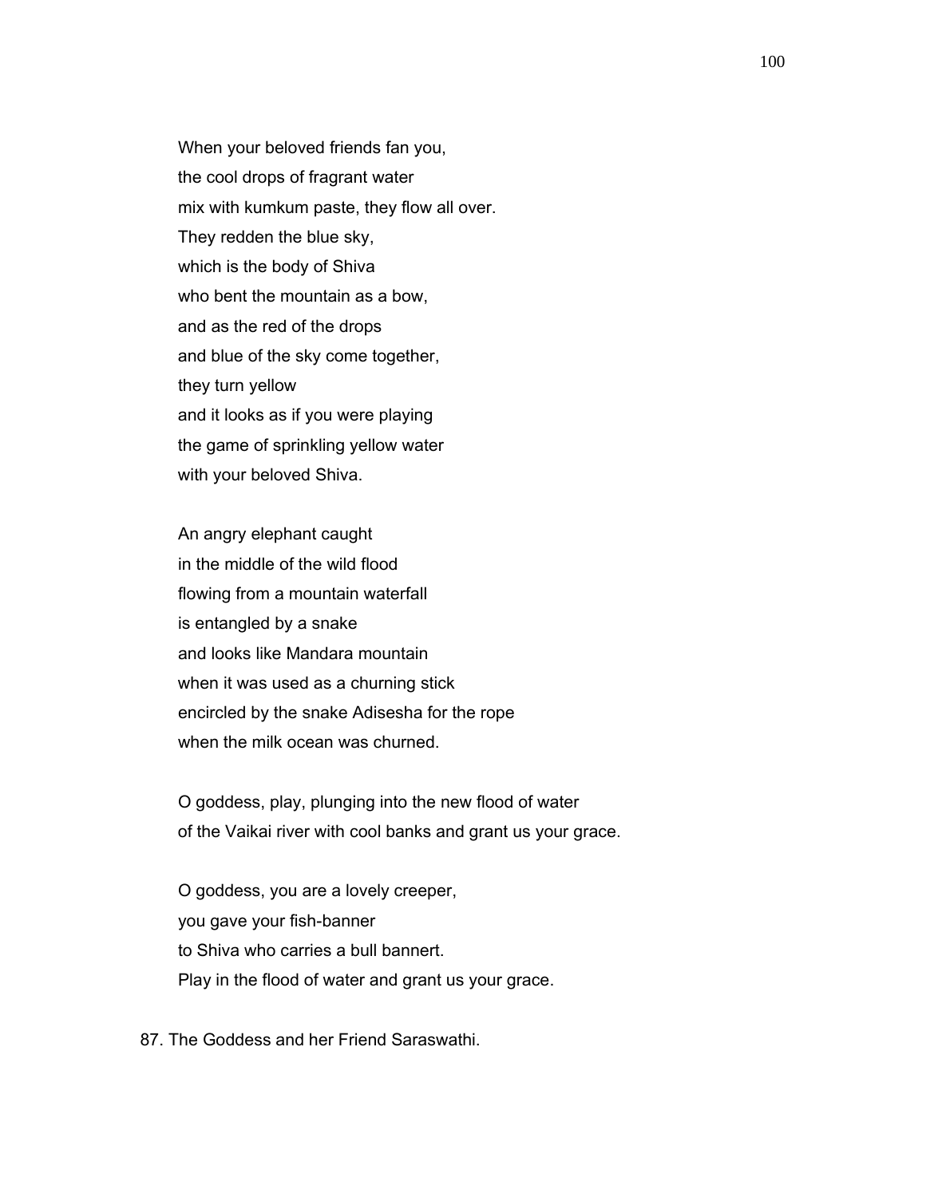When your beloved friends fan you,
the cool drops of fragrant water
mix with kumkum paste, they flow all over.
They redden the blue sky,
which is the body of Shiva
who bent the mountain as a bow,
and as the red of the drops
and blue of the sky come together,
they turn yellow
and it looks as if you were playing
the game of sprinkling yellow water
with your beloved Shiva.

An angry elephant caught
in the middle of the wild flood
flowing from a mountain waterfall
is entangled by a snake
and looks like Mandara mountain
when it was used as a churning stick
encircled by the snake Adisesha for the rope
when the milk ocean was churned.

O goddess, play, plunging into the new flood of water
of the Vaikai river with cool banks and grant us your grace.

O goddess, you are a lovely creeper,
you gave your fish-banner
to Shiva who carries a bull bannert.
Play in the flood of water and grant us your grace.

87. The Goddess and her Friend Saraswathi.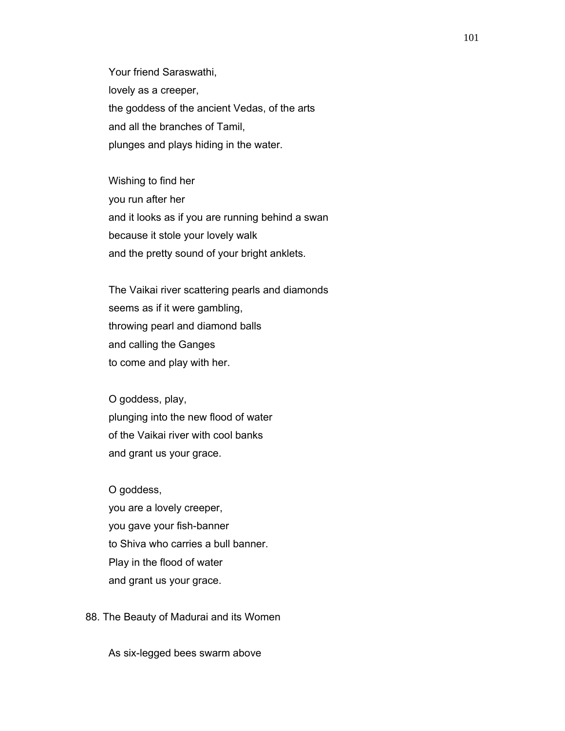Your friend Saraswathi,
lovely as a creeper,
the goddess of the ancient Vedas, of the arts
and all the branches of Tamil,
plunges and plays hiding in the water.

Wishing to find her
you run after her
and it looks as if you are running behind a swan
because it stole your lovely walk
and the pretty sound of your bright anklets.

The Vaikai river scattering pearls and diamonds
seems as if it were gambling,
throwing pearl and diamond balls
and calling the Ganges
to come and play with her.

O goddess, play,
plunging into the new flood of water
of the Vaikai river with cool banks
and grant us your grace.

O goddess,
you are a lovely creeper,
you gave your fish-banner
to Shiva who carries a bull banner.
Play in the flood of water
and grant us your grace.

## 88. The Beauty of Madurai and its Women

As six-legged bees swarm above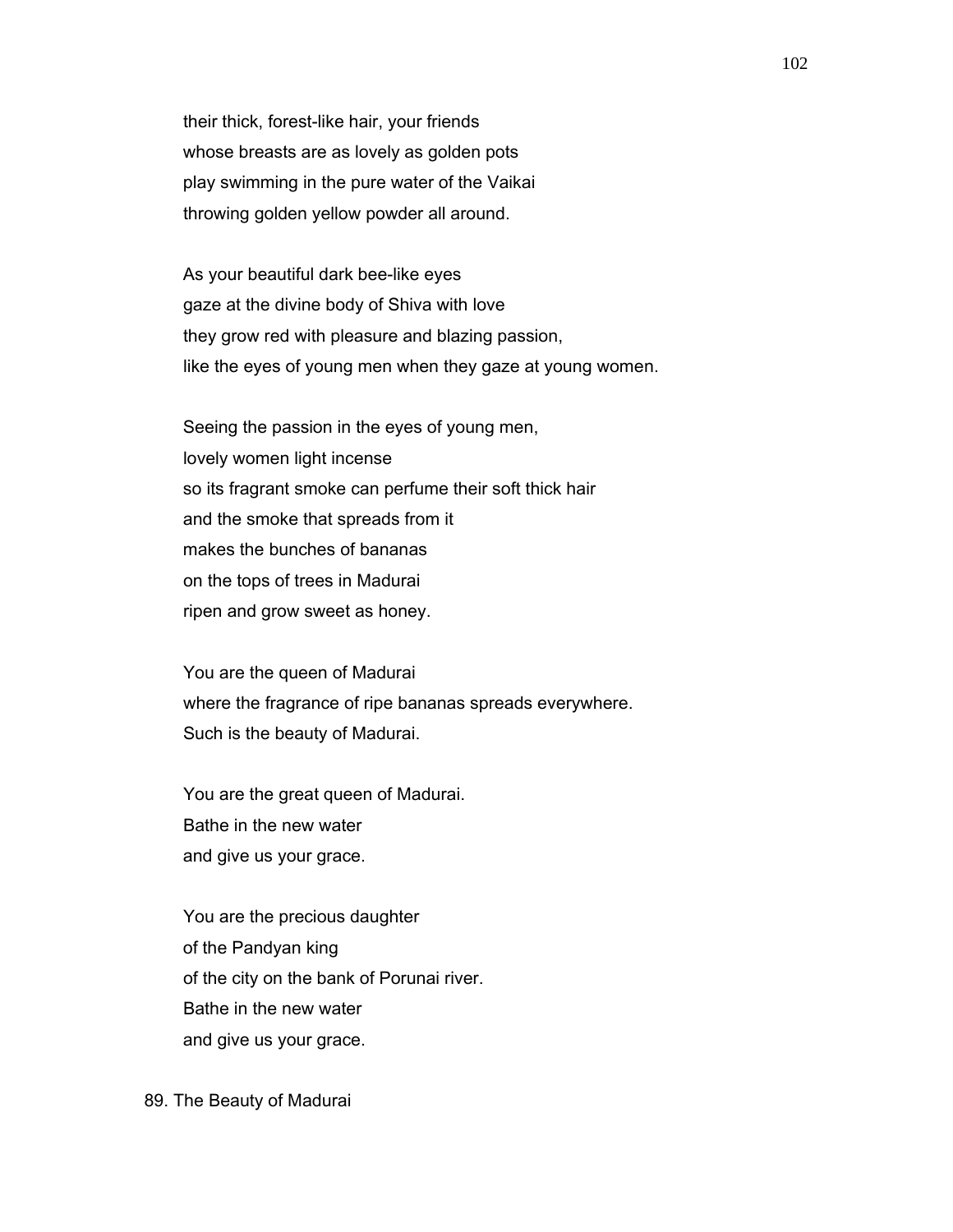their thick, forest-like hair, your friends
whose breasts are as lovely as golden pots
play swimming in the pure water of the Vaikai
throwing golden yellow powder all around.

As your beautiful dark bee-like eyes
gaze at the divine body of Shiva with love
they grow red with pleasure and blazing passion,
like the eyes of young men when they gaze at young women.

Seeing the passion in the eyes of young men,
lovely women light incense
so its fragrant smoke can perfume their soft thick hair
and the smoke that spreads from it
makes the bunches of bananas
on the tops of trees in Madurai
ripen and grow sweet as honey.

You are the queen of Madurai
where the fragrance of ripe bananas spreads everywhere.
Such is the beauty of Madurai.

You are the great queen of Madurai.
Bathe in the new water
and give us your grace.

You are the precious daughter
of the Pandyan king
of the city on the bank of Porunai river.
Bathe in the new water
and give us your grace.

89. The Beauty of Madurai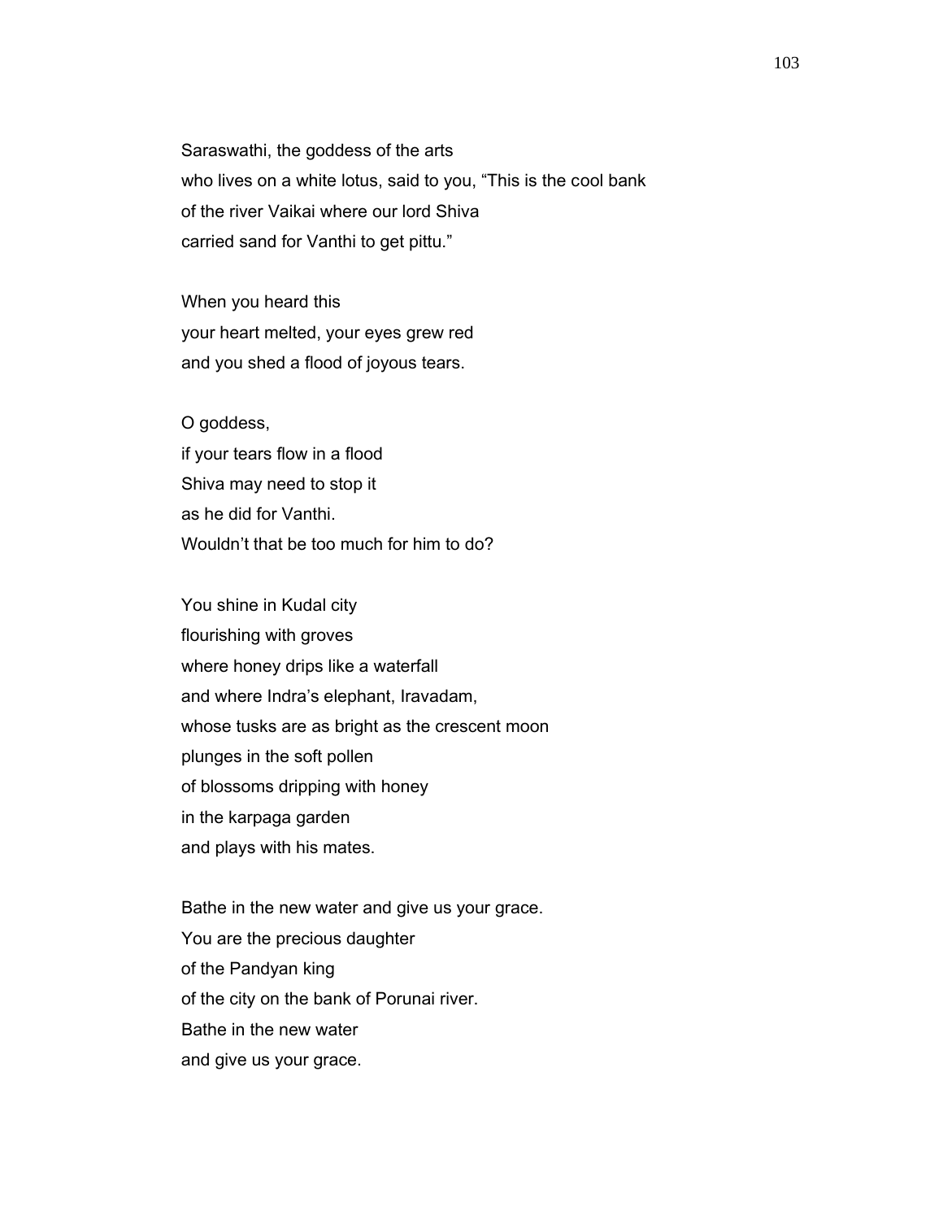Saraswathi, the goddess of the arts
who lives on a white lotus, said to you, "This is the cool bank
of the river Vaikai where our lord Shiva
carried sand for Vanthi to get pittu."

When you heard this
your heart melted, your eyes grew red
and you shed a flood of joyous tears.

O goddess,
if your tears flow in a flood
Shiva may need to stop it
as he did for Vanthi.
Wouldn't that be too much for him to do?

You shine in Kudal city
flourishing with groves
where honey drips like a waterfall
and where Indra's elephant, Iravadam,
whose tusks are as bright as the crescent moon
plunges in the soft pollen
of blossoms dripping with honey
in the karpaga garden
and plays with his mates.

Bathe in the new water and give us your grace.
You are the precious daughter
of the Pandyan king
of the city on the bank of Porunai river.
Bathe in the new water
and give us your grace.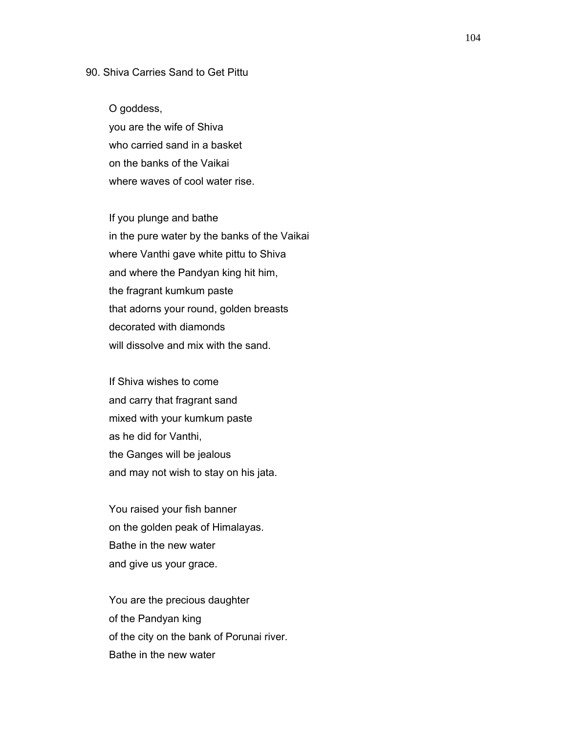90. Shiva Carries Sand to Get Pittu

O goddess,  
you are the wife of Shiva  
who carried sand in a basket  
on the banks of the Vaikai  
where waves of cool water rise.

If you plunge and bathe  
in the pure water by the banks of the Vaikai  
where Vanthi gave white pittu to Shiva  
and where the Pandyan king hit him,  
the fragrant kumkum paste  
that adorns your round, golden breasts  
decorated with diamonds  
will dissolve and mix with the sand.

If Shiva wishes to come  
and carry that fragrant sand  
mixed with your kumkum paste  
as he did for Vanthi,  
the Ganges will be jealous  
and may not wish to stay on his jata.

You raised your fish banner  
on the golden peak of Himalayas.  
Bathe in the new water  
and give us your grace.

You are the precious daughter  
of the Pandyan king  
of the city on the bank of Porunai river.  
Bathe in the new water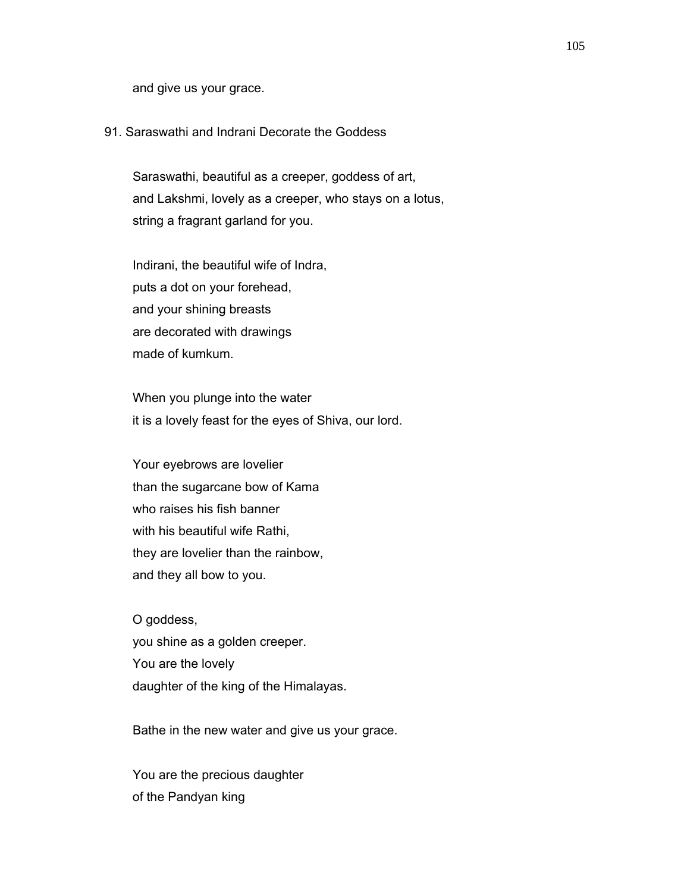and give us your grace.

## 91. Saraswathi and Indrani Decorate the Goddess

Saraswathi, beautiful as a creeper, goddess of art,
and Lakshmi, lovely as a creeper, who stays on a lotus,
string a fragrant garland for you.

Indirani, the beautiful wife of Indra,
puts a dot on your forehead,
and your shining breasts
are decorated with drawings
made of kumkum.

When you plunge into the water
it is a lovely feast for the eyes of Shiva, our lord.

Your eyebrows are lovelier
than the sugarcane bow of Kama
who raises his fish banner
with his beautiful wife Rathi,
they are lovelier than the rainbow,
and they all bow to you.

O goddess,
you shine as a golden creeper.
You are the lovely
daughter of the king of the Himalayas.

Bathe in the new water and give us your grace.

You are the precious daughter
of the Pandyan king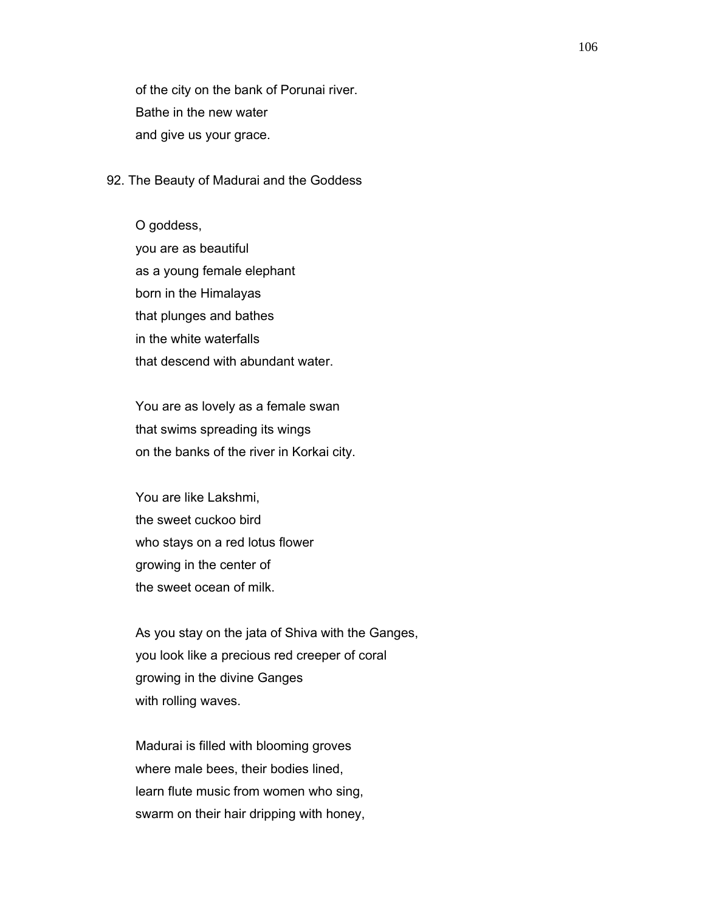of the city on the bank of Porunai river.
Bathe in the new water
and give us your grace.

92. The Beauty of Madurai and the Goddess

O goddess,
you are as beautiful
as a young female elephant
born in the Himalayas
that plunges and bathes
in the white waterfalls
that descend with abundant water.

You are as lovely as a female swan
that swims spreading its wings
on the banks of the river in Korkai city.

You are like Lakshmi,
the sweet cuckoo bird
who stays on a red lotus flower
growing in the center of
the sweet ocean of milk.

As you stay on the jata of Shiva with the Ganges,
you look like a precious red creeper of coral
growing in the divine Ganges
with rolling waves.

Madurai is filled with blooming groves
where male bees, their bodies lined,
learn flute music from women who sing,
swarm on their hair dripping with honey,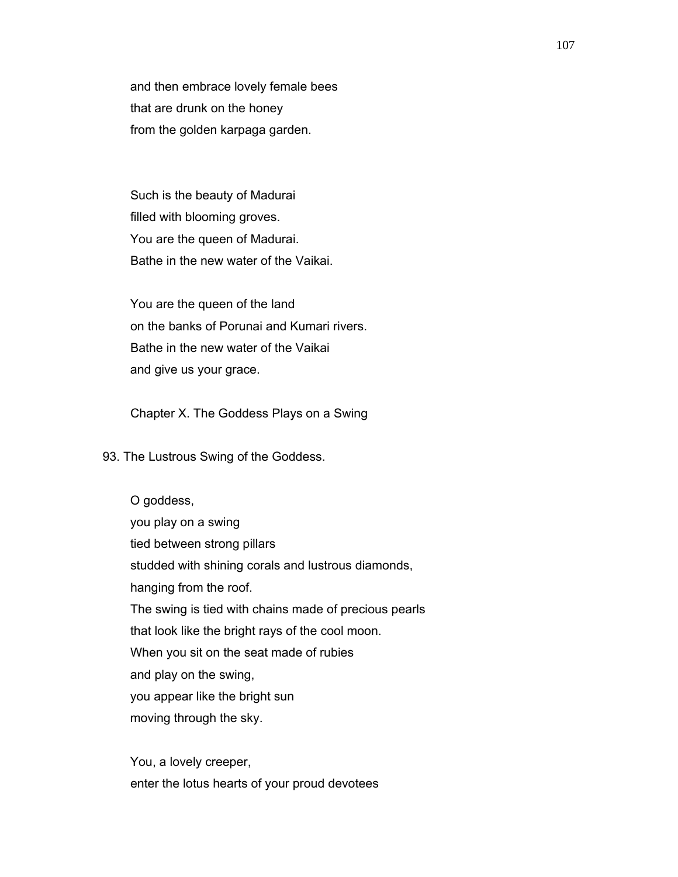and then embrace lovely female bees
that are drunk on the honey
from the golden karpaga garden.

Such is the beauty of Madurai
filled with blooming groves.
You are the queen of Madurai.
Bathe in the new water of the Vaikai.

You are the queen of the land
on the banks of Porunai and Kumari rivers.
Bathe in the new water of the Vaikai
and give us your grace.

## Chapter X. The Goddess Plays on a Swing

### 93. The Lustrous Swing of the Goddess.

O goddess,
you play on a swing
tied between strong pillars
studded with shining corals and lustrous diamonds,
hanging from the roof.
The swing is tied with chains made of precious pearls
that look like the bright rays of the cool moon.
When you sit on the seat made of rubies
and play on the swing,
you appear like the bright sun
moving through the sky.

You, a lovely creeper,
enter the lotus hearts of your proud devotees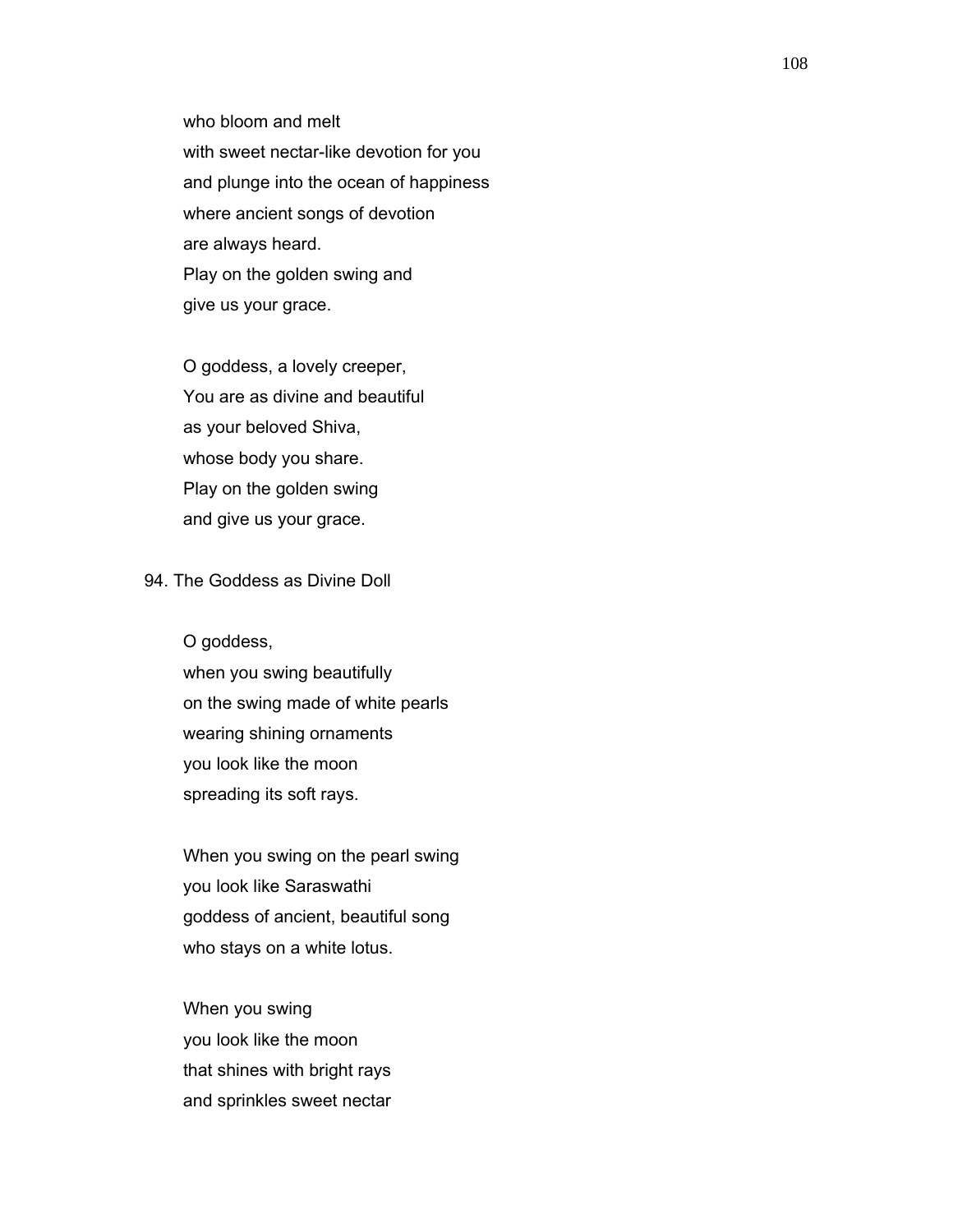who bloom and melt  
with sweet nectar-like devotion for you  
and plunge into the ocean of happiness  
where ancient songs of devotion  
are always heard.  
Play on the golden swing and  
give us your grace.

O goddess, a lovely creeper,  
You are as divine and beautiful  
as your beloved Shiva,  
whose body you share.  
Play on the golden swing  
and give us your grace.

## 94. The Goddess as Divine Doll

O goddess,  
when you swing beautifully  
on the swing made of white pearls  
wearing shining ornaments  
you look like the moon  
spreading its soft rays.

When you swing on the pearl swing  
you look like Saraswathi  
goddess of ancient, beautiful song  
who stays on a white lotus.

When you swing  
you look like the moon  
that shines with bright rays  
and sprinkles sweet nectar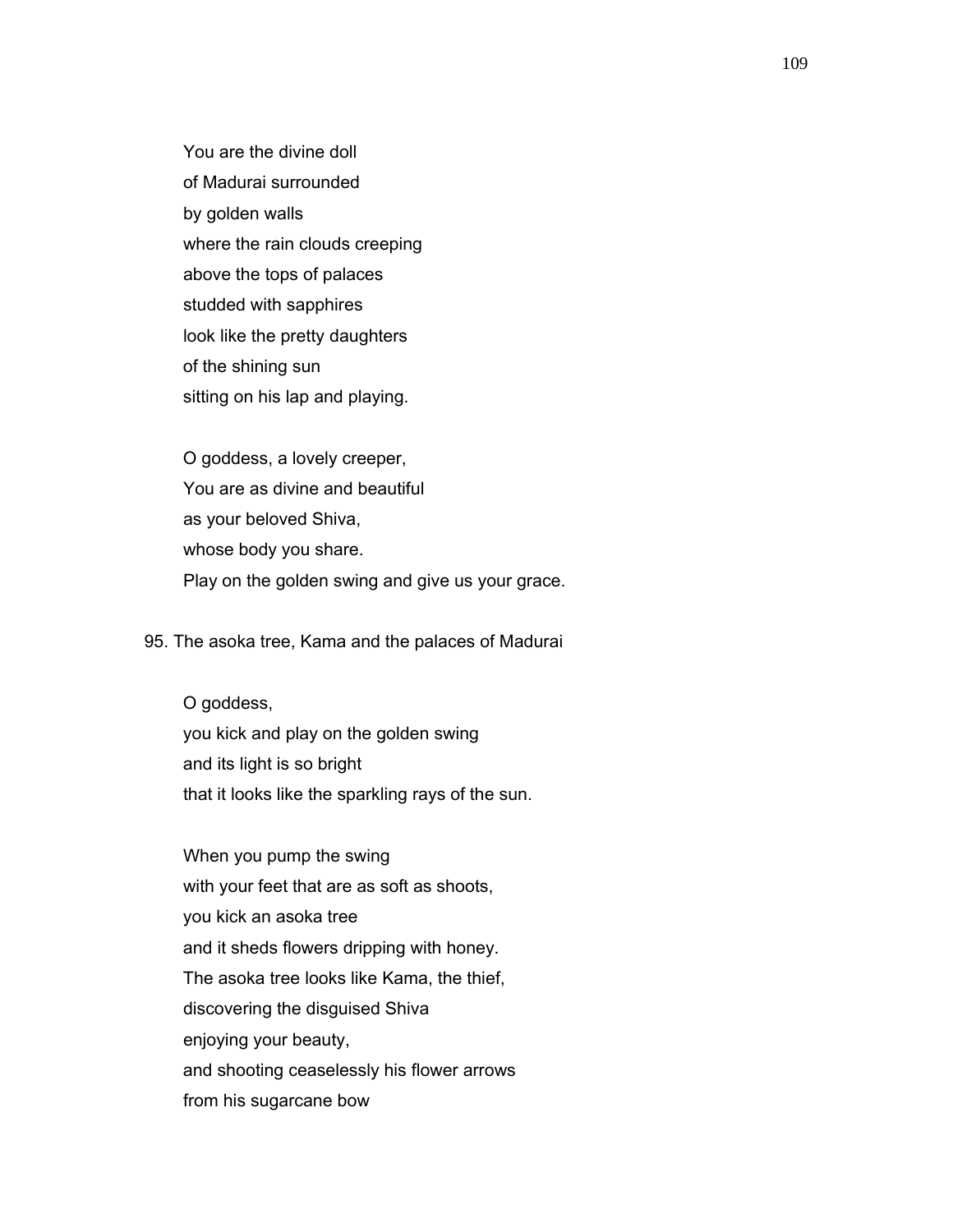You are the divine doll
of Madurai surrounded
by golden walls
where the rain clouds creeping
above the tops of palaces
studded with sapphires
look like the pretty daughters
of the shining sun
sitting on his lap and playing.

O goddess, a lovely creeper,
You are as divine and beautiful
as your beloved Shiva,
whose body you share.
Play on the golden swing and give us your grace.

95. The asoka tree, Kama and the palaces of Madurai

O goddess,
you kick and play on the golden swing
and its light is so bright
that it looks like the sparkling rays of the sun.

When you pump the swing
with your feet that are as soft as shoots,
you kick an asoka tree
and it sheds flowers dripping with honey.
The asoka tree looks like Kama, the thief,
discovering the disguised Shiva
enjoying your beauty,
and shooting ceaselessly his flower arrows
from his sugarcane bow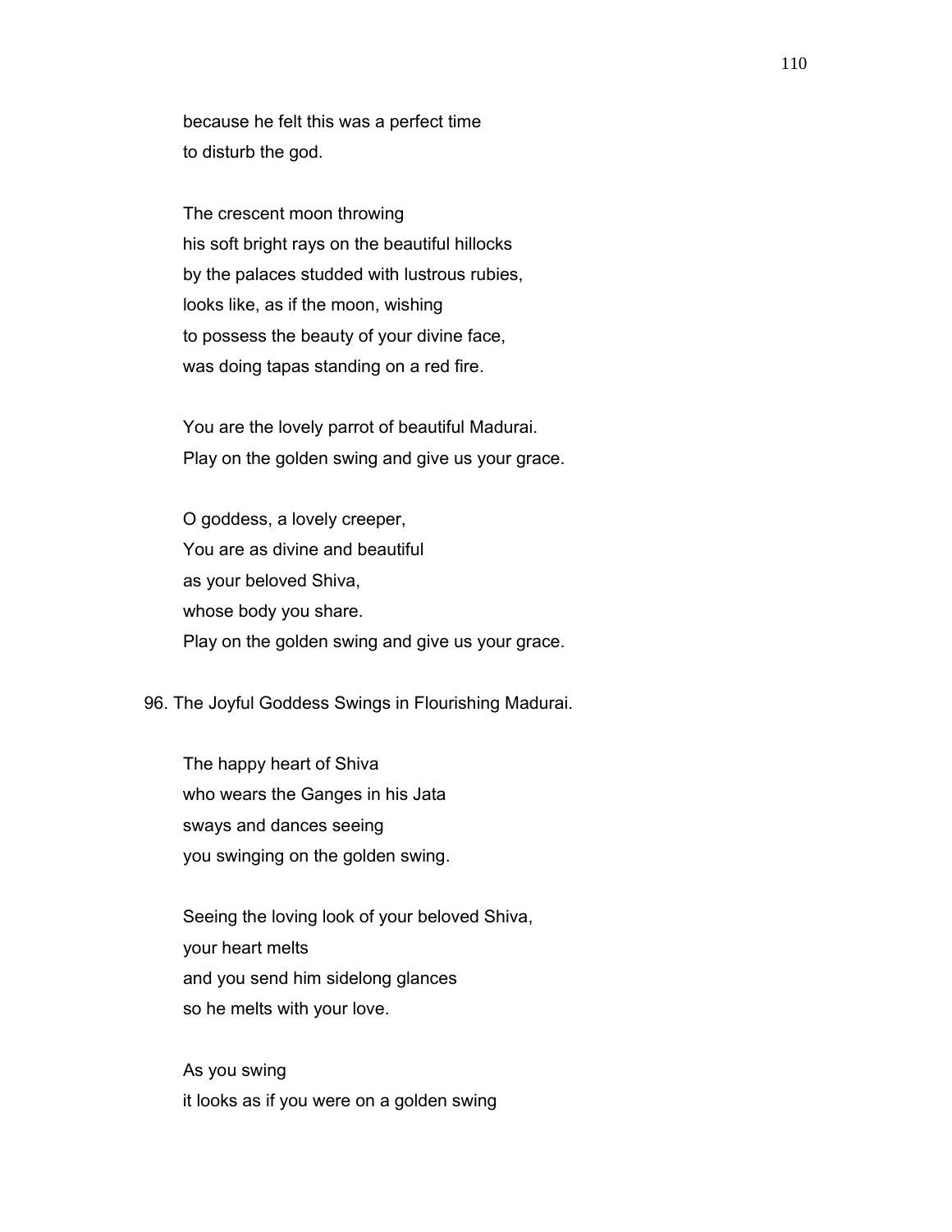because he felt this was a perfect time
to disturb the god.

The crescent moon throwing
his soft bright rays on the beautiful hillocks
by the palaces studded with lustrous rubies,
looks like, as if the moon, wishing
to possess the beauty of your divine face,
was doing tapas standing on a red fire.

You are the lovely parrot of beautiful Madurai.
Play on the golden swing and give us your grace.

O goddess, a lovely creeper,
You are as divine and beautiful
as your beloved Shiva,
whose body you share.
Play on the golden swing and give us your grace.

96. The Joyful Goddess Swings in Flourishing Madurai.

The happy heart of Shiva
who wears the Ganges in his Jata
sways and dances seeing
you swinging on the golden swing.

Seeing the loving look of your beloved Shiva,
your heart melts
and you send him sidelong glances
so he melts with your love.

As you swing
it looks as if you were on a golden swing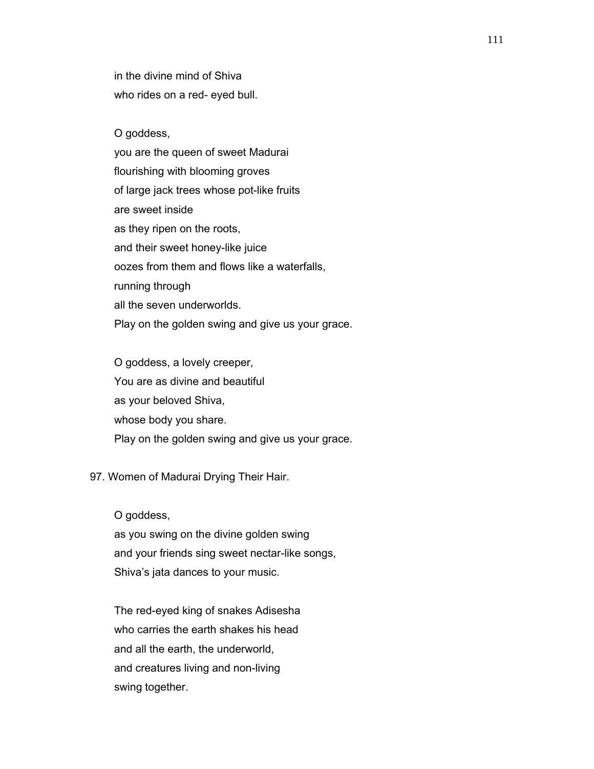in the divine mind of Shiva
who rides on a red- eyed bull.

O goddess,
you are the queen of sweet Madurai
flourishing with blooming groves
of large jack trees whose pot-like fruits
are sweet inside
as they ripen on the roots,
and their sweet honey-like juice
oozes from them and flows like a waterfalls,
running through
all the seven underworlds.
Play on the golden swing and give us your grace.

O goddess, a lovely creeper,
You are as divine and beautiful
as your beloved Shiva,
whose body you share.
Play on the golden swing and give us your grace.

97. Women of Madurai Drying Their Hair.

O goddess,
as you swing on the divine golden swing
and your friends sing sweet nectar-like songs,
Shiva's jata dances to your music.

The red-eyed king of snakes Adisesha
who carries the earth shakes his head
and all the earth, the underworld,
and creatures living and non-living
swing together.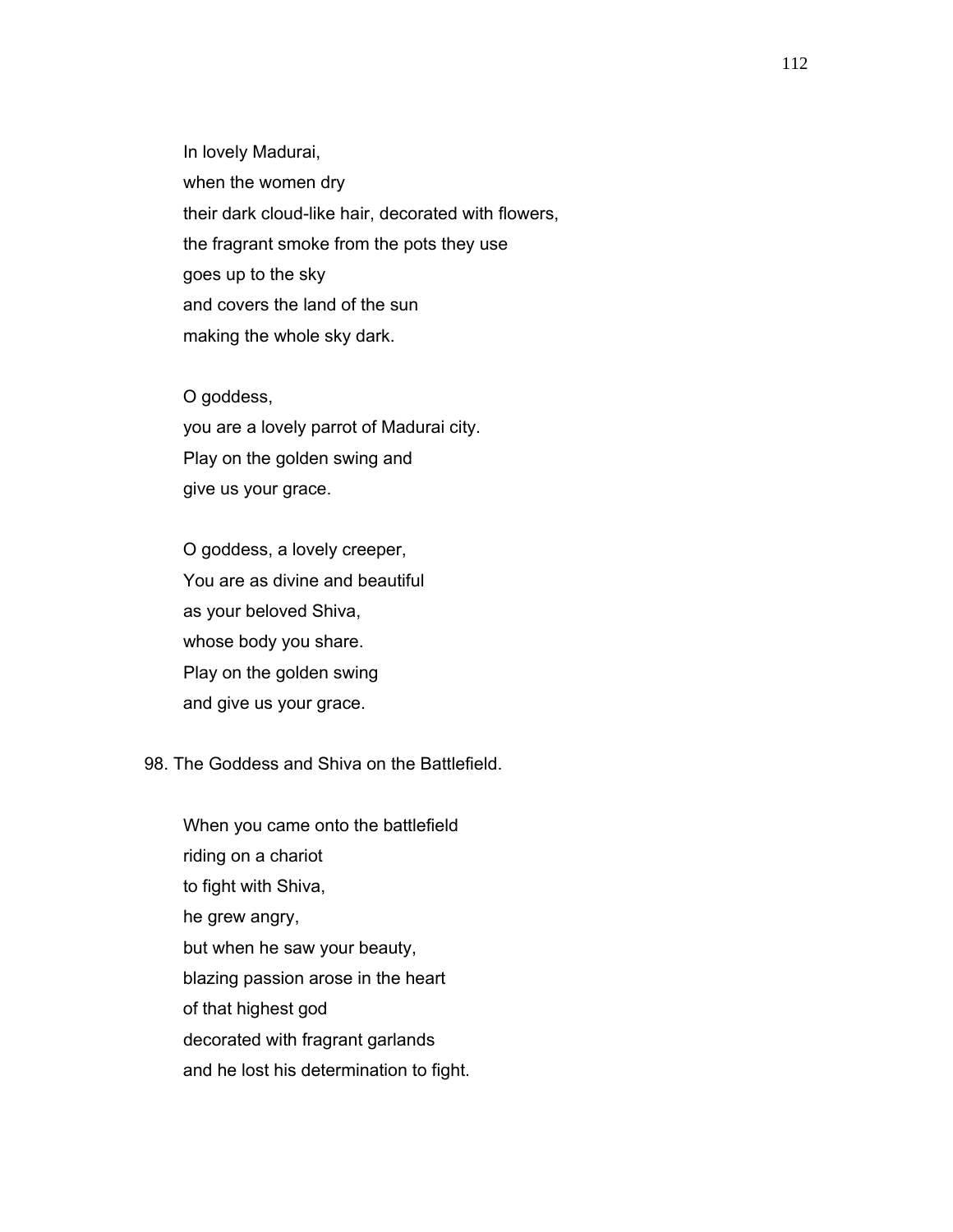In lovely Madurai,
when the women dry
their dark cloud-like hair, decorated with flowers,
the fragrant smoke from the pots they use
goes up to the sky
and covers the land of the sun
making the whole sky dark.

O goddess,
you are a lovely parrot of Madurai city.
Play on the golden swing and
give us your grace.

O goddess, a lovely creeper,
You are as divine and beautiful
as your beloved Shiva,
whose body you share.
Play on the golden swing
and give us your grace.

98. The Goddess and Shiva on the Battlefield.

When you came onto the battlefield
riding on a chariot
to fight with Shiva,
he grew angry,
but when he saw your beauty,
blazing passion arose in the heart
of that highest god
decorated with fragrant garlands
and he lost his determination to fight.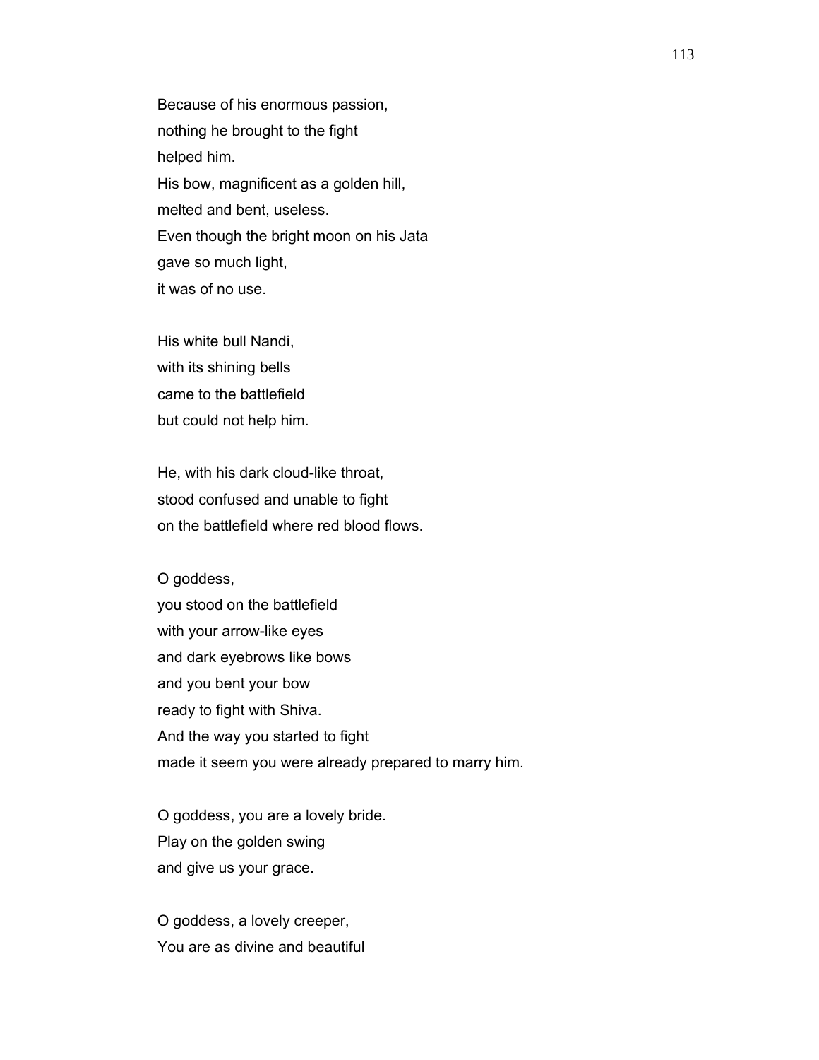Because of his enormous passion,
nothing he brought to the fight
helped him.
His bow, magnificent as a golden hill,
melted and bent, useless.
Even though the bright moon on his Jata
gave so much light,
it was of no use.

His white bull Nandi,
with its shining bells
came to the battlefield
but could not help him.

He, with his dark cloud-like throat,
stood confused and unable to fight
on the battlefield where red blood flows.

O goddess,
you stood on the battlefield
with your arrow-like eyes
and dark eyebrows like bows
and you bent your bow
ready to fight with Shiva.
And the way you started to fight
made it seem you were already prepared to marry him.

O goddess, you are a lovely bride.
Play on the golden swing
and give us your grace.

O goddess, a lovely creeper,
You are as divine and beautiful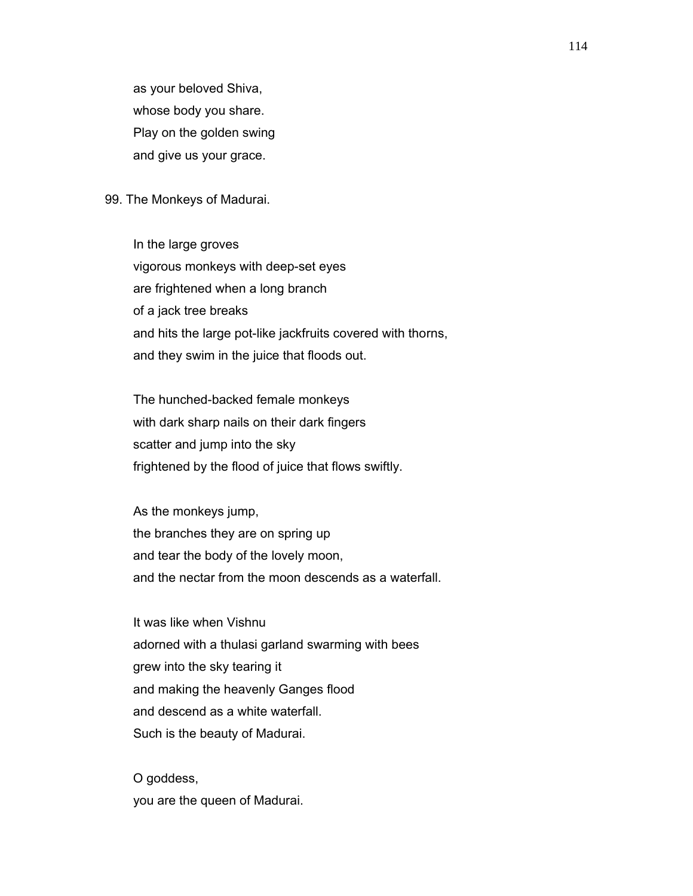as your beloved Shiva,  
whose body you share.  
Play on the golden swing  
and give us your grace.

99. The Monkeys of Madurai.

In the large groves  
vigorous monkeys with deep-set eyes  
are frightened when a long branch  
of a jack tree breaks  
and hits the large pot-like jackfruits covered with thorns,  
and they swim in the juice that floods out.

The hunched-backed female monkeys  
with dark sharp nails on their dark fingers  
scatter and jump into the sky  
frightened by the flood of juice that flows swiftly.

As the monkeys jump,  
the branches they are on spring up  
and tear the body of the lovely moon,  
and the nectar from the moon descends as a waterfall.

It was like when Vishnu  
adorned with a thulasi garland swarming with bees  
grew into the sky tearing it  
and making the heavenly Ganges flood  
and descend as a white waterfall.  
Such is the beauty of Madurai.

O goddess,  
you are the queen of Madurai.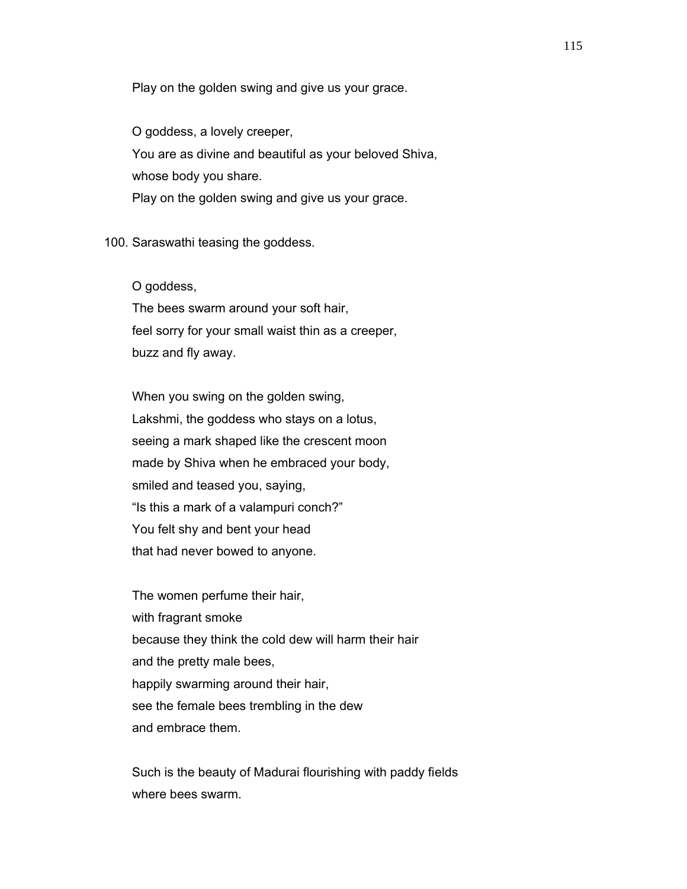Play on the golden swing and give us your grace.

O goddess, a lovely creeper,
You are as divine and beautiful as your beloved Shiva,
whose body you share.
Play on the golden swing and give us your grace.

100. Saraswathi teasing the goddess.

O goddess,
The bees swarm around your soft hair,
feel sorry for your small waist thin as a creeper,
buzz and fly away.

When you swing on the golden swing,
Lakshmi, the goddess who stays on a lotus,
seeing a mark shaped like the crescent moon
made by Shiva when he embraced your body,
smiled and teased you, saying,
"Is this a mark of a valampuri conch?"
You felt shy and bent your head
that had never bowed to anyone.

The women perfume their hair,
with fragrant smoke
because they think the cold dew will harm their hair
and the pretty male bees,
happily swarming around their hair,
see the female bees trembling in the dew
and embrace them.

Such is the beauty of Madurai flourishing with paddy fields
where bees swarm.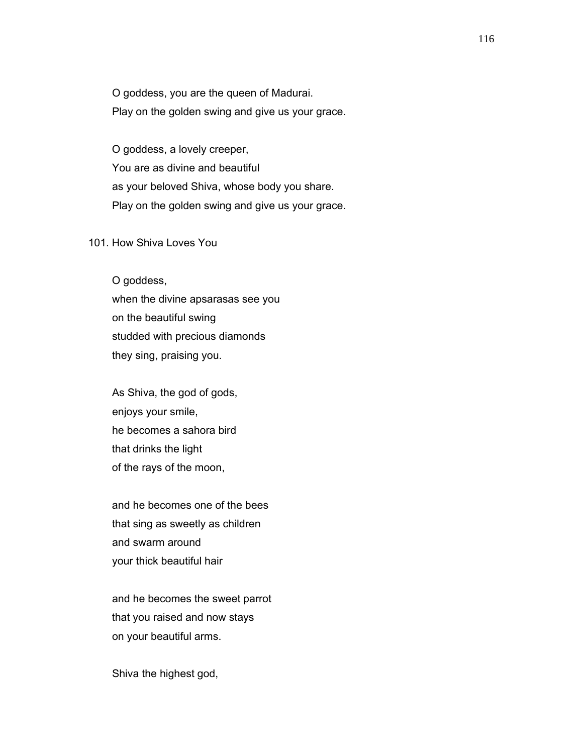O goddess, you are the queen of Madurai.
Play on the golden swing and give us your grace.

O goddess, a lovely creeper,
You are as divine and beautiful
as your beloved Shiva, whose body you share.
Play on the golden swing and give us your grace.

## 101. How Shiva Loves You

O goddess,
when the divine apsarasas see you
on the beautiful swing
studded with precious diamonds
they sing, praising you.

As Shiva, the god of gods,
enjoys your smile,
he becomes a sahora bird
that drinks the light
of the rays of the moon,

and he becomes one of the bees
that sing as sweetly as children
and swarm around
your thick beautiful hair

and he becomes the sweet parrot
that you raised and now stays
on your beautiful arms.

Shiva the highest god,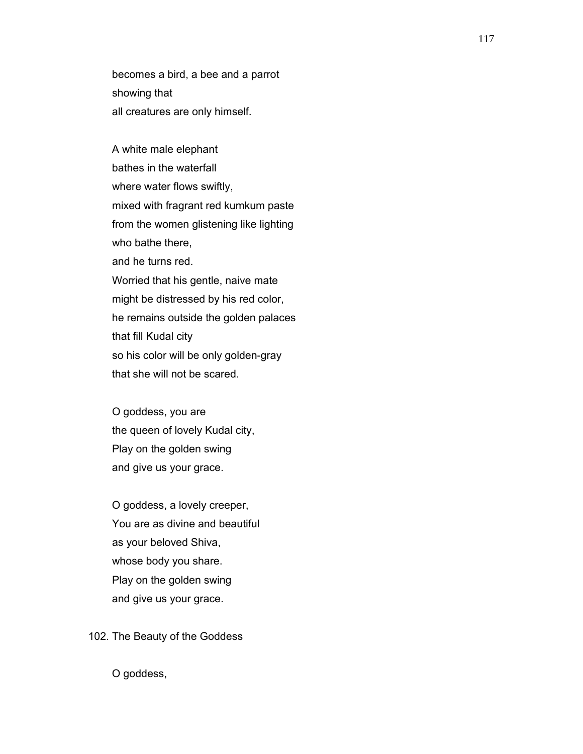becomes a bird, a bee and a parrot
showing that
all creatures are only himself.

A white male elephant
bathes in the waterfall
where water flows swiftly,
mixed with fragrant red kumkum paste
from the women glistening like lighting
who bathe there,
and he turns red.
Worried that his gentle, naive mate
might be distressed by his red color,
he remains outside the golden palaces
that fill Kudal city
so his color will be only golden-gray
that she will not be scared.

O goddess, you are
the queen of lovely Kudal city,
Play on the golden swing
and give us your grace.

O goddess, a lovely creeper,
You are as divine and beautiful
as your beloved Shiva,
whose body you share.
Play on the golden swing
and give us your grace.

## 102. The Beauty of the Goddess

O goddess,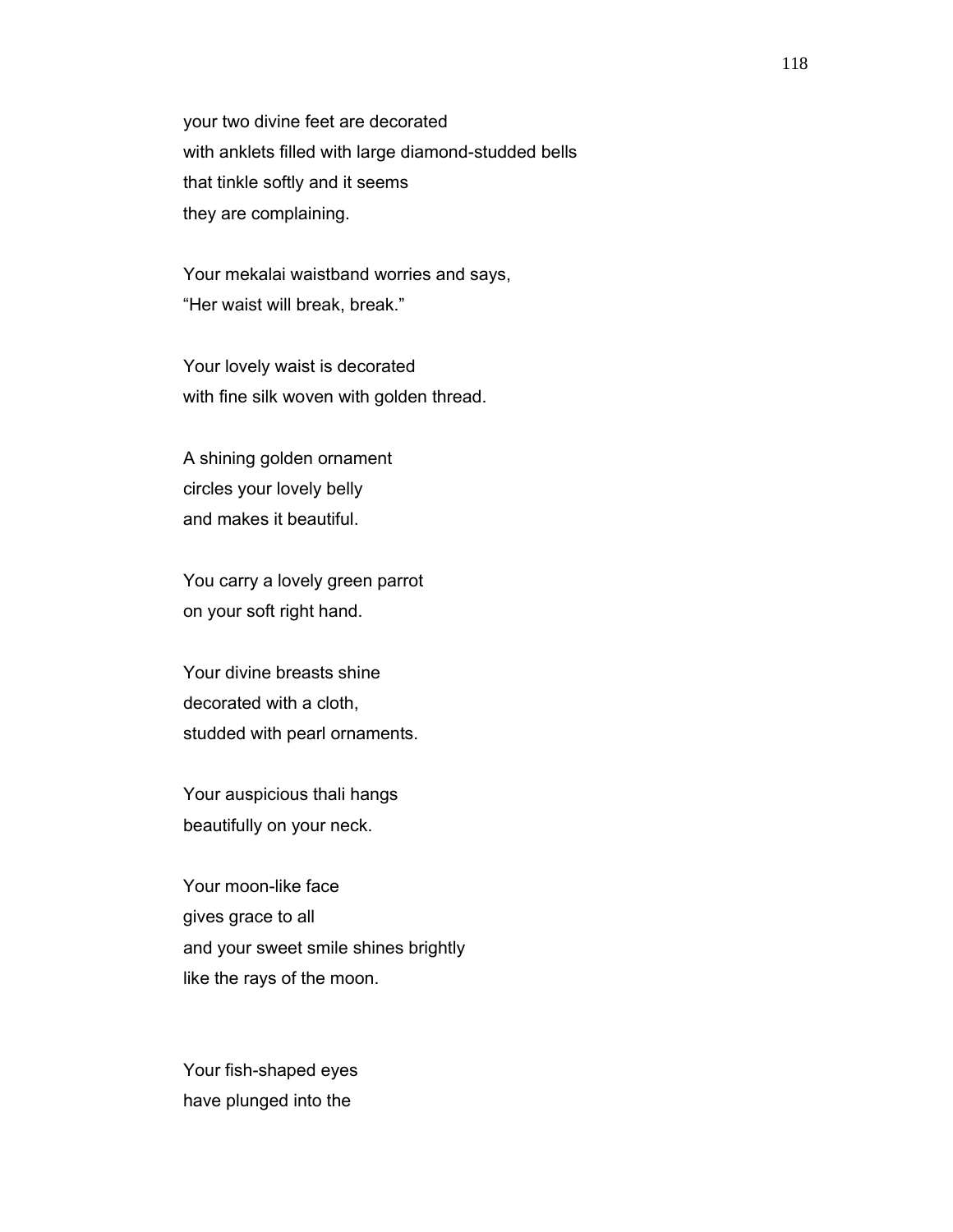your two divine feet are decorated
with anklets filled with large diamond-studded bells
that tinkle softly and it seems
they are complaining.

Your mekalai waistband worries and says,
“Her waist will break, break.”

Your lovely waist is decorated
with fine silk woven with golden thread.

A shining golden ornament
circles your lovely belly
and makes it beautiful.

You carry a lovely green parrot
on your soft right hand.

Your divine breasts shine
decorated with a cloth,
studded with pearl ornaments.

Your auspicious thali hangs
beautifully on your neck.

Your moon-like face
gives grace to all
and your sweet smile shines brightly
like the rays of the moon.

Your fish-shaped eyes
have plunged into the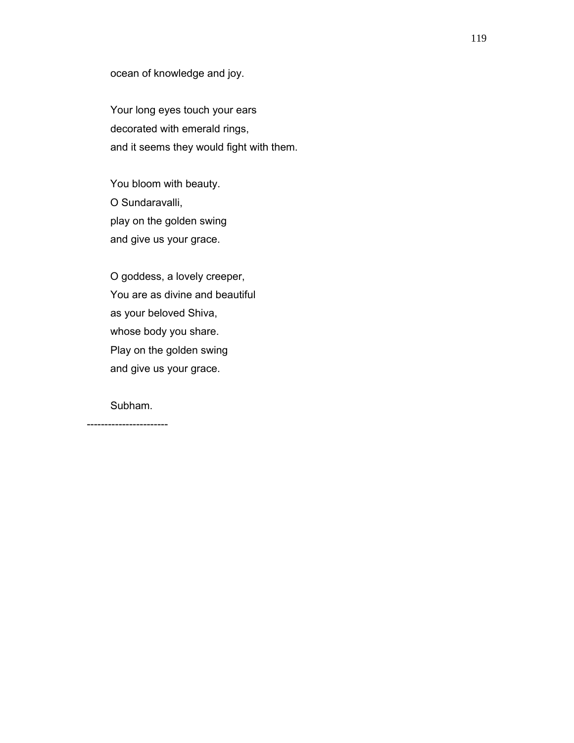ocean of knowledge and joy.

Your long eyes touch your ears
decorated with emerald rings,
and it seems they would fight with them.

You bloom with beauty.
O Sundaravalli,
play on the golden swing
and give us your grace.

O goddess, a lovely creeper,
You are as divine and beautiful
as your beloved Shiva,
whose body you share.
Play on the golden swing
and give us your grace.

Subham.

-----------------------